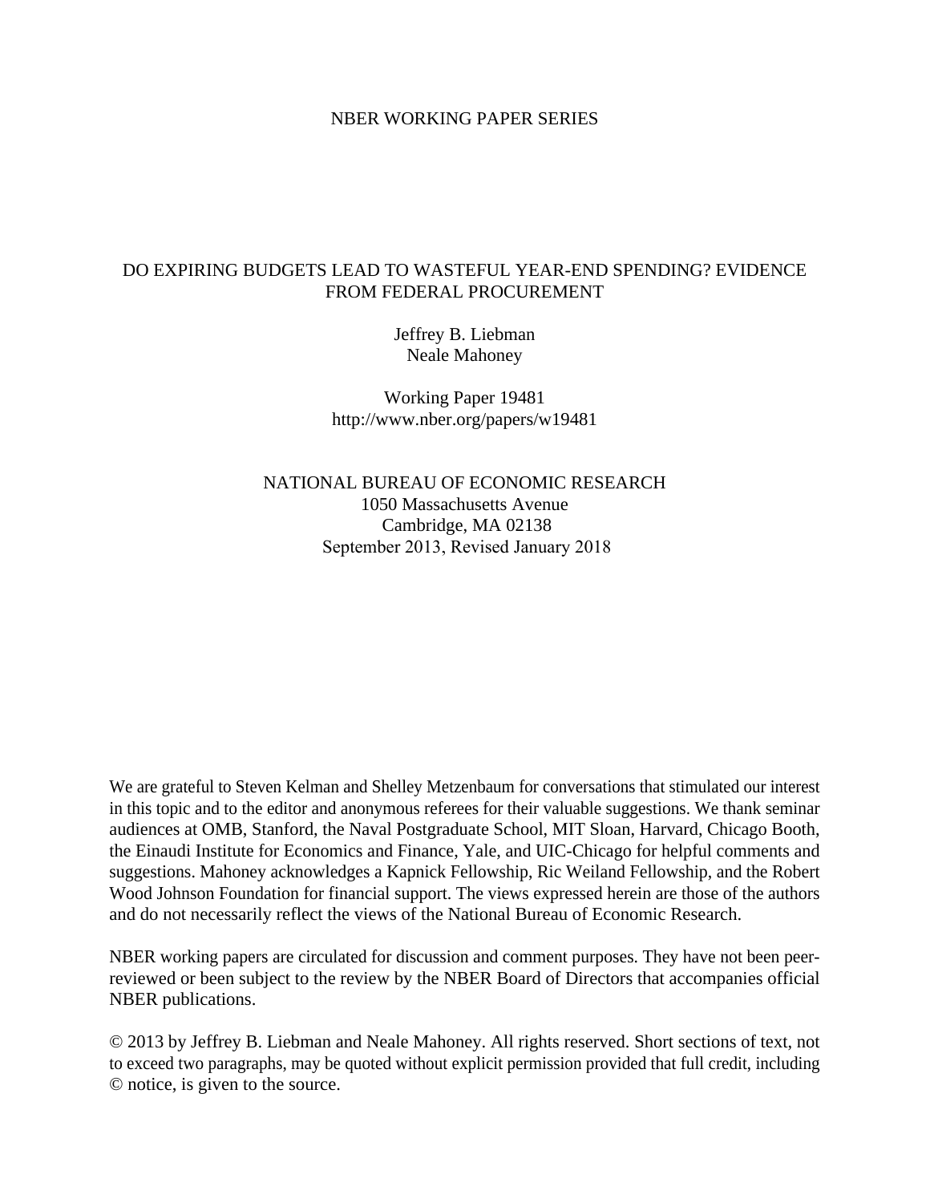NBER WORKING PAPER SERIES

# DO EXPIRING BUDGETS LEAD TO WASTEFUL YEAR-END SPENDING? EVIDENCE FROM FEDERAL PROCUREMENT

Jeffrey B. Liebman
Neale Mahoney

Working Paper 19481
http://www.nber.org/papers/w19481

NATIONAL BUREAU OF ECONOMIC RESEARCH
1050 Massachusetts Avenue
Cambridge, MA 02138
September 2013, Revised January 2018

We are grateful to Steven Kelman and Shelley Metzenbaum for conversations that stimulated our interest in this topic and to the editor and anonymous referees for their valuable suggestions. We thank seminar audiences at OMB, Stanford, the Naval Postgraduate School, MIT Sloan, Harvard, Chicago Booth, the Einaudi Institute for Economics and Finance, Yale, and UIC-Chicago for helpful comments and suggestions. Mahoney acknowledges a Kapnick Fellowship, Ric Weiland Fellowship, and the Robert Wood Johnson Foundation for financial support. The views expressed herein are those of the authors and do not necessarily reflect the views of the National Bureau of Economic Research.

NBER working papers are circulated for discussion and comment purposes. They have not been peer-reviewed or been subject to the review by the NBER Board of Directors that accompanies official NBER publications.

© 2013 by Jeffrey B. Liebman and Neale Mahoney. All rights reserved. Short sections of text, not to exceed two paragraphs, may be quoted without explicit permission provided that full credit, including © notice, is given to the source.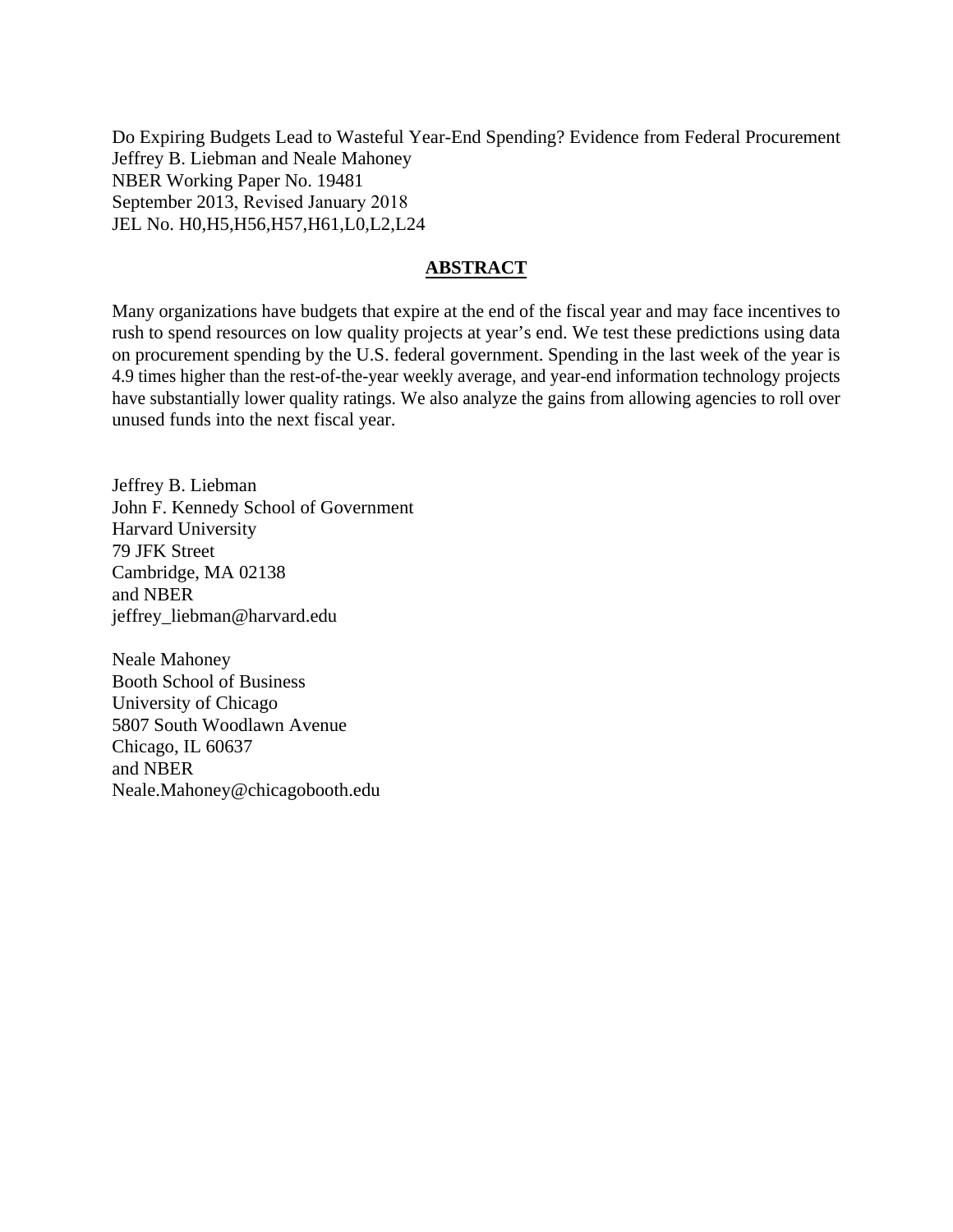Do Expiring Budgets Lead to Wasteful Year-End Spending? Evidence from Federal Procurement
Jeffrey B. Liebman and Neale Mahoney
NBER Working Paper No. 19481
September 2013, Revised January 2018
JEL No. H0,H5,H56,H57,H61,L0,L2,L24

## ABSTRACT

Many organizations have budgets that expire at the end of the fiscal year and may face incentives to rush to spend resources on low quality projects at year's end. We test these predictions using data on procurement spending by the U.S. federal government. Spending in the last week of the year is 4.9 times higher than the rest-of-the-year weekly average, and year-end information technology projects have substantially lower quality ratings. We also analyze the gains from allowing agencies to roll over unused funds into the next fiscal year.

Jeffrey B. Liebman
John F. Kennedy School of Government
Harvard University
79 JFK Street
Cambridge, MA 02138
and NBER
jeffrey_liebman@harvard.edu

Neale Mahoney
Booth School of Business
University of Chicago
5807 South Woodlawn Avenue
Chicago, IL 60637
and NBER
Neale.Mahoney@chicagobooth.edu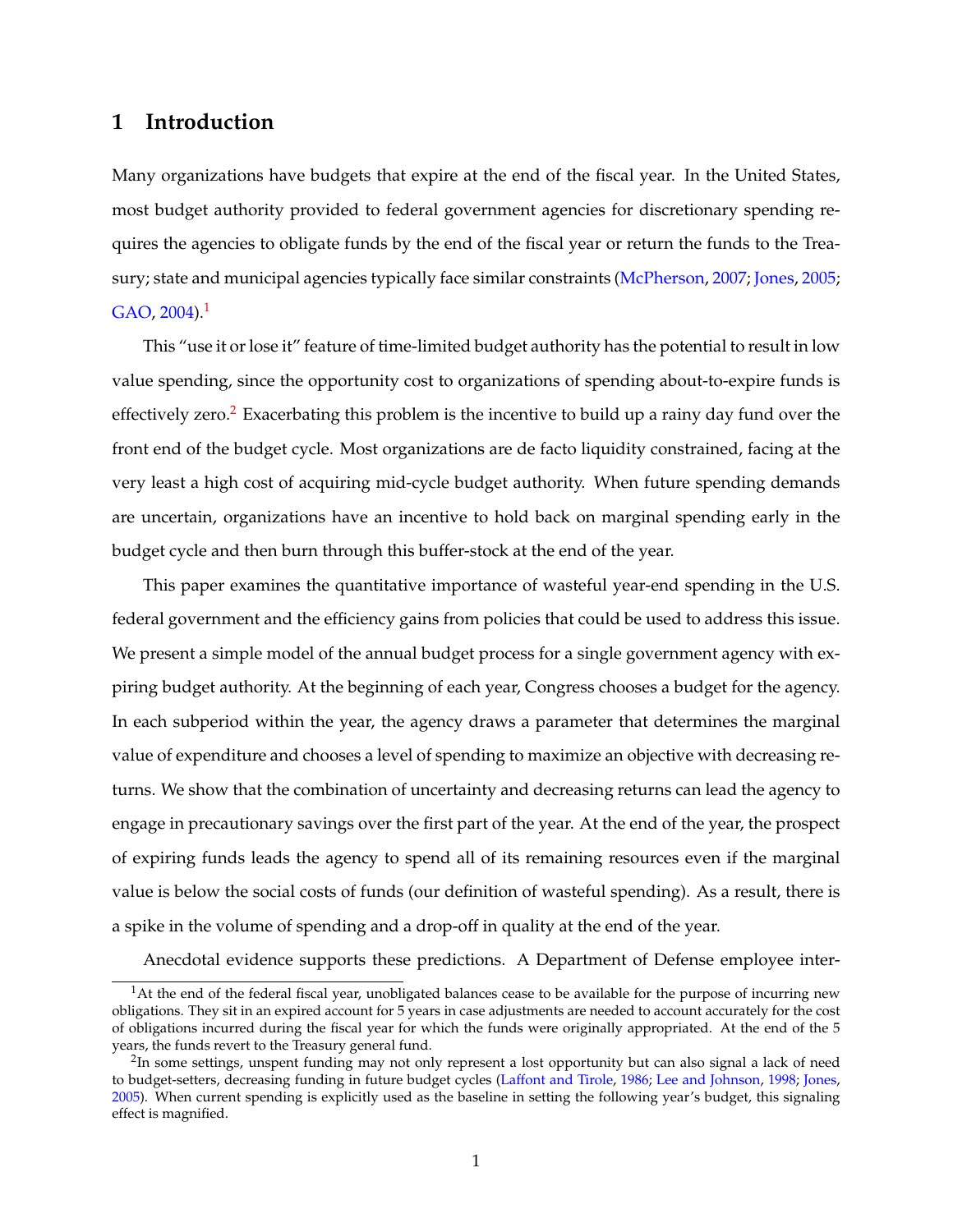# 1 Introduction

Many organizations have budgets that expire at the end of the fiscal year. In the United States, most budget authority provided to federal government agencies for discretionary spending requires the agencies to obligate funds by the end of the fiscal year or return the funds to the Treasury; state and municipal agencies typically face similar constraints (McPherson, 2007; Jones, 2005; GAO, 2004).[1]

This "use it or lose it" feature of time-limited budget authority has the potential to result in low value spending, since the opportunity cost to organizations of spending about-to-expire funds is effectively zero.[2] Exacerbating this problem is the incentive to build up a rainy day fund over the front end of the budget cycle. Most organizations are de facto liquidity constrained, facing at the very least a high cost of acquiring mid-cycle budget authority. When future spending demands are uncertain, organizations have an incentive to hold back on marginal spending early in the budget cycle and then burn through this buffer-stock at the end of the year.

This paper examines the quantitative importance of wasteful year-end spending in the U.S. federal government and the efficiency gains from policies that could be used to address this issue. We present a simple model of the annual budget process for a single government agency with expiring budget authority. At the beginning of each year, Congress chooses a budget for the agency. In each subperiod within the year, the agency draws a parameter that determines the marginal value of expenditure and chooses a level of spending to maximize an objective with decreasing returns. We show that the combination of uncertainty and decreasing returns can lead the agency to engage in precautionary savings over the first part of the year. At the end of the year, the prospect of expiring funds leads the agency to spend all of its remaining resources even if the marginal value is below the social costs of funds (our definition of wasteful spending). As a result, there is a spike in the volume of spending and a drop-off in quality at the end of the year.

Anecdotal evidence supports these predictions. A Department of Defense employee inter-

[1] At the end of the federal fiscal year, unobligated balances cease to be available for the purpose of incurring new obligations. They sit in an expired account for 5 years in case adjustments are needed to account accurately for the cost of obligations incurred during the fiscal year for which the funds were originally appropriated. At the end of the 5 years, the funds revert to the Treasury general fund.

[2] In some settings, unspent funding may not only represent a lost opportunity but can also signal a lack of need to budget-setters, decreasing funding in future budget cycles (Laffont and Tirole, 1986; Lee and Johnson, 1998; Jones, 2005). When current spending is explicitly used as the baseline in setting the following year's budget, this signaling effect is magnified.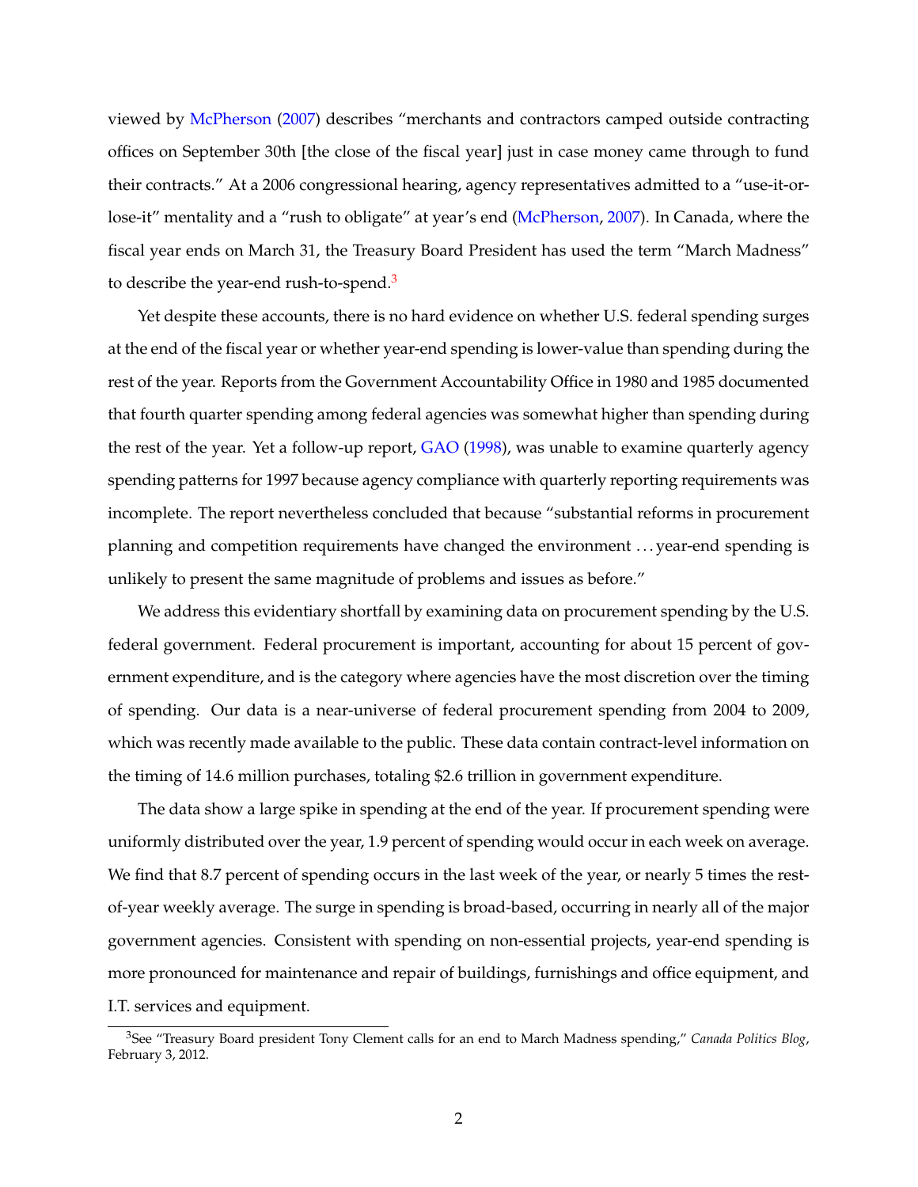viewed by McPherson (2007) describes "merchants and contractors camped outside contracting offices on September 30th [the close of the fiscal year] just in case money came through to fund their contracts." At a 2006 congressional hearing, agency representatives admitted to a "use-it-or-lose-it" mentality and a "rush to obligate" at year's end (McPherson, 2007). In Canada, where the fiscal year ends on March 31, the Treasury Board President has used the term "March Madness" to describe the year-end rush-to-spend.[3]

Yet despite these accounts, there is no hard evidence on whether U.S. federal spending surges at the end of the fiscal year or whether year-end spending is lower-value than spending during the rest of the year. Reports from the Government Accountability Office in 1980 and 1985 documented that fourth quarter spending among federal agencies was somewhat higher than spending during the rest of the year. Yet a follow-up report, GAO (1998), was unable to examine quarterly agency spending patterns for 1997 because agency compliance with quarterly reporting requirements was incomplete. The report nevertheless concluded that because "substantial reforms in procurement planning and competition requirements have changed the environment . . . year-end spending is unlikely to present the same magnitude of problems and issues as before."

We address this evidentiary shortfall by examining data on procurement spending by the U.S. federal government. Federal procurement is important, accounting for about 15 percent of government expenditure, and is the category where agencies have the most discretion over the timing of spending. Our data is a near-universe of federal procurement spending from 2004 to 2009, which was recently made available to the public. These data contain contract-level information on the timing of 14.6 million purchases, totaling $2.6 trillion in government expenditure.

The data show a large spike in spending at the end of the year. If procurement spending were uniformly distributed over the year, 1.9 percent of spending would occur in each week on average. We find that 8.7 percent of spending occurs in the last week of the year, or nearly 5 times the rest-of-year weekly average. The surge in spending is broad-based, occurring in nearly all of the major government agencies. Consistent with spending on non-essential projects, year-end spending is more pronounced for maintenance and repair of buildings, furnishings and office equipment, and I.T. services and equipment.

[3]See "Treasury Board president Tony Clement calls for an end to March Madness spending," *Canada Politics Blog*, February 3, 2012.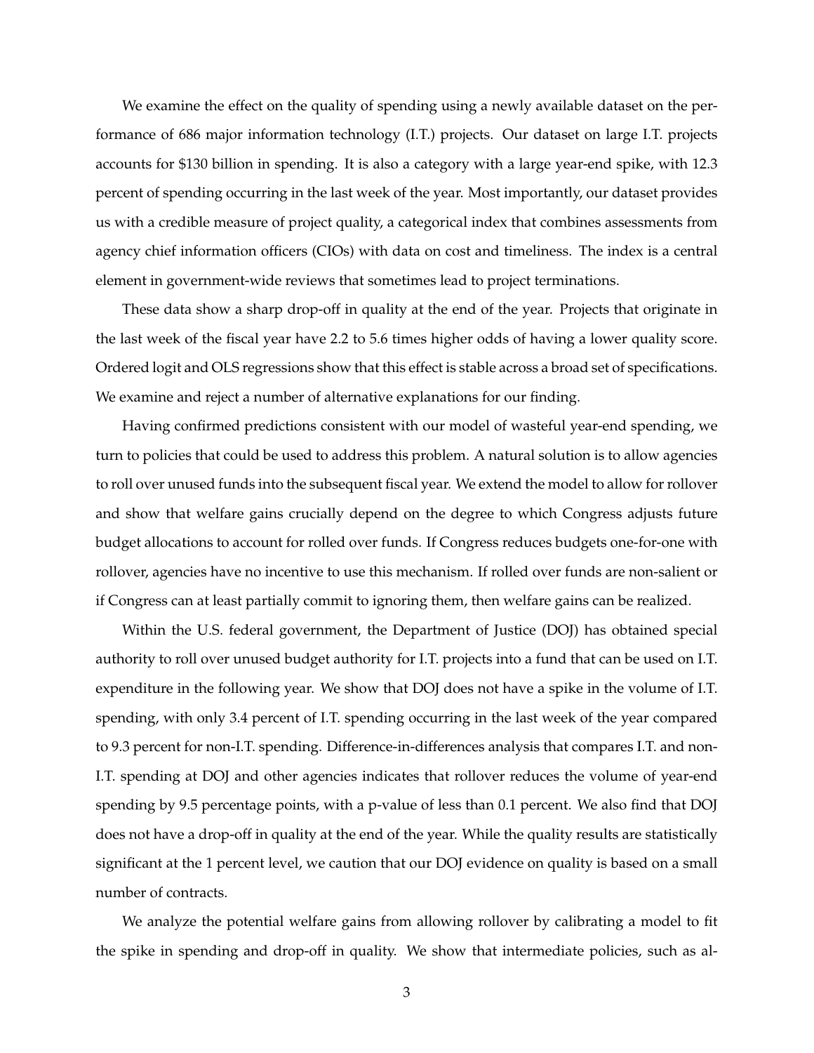We examine the effect on the quality of spending using a newly available dataset on the performance of 686 major information technology (I.T.) projects. Our dataset on large I.T. projects accounts for $130 billion in spending. It is also a category with a large year-end spike, with 12.3 percent of spending occurring in the last week of the year. Most importantly, our dataset provides us with a credible measure of project quality, a categorical index that combines assessments from agency chief information officers (CIOs) with data on cost and timeliness. The index is a central element in government-wide reviews that sometimes lead to project terminations.

These data show a sharp drop-off in quality at the end of the year. Projects that originate in the last week of the fiscal year have 2.2 to 5.6 times higher odds of having a lower quality score. Ordered logit and OLS regressions show that this effect is stable across a broad set of specifications. We examine and reject a number of alternative explanations for our finding.

Having confirmed predictions consistent with our model of wasteful year-end spending, we turn to policies that could be used to address this problem. A natural solution is to allow agencies to roll over unused funds into the subsequent fiscal year. We extend the model to allow for rollover and show that welfare gains crucially depend on the degree to which Congress adjusts future budget allocations to account for rolled over funds. If Congress reduces budgets one-for-one with rollover, agencies have no incentive to use this mechanism. If rolled over funds are non-salient or if Congress can at least partially commit to ignoring them, then welfare gains can be realized.

Within the U.S. federal government, the Department of Justice (DOJ) has obtained special authority to roll over unused budget authority for I.T. projects into a fund that can be used on I.T. expenditure in the following year. We show that DOJ does not have a spike in the volume of I.T. spending, with only 3.4 percent of I.T. spending occurring in the last week of the year compared to 9.3 percent for non-I.T. spending. Difference-in-differences analysis that compares I.T. and non-I.T. spending at DOJ and other agencies indicates that rollover reduces the volume of year-end spending by 9.5 percentage points, with a p-value of less than 0.1 percent. We also find that DOJ does not have a drop-off in quality at the end of the year. While the quality results are statistically significant at the 1 percent level, we caution that our DOJ evidence on quality is based on a small number of contracts.

We analyze the potential welfare gains from allowing rollover by calibrating a model to fit the spike in spending and drop-off in quality. We show that intermediate policies, such as al-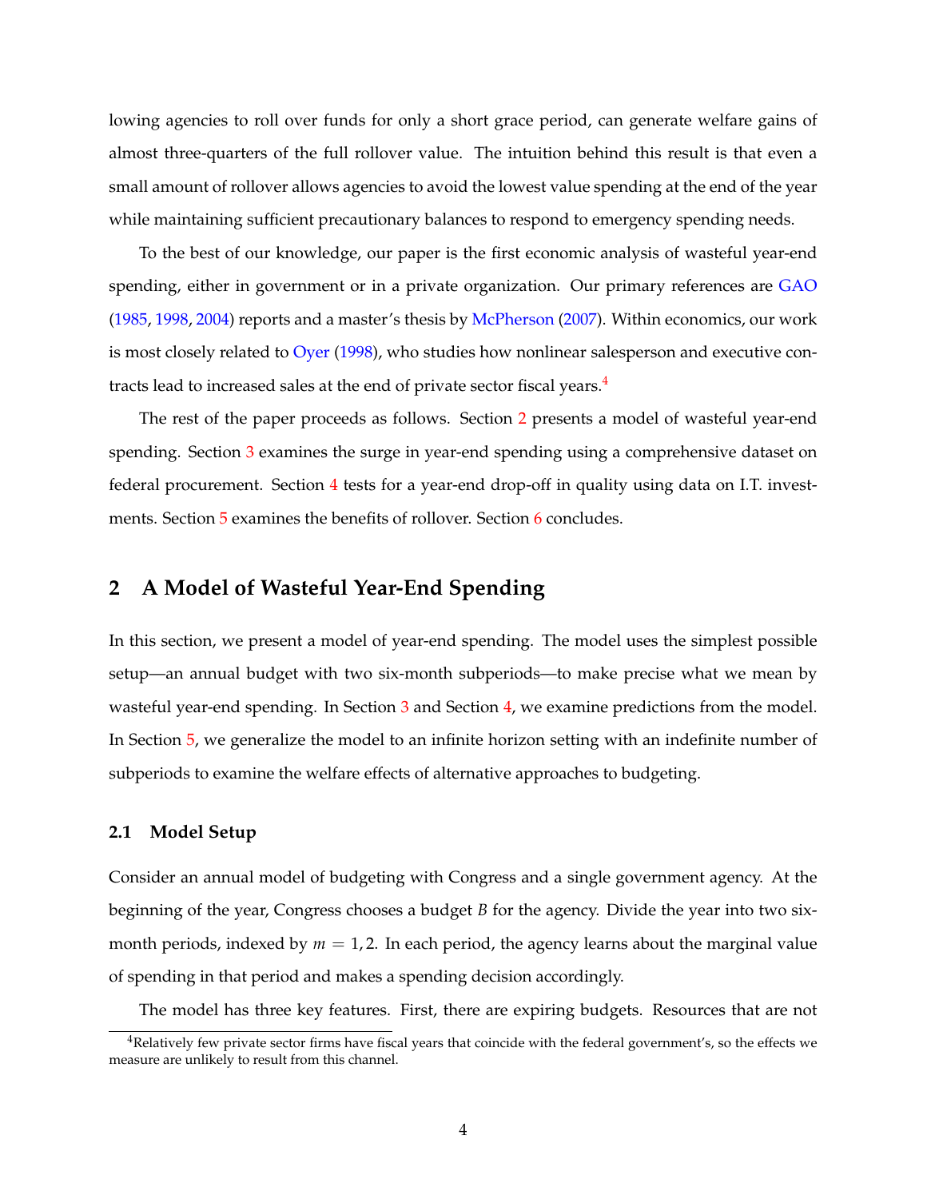lowing agencies to roll over funds for only a short grace period, can generate welfare gains of almost three-quarters of the full rollover value. The intuition behind this result is that even a small amount of rollover allows agencies to avoid the lowest value spending at the end of the year while maintaining sufficient precautionary balances to respond to emergency spending needs.

To the best of our knowledge, our paper is the first economic analysis of wasteful year-end spending, either in government or in a private organization. Our primary references are GAO (1985, 1998, 2004) reports and a master's thesis by McPherson (2007). Within economics, our work is most closely related to Oyer (1998), who studies how nonlinear salesperson and executive contracts lead to increased sales at the end of private sector fiscal years.[4]

The rest of the paper proceeds as follows. Section 2 presents a model of wasteful year-end spending. Section 3 examines the surge in year-end spending using a comprehensive dataset on federal procurement. Section 4 tests for a year-end drop-off in quality using data on I.T. investments. Section 5 examines the benefits of rollover. Section 6 concludes.

## 2 A Model of Wasteful Year-End Spending

In this section, we present a model of year-end spending. The model uses the simplest possible setup—an annual budget with two six-month subperiods—to make precise what we mean by wasteful year-end spending. In Section 3 and Section 4, we examine predictions from the model. In Section 5, we generalize the model to an infinite horizon setting with an indefinite number of subperiods to examine the welfare effects of alternative approaches to budgeting.

### 2.1 Model Setup

Consider an annual model of budgeting with Congress and a single government agency. At the beginning of the year, Congress chooses a budget $B$ for the agency. Divide the year into two six-month periods, indexed by $m = 1, 2$. In each period, the agency learns about the marginal value of spending in that period and makes a spending decision accordingly.

The model has three key features. First, there are expiring budgets. Resources that are not

[4] Relatively few private sector firms have fiscal years that coincide with the federal government's, so the effects we measure are unlikely to result from this channel.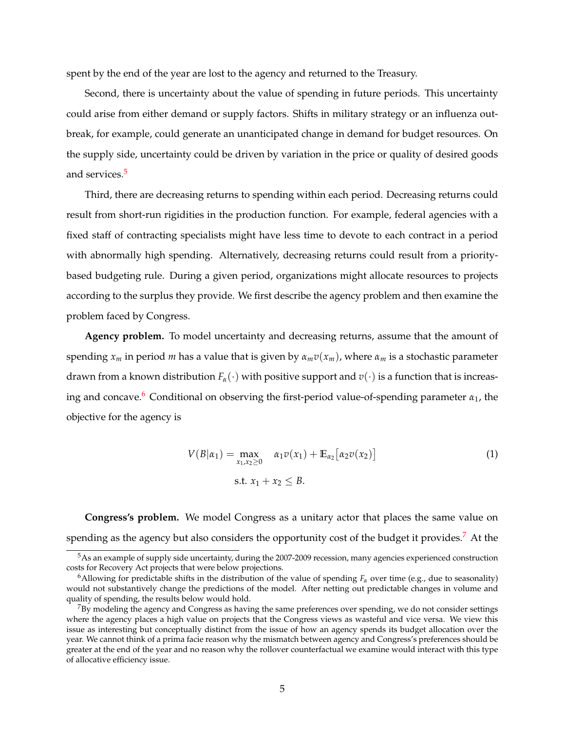spent by the end of the year are lost to the agency and returned to the Treasury.

Second, there is uncertainty about the value of spending in future periods. This uncertainty could arise from either demand or supply factors. Shifts in military strategy or an influenza outbreak, for example, could generate an unanticipated change in demand for budget resources. On the supply side, uncertainty could be driven by variation in the price or quality of desired goods and services.[5]

Third, there are decreasing returns to spending within each period. Decreasing returns could result from short-run rigidities in the production function. For example, federal agencies with a fixed staff of contracting specialists might have less time to devote to each contract in a period with abnormally high spending. Alternatively, decreasing returns could result from a priority-based budgeting rule. During a given period, organizations might allocate resources to projects according to the surplus they provide. We first describe the agency problem and then examine the problem faced by Congress.

**Agency problem.** To model uncertainty and decreasing returns, assume that the amount of spending $x_m$ in period $m$ has a value that is given by $\alpha_m v(x_m)$, where $\alpha_m$ is a stochastic parameter drawn from a known distribution $F_\alpha(\cdot)$ with positive support and $v(\cdot)$ is a function that is increasing and concave.[6] Conditional on observing the first-period value-of-spending parameter $\alpha_1$, the objective for the agency is

$$V(B|\alpha_1) = \max_{x_1, x_2 \geq 0} \quad \alpha_1 v(x_1) + \mathbb{E}_{\alpha_2}\big[\alpha_2 v(x_2)\big] \quad \text{s.t. } x_1 + x_2 \leq B. \tag{1}$$

**Congress's problem.** We model Congress as a unitary actor that places the same value on spending as the agency but also considers the opportunity cost of the budget it provides.[7] At the

[5] As an example of supply side uncertainty, during the 2007-2009 recession, many agencies experienced construction costs for Recovery Act projects that were below projections.

[6] Allowing for predictable shifts in the distribution of the value of spending $F_\alpha$ over time (e.g., due to seasonality) would not substantively change the predictions of the model. After netting out predictable changes in volume and quality of spending, the results below would hold.

[7] By modeling the agency and Congress as having the same preferences over spending, we do not consider settings where the agency places a high value on projects that the Congress views as wasteful and vice versa. We view this issue as interesting but conceptually distinct from the issue of how an agency spends its budget allocation over the year. We cannot think of a prima facie reason why the mismatch between agency and Congress's preferences should be greater at the end of the year and no reason why the rollover counterfactual we examine would interact with this type of allocative efficiency issue.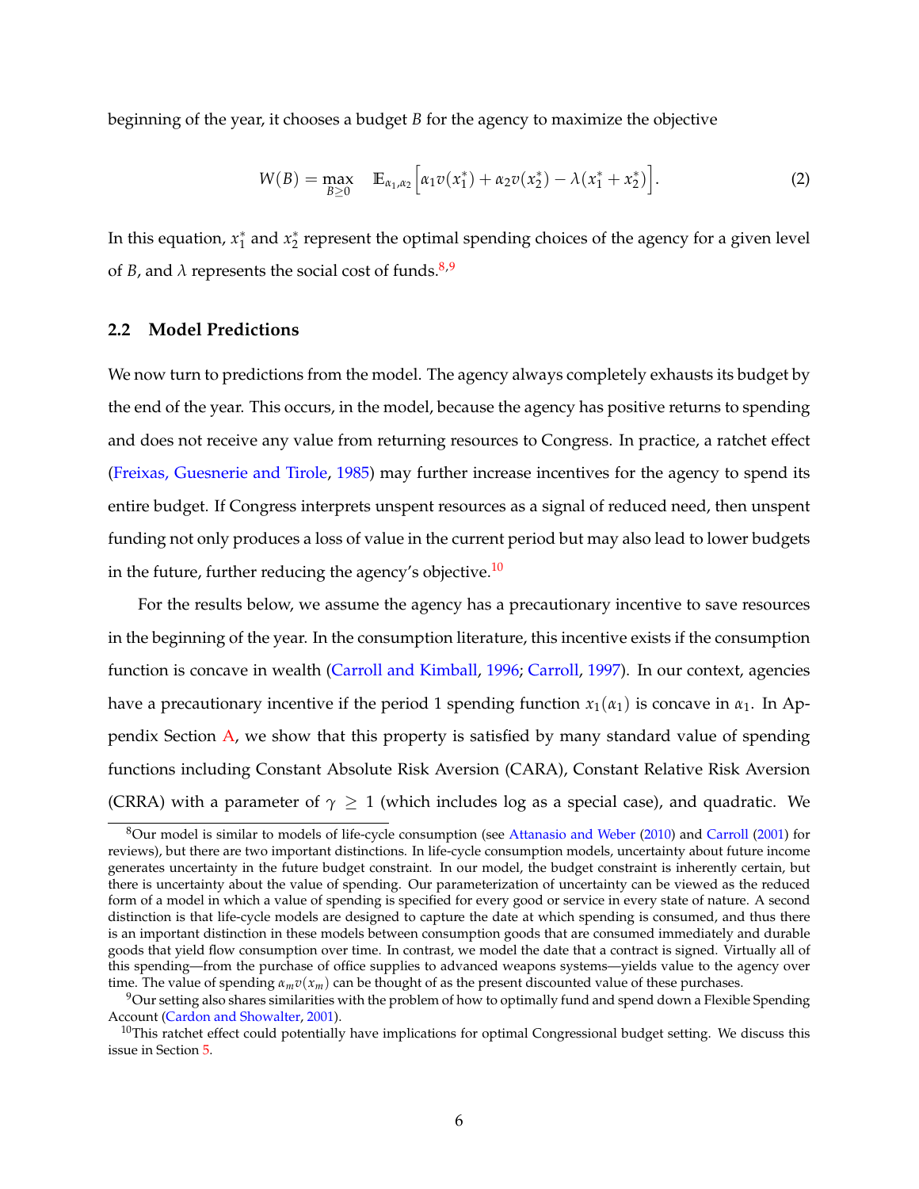beginning of the year, it chooses a budget $B$ for the agency to maximize the objective

$$W(B) = \max_{B \geq 0} \quad \mathbb{E}_{\alpha_1, \alpha_2} \Big[ \alpha_1 v(x_1^*) + \alpha_2 v(x_2^*) - \lambda(x_1^* + x_2^*) \Big]. \tag{2}$$

In this equation, $x_1^*$ and $x_2^*$ represent the optimal spending choices of the agency for a given level of $B$, and $\lambda$ represents the social cost of funds.[8,9]

### 2.2 Model Predictions

We now turn to predictions from the model. The agency always completely exhausts its budget by the end of the year. This occurs, in the model, because the agency has positive returns to spending and does not receive any value from returning resources to Congress. In practice, a ratchet effect (Freixas, Guesnerie and Tirole, 1985) may further increase incentives for the agency to spend its entire budget. If Congress interprets unspent resources as a signal of reduced need, then unspent funding not only produces a loss of value in the current period but may also lead to lower budgets in the future, further reducing the agency's objective.[10]

For the results below, we assume the agency has a precautionary incentive to save resources in the beginning of the year. In the consumption literature, this incentive exists if the consumption function is concave in wealth (Carroll and Kimball, 1996; Carroll, 1997). In our context, agencies have a precautionary incentive if the period 1 spending function $x_1(\alpha_1)$ is concave in $\alpha_1$. In Appendix Section A, we show that this property is satisfied by many standard value of spending functions including Constant Absolute Risk Aversion (CARA), Constant Relative Risk Aversion (CRRA) with a parameter of $\gamma \geq 1$ (which includes log as a special case), and quadratic. We

---

[8] Our model is similar to models of life-cycle consumption (see Attanasio and Weber (2010) and Carroll (2001) for reviews), but there are two important distinctions. In life-cycle consumption models, uncertainty about future income generates uncertainty in the future budget constraint. In our model, the budget constraint is inherently certain, but there is uncertainty about the value of spending. Our parameterization of uncertainty can be viewed as the reduced form of a model in which a value of spending is specified for every good or service in every state of nature. A second distinction is that life-cycle models are designed to capture the date at which spending is consumed, and thus there is an important distinction in these models between consumption goods that are consumed immediately and durable goods that yield flow consumption over time. In contrast, we model the date that a contract is signed. Virtually all of this spending—from the purchase of office supplies to advanced weapons systems—yields value to the agency over time. The value of spending $\alpha_m v(x_m)$ can be thought of as the present discounted value of these purchases.

[9] Our setting also shares similarities with the problem of how to optimally fund and spend down a Flexible Spending Account (Cardon and Showalter, 2001).

[10] This ratchet effect could potentially have implications for optimal Congressional budget setting. We discuss this issue in Section 5.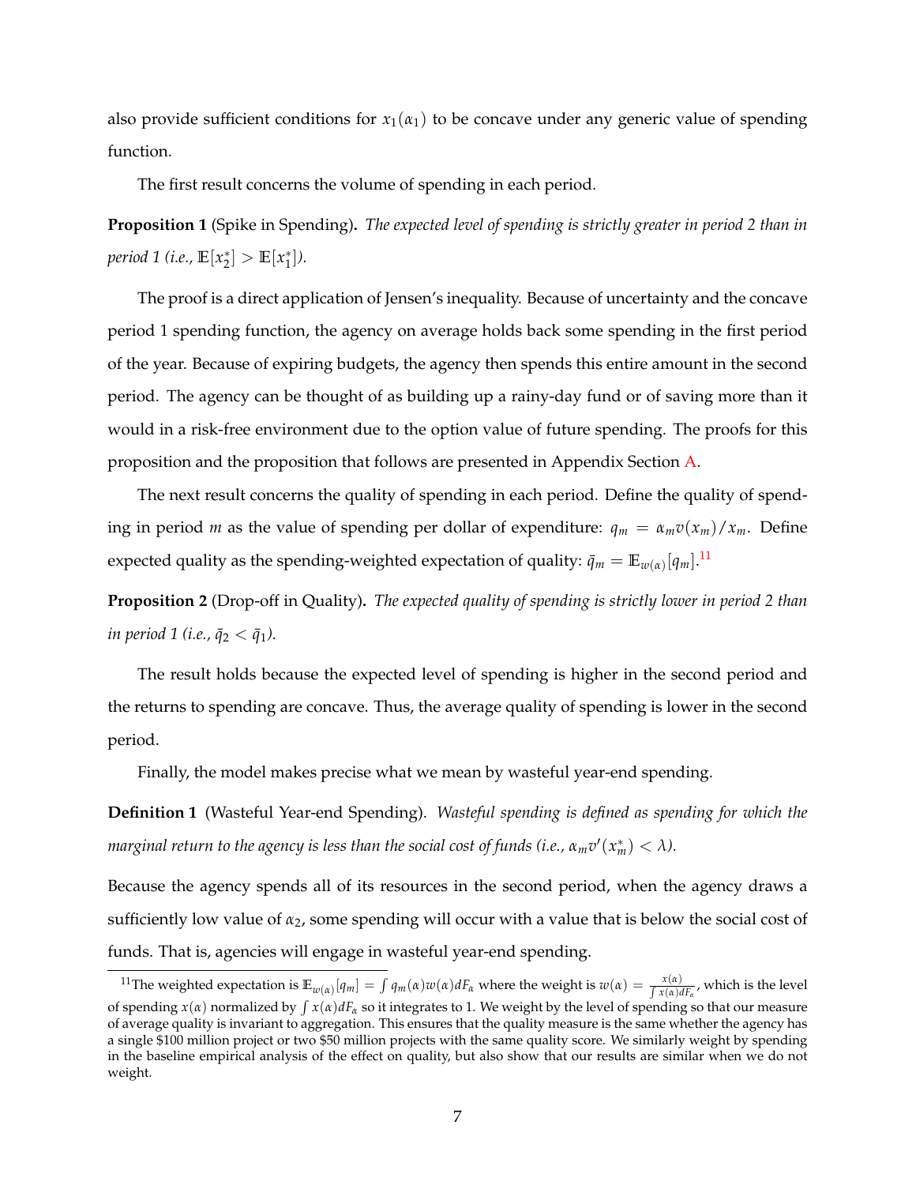also provide sufficient conditions for $x_1(\alpha_1)$ to be concave under any generic value of spending function.

The first result concerns the volume of spending in each period.

**Proposition 1** (Spike in Spending)**.** *The expected level of spending is strictly greater in period 2 than in period 1 (i.e.,* $\mathbb{E}[x_2^*] > \mathbb{E}[x_1^*]$*).*

The proof is a direct application of Jensen's inequality. Because of uncertainty and the concave period 1 spending function, the agency on average holds back some spending in the first period of the year. Because of expiring budgets, the agency then spends this entire amount in the second period. The agency can be thought of as building up a rainy-day fund or of saving more than it would in a risk-free environment due to the option value of future spending. The proofs for this proposition and the proposition that follows are presented in Appendix Section A.

The next result concerns the quality of spending in each period. Define the quality of spending in period $m$ as the value of spending per dollar of expenditure: $q_m = \alpha_m v(x_m)/x_m$. Define expected quality as the spending-weighted expectation of quality: $\bar{q}_m = \mathbb{E}_{w(\alpha)}[q_m]$.[11]

**Proposition 2** (Drop-off in Quality)**.** *The expected quality of spending is strictly lower in period 2 than in period 1 (i.e.,* $\bar{q}_2 < \bar{q}_1$*).*

The result holds because the expected level of spending is higher in the second period and the returns to spending are concave. Thus, the average quality of spending is lower in the second period.

Finally, the model makes precise what we mean by wasteful year-end spending.

**Definition 1** (Wasteful Year-end Spending). *Wasteful spending is defined as spending for which the marginal return to the agency is less than the social cost of funds (i.e.,* $\alpha_m v'(x_m^*) < \lambda$*).*

Because the agency spends all of its resources in the second period, when the agency draws a sufficiently low value of $\alpha_2$, some spending will occur with a value that is below the social cost of funds. That is, agencies will engage in wasteful year-end spending.

[11] The weighted expectation is $\mathbb{E}_{w(\alpha)}[q_m] = \int q_m(\alpha) w(\alpha) dF_\alpha$ where the weight is $w(\alpha) = \frac{x(\alpha)}{\int x(\alpha) dF_\alpha}$, which is the level of spending $x(\alpha)$ normalized by $\int x(\alpha) dF_\alpha$ so it integrates to 1. We weight by the level of spending so that our measure of average quality is invariant to aggregation. This ensures that the quality measure is the same whether the agency has a single \$100 million project or two \$50 million projects with the same quality score. We similarly weight by spending in the baseline empirical analysis of the effect on quality, but also show that our results are similar when we do not weight.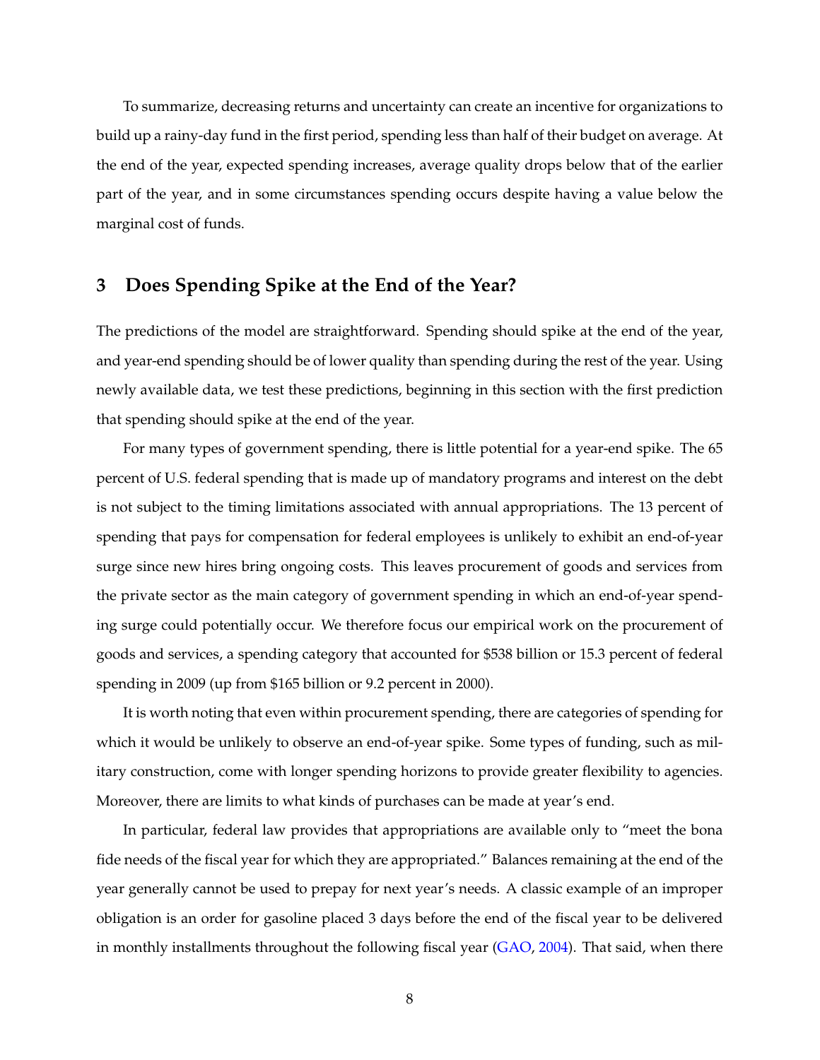To summarize, decreasing returns and uncertainty can create an incentive for organizations to build up a rainy-day fund in the first period, spending less than half of their budget on average. At the end of the year, expected spending increases, average quality drops below that of the earlier part of the year, and in some circumstances spending occurs despite having a value below the marginal cost of funds.

## 3 Does Spending Spike at the End of the Year?

The predictions of the model are straightforward. Spending should spike at the end of the year, and year-end spending should be of lower quality than spending during the rest of the year. Using newly available data, we test these predictions, beginning in this section with the first prediction that spending should spike at the end of the year.

For many types of government spending, there is little potential for a year-end spike. The 65 percent of U.S. federal spending that is made up of mandatory programs and interest on the debt is not subject to the timing limitations associated with annual appropriations. The 13 percent of spending that pays for compensation for federal employees is unlikely to exhibit an end-of-year surge since new hires bring ongoing costs. This leaves procurement of goods and services from the private sector as the main category of government spending in which an end-of-year spending surge could potentially occur. We therefore focus our empirical work on the procurement of goods and services, a spending category that accounted for $538 billion or 15.3 percent of federal spending in 2009 (up from $165 billion or 9.2 percent in 2000).

It is worth noting that even within procurement spending, there are categories of spending for which it would be unlikely to observe an end-of-year spike. Some types of funding, such as military construction, come with longer spending horizons to provide greater flexibility to agencies. Moreover, there are limits to what kinds of purchases can be made at year's end.

In particular, federal law provides that appropriations are available only to "meet the bona fide needs of the fiscal year for which they are appropriated." Balances remaining at the end of the year generally cannot be used to prepay for next year's needs. A classic example of an improper obligation is an order for gasoline placed 3 days before the end of the fiscal year to be delivered in monthly installments throughout the following fiscal year (GAO, 2004). That said, when there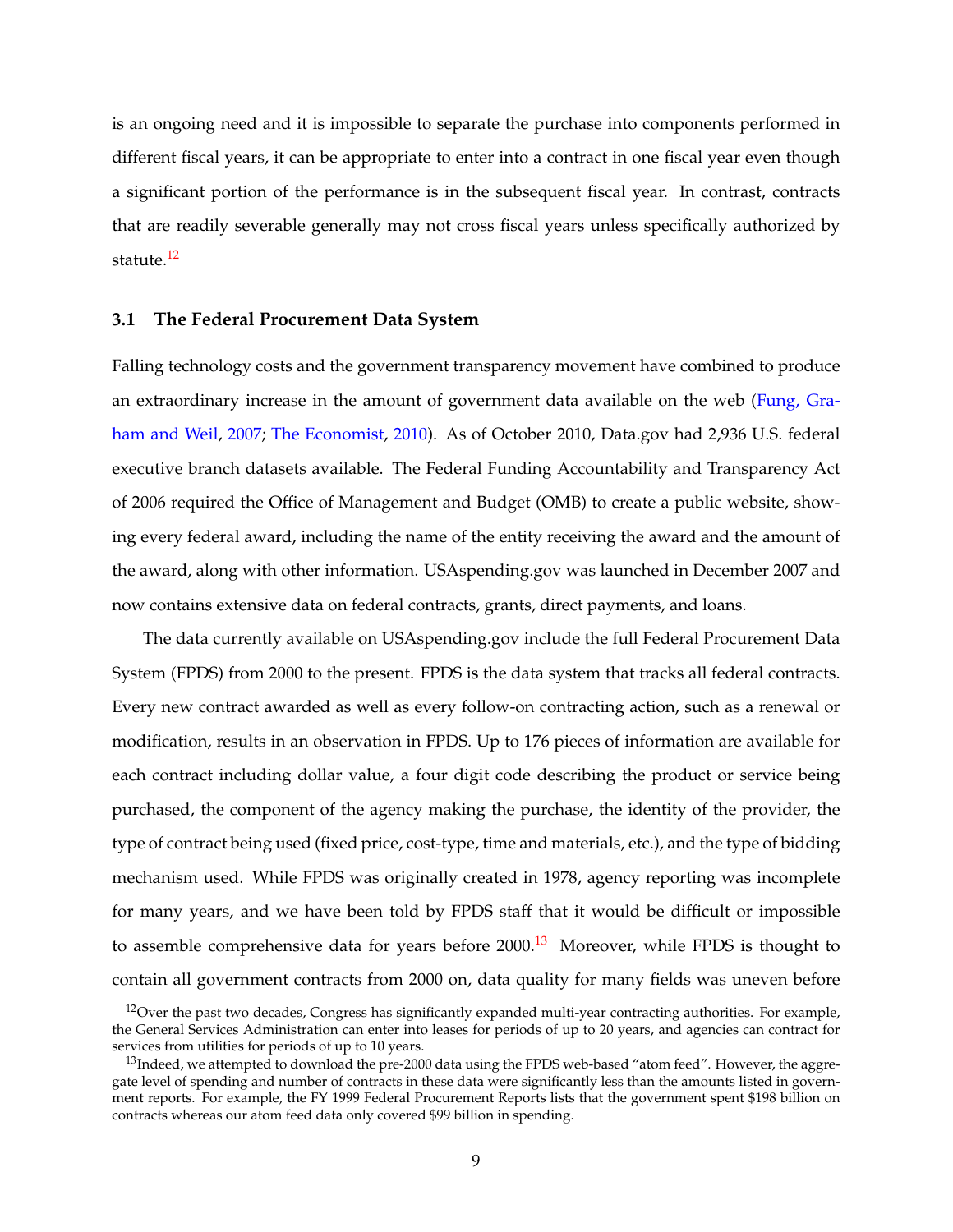is an ongoing need and it is impossible to separate the purchase into components performed in different fiscal years, it can be appropriate to enter into a contract in one fiscal year even though a significant portion of the performance is in the subsequent fiscal year. In contrast, contracts that are readily severable generally may not cross fiscal years unless specifically authorized by statute.[12]

### 3.1 The Federal Procurement Data System

Falling technology costs and the government transparency movement have combined to produce an extraordinary increase in the amount of government data available on the web (Fung, Graham and Weil, 2007; The Economist, 2010). As of October 2010, Data.gov had 2,936 U.S. federal executive branch datasets available. The Federal Funding Accountability and Transparency Act of 2006 required the Office of Management and Budget (OMB) to create a public website, showing every federal award, including the name of the entity receiving the award and the amount of the award, along with other information. USAspending.gov was launched in December 2007 and now contains extensive data on federal contracts, grants, direct payments, and loans.

The data currently available on USAspending.gov include the full Federal Procurement Data System (FPDS) from 2000 to the present. FPDS is the data system that tracks all federal contracts. Every new contract awarded as well as every follow-on contracting action, such as a renewal or modification, results in an observation in FPDS. Up to 176 pieces of information are available for each contract including dollar value, a four digit code describing the product or service being purchased, the component of the agency making the purchase, the identity of the provider, the type of contract being used (fixed price, cost-type, time and materials, etc.), and the type of bidding mechanism used. While FPDS was originally created in 1978, agency reporting was incomplete for many years, and we have been told by FPDS staff that it would be difficult or impossible to assemble comprehensive data for years before 2000.[13] Moreover, while FPDS is thought to contain all government contracts from 2000 on, data quality for many fields was uneven before

[12] Over the past two decades, Congress has significantly expanded multi-year contracting authorities. For example, the General Services Administration can enter into leases for periods of up to 20 years, and agencies can contract for services from utilities for periods of up to 10 years.

[13] Indeed, we attempted to download the pre-2000 data using the FPDS web-based "atom feed". However, the aggregate level of spending and number of contracts in these data were significantly less than the amounts listed in government reports. For example, the FY 1999 Federal Procurement Reports lists that the government spent $198 billion on contracts whereas our atom feed data only covered $99 billion in spending.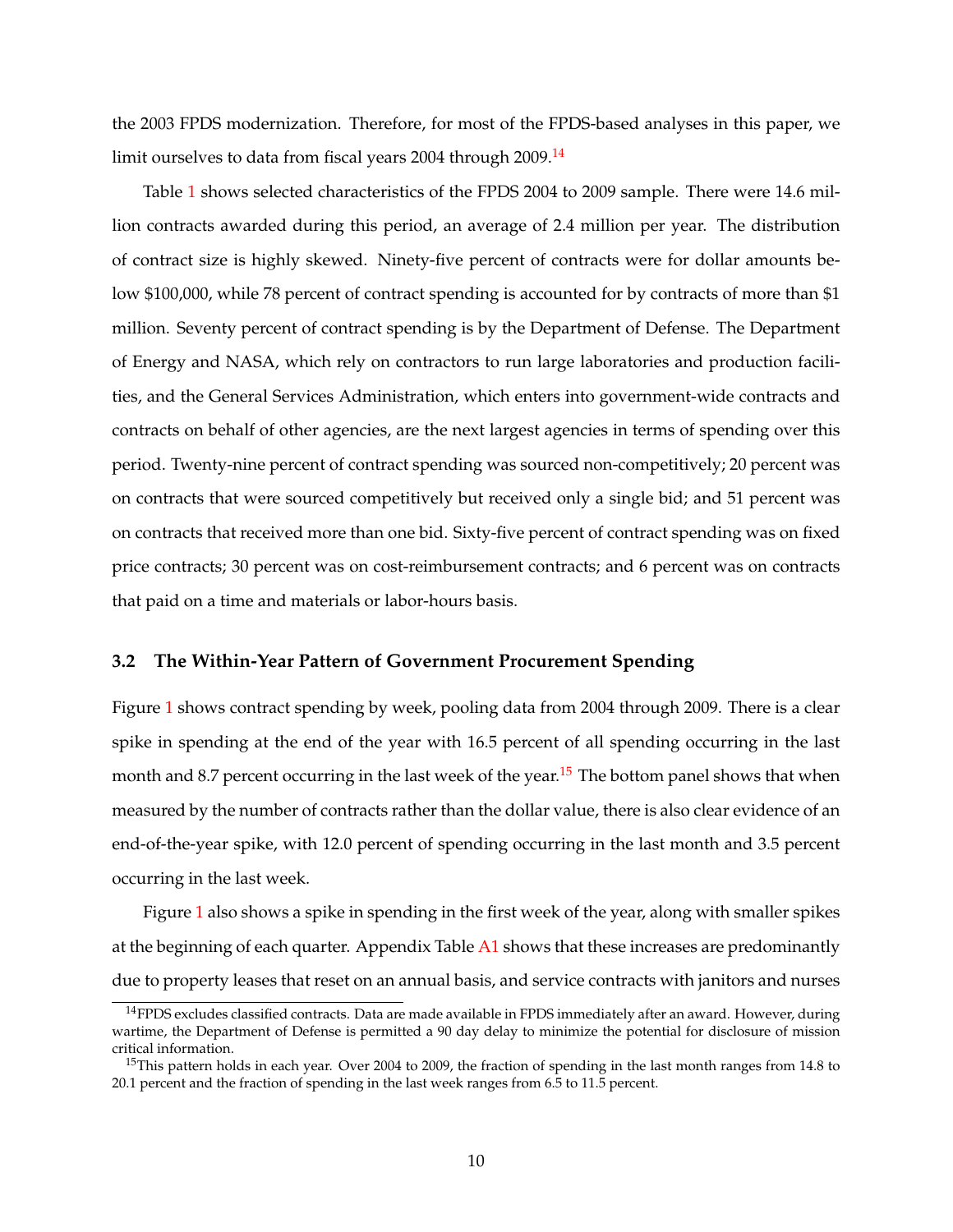the 2003 FPDS modernization. Therefore, for most of the FPDS-based analyses in this paper, we limit ourselves to data from fiscal years 2004 through 2009.[14]

Table 1 shows selected characteristics of the FPDS 2004 to 2009 sample. There were 14.6 million contracts awarded during this period, an average of 2.4 million per year. The distribution of contract size is highly skewed. Ninety-five percent of contracts were for dollar amounts below $100,000, while 78 percent of contract spending is accounted for by contracts of more than $1 million. Seventy percent of contract spending is by the Department of Defense. The Department of Energy and NASA, which rely on contractors to run large laboratories and production facilities, and the General Services Administration, which enters into government-wide contracts and contracts on behalf of other agencies, are the next largest agencies in terms of spending over this period. Twenty-nine percent of contract spending was sourced non-competitively; 20 percent was on contracts that were sourced competitively but received only a single bid; and 51 percent was on contracts that received more than one bid. Sixty-five percent of contract spending was on fixed price contracts; 30 percent was on cost-reimbursement contracts; and 6 percent was on contracts that paid on a time and materials or labor-hours basis.

### 3.2 The Within-Year Pattern of Government Procurement Spending

Figure 1 shows contract spending by week, pooling data from 2004 through 2009. There is a clear spike in spending at the end of the year with 16.5 percent of all spending occurring in the last month and 8.7 percent occurring in the last week of the year.[15] The bottom panel shows that when measured by the number of contracts rather than the dollar value, there is also clear evidence of an end-of-the-year spike, with 12.0 percent of spending occurring in the last month and 3.5 percent occurring in the last week.

Figure 1 also shows a spike in spending in the first week of the year, along with smaller spikes at the beginning of each quarter. Appendix Table A1 shows that these increases are predominantly due to property leases that reset on an annual basis, and service contracts with janitors and nurses

[14] FPDS excludes classified contracts. Data are made available in FPDS immediately after an award. However, during wartime, the Department of Defense is permitted a 90 day delay to minimize the potential for disclosure of mission critical information.

[15] This pattern holds in each year. Over 2004 to 2009, the fraction of spending in the last month ranges from 14.8 to 20.1 percent and the fraction of spending in the last week ranges from 6.5 to 11.5 percent.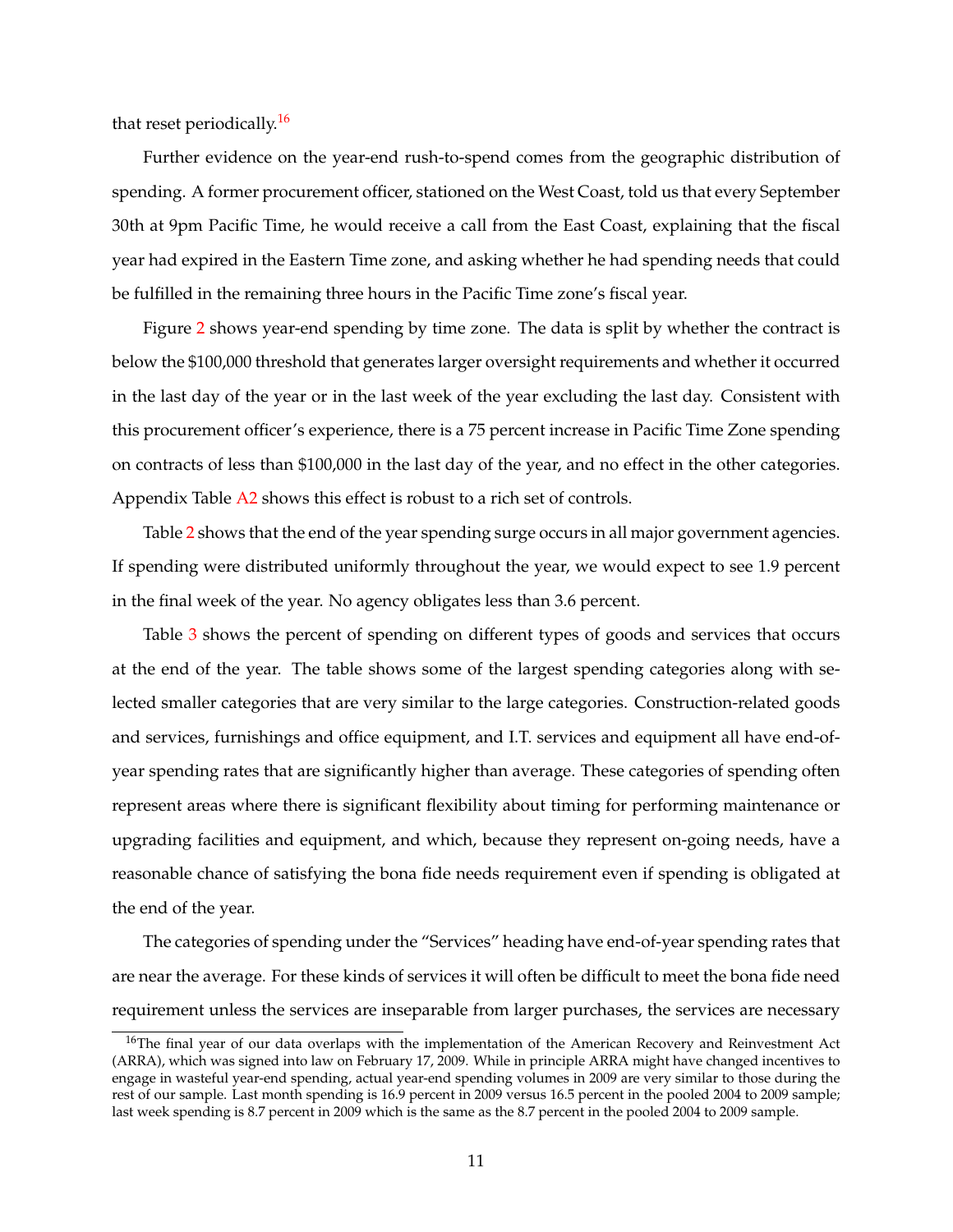that reset periodically.[16]

Further evidence on the year-end rush-to-spend comes from the geographic distribution of spending. A former procurement officer, stationed on the West Coast, told us that every September 30th at 9pm Pacific Time, he would receive a call from the East Coast, explaining that the fiscal year had expired in the Eastern Time zone, and asking whether he had spending needs that could be fulfilled in the remaining three hours in the Pacific Time zone's fiscal year.

Figure 2 shows year-end spending by time zone. The data is split by whether the contract is below the $100,000 threshold that generates larger oversight requirements and whether it occurred in the last day of the year or in the last week of the year excluding the last day. Consistent with this procurement officer's experience, there is a 75 percent increase in Pacific Time Zone spending on contracts of less than $100,000 in the last day of the year, and no effect in the other categories. Appendix Table A2 shows this effect is robust to a rich set of controls.

Table 2 shows that the end of the year spending surge occurs in all major government agencies. If spending were distributed uniformly throughout the year, we would expect to see 1.9 percent in the final week of the year. No agency obligates less than 3.6 percent.

Table 3 shows the percent of spending on different types of goods and services that occurs at the end of the year. The table shows some of the largest spending categories along with selected smaller categories that are very similar to the large categories. Construction-related goods and services, furnishings and office equipment, and I.T. services and equipment all have end-of-year spending rates that are significantly higher than average. These categories of spending often represent areas where there is significant flexibility about timing for performing maintenance or upgrading facilities and equipment, and which, because they represent on-going needs, have a reasonable chance of satisfying the bona fide needs requirement even if spending is obligated at the end of the year.

The categories of spending under the "Services" heading have end-of-year spending rates that are near the average. For these kinds of services it will often be difficult to meet the bona fide need requirement unless the services are inseparable from larger purchases, the services are necessary

[16] The final year of our data overlaps with the implementation of the American Recovery and Reinvestment Act (ARRA), which was signed into law on February 17, 2009. While in principle ARRA might have changed incentives to engage in wasteful year-end spending, actual year-end spending volumes in 2009 are very similar to those during the rest of our sample. Last month spending is 16.9 percent in 2009 versus 16.5 percent in the pooled 2004 to 2009 sample; last week spending is 8.7 percent in 2009 which is the same as the 8.7 percent in the pooled 2004 to 2009 sample.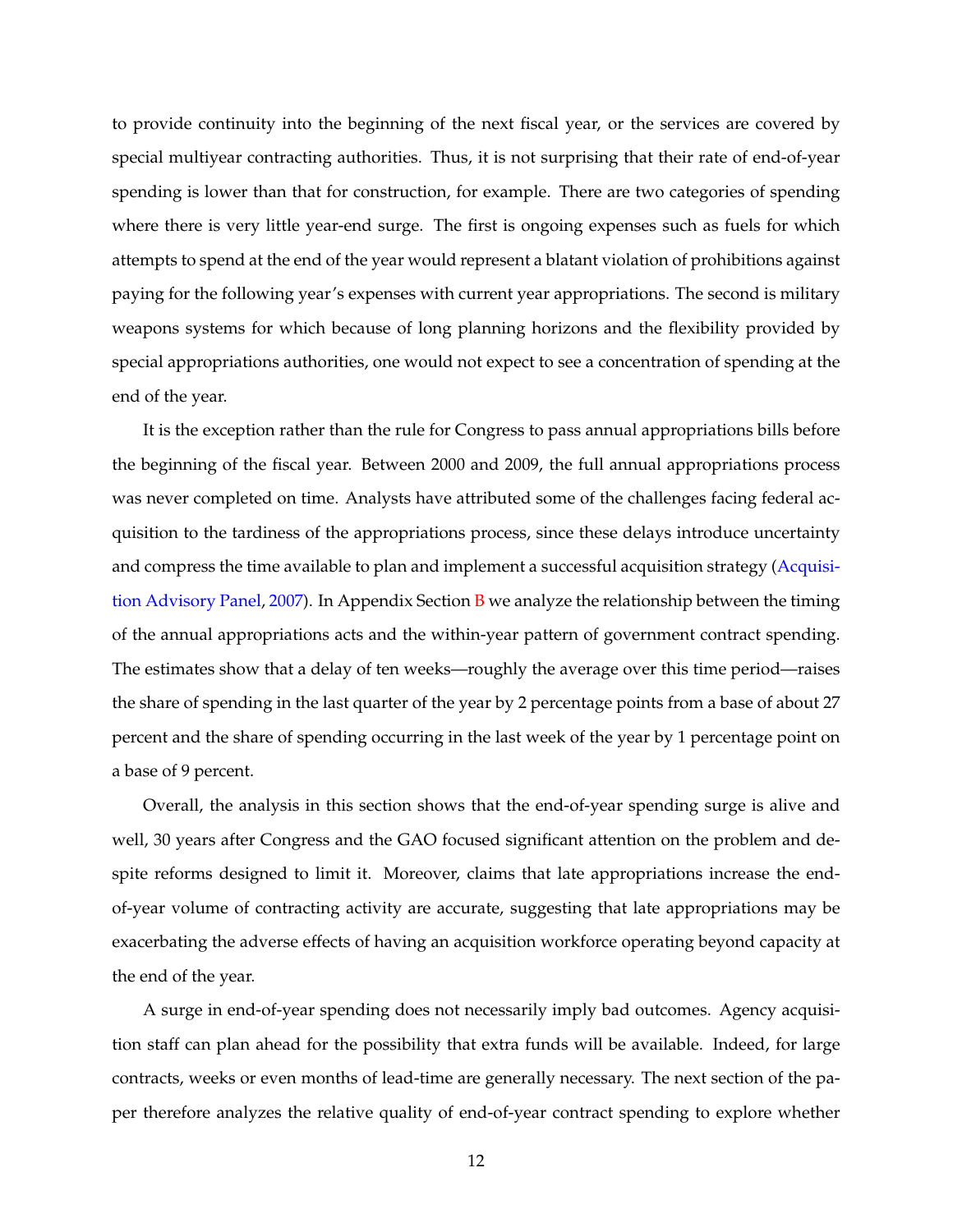to provide continuity into the beginning of the next fiscal year, or the services are covered by special multiyear contracting authorities. Thus, it is not surprising that their rate of end-of-year spending is lower than that for construction, for example. There are two categories of spending where there is very little year-end surge. The first is ongoing expenses such as fuels for which attempts to spend at the end of the year would represent a blatant violation of prohibitions against paying for the following year's expenses with current year appropriations. The second is military weapons systems for which because of long planning horizons and the flexibility provided by special appropriations authorities, one would not expect to see a concentration of spending at the end of the year.

It is the exception rather than the rule for Congress to pass annual appropriations bills before the beginning of the fiscal year. Between 2000 and 2009, the full annual appropriations process was never completed on time. Analysts have attributed some of the challenges facing federal acquisition to the tardiness of the appropriations process, since these delays introduce uncertainty and compress the time available to plan and implement a successful acquisition strategy (Acquisition Advisory Panel, 2007). In Appendix Section B we analyze the relationship between the timing of the annual appropriations acts and the within-year pattern of government contract spending. The estimates show that a delay of ten weeks—roughly the average over this time period—raises the share of spending in the last quarter of the year by 2 percentage points from a base of about 27 percent and the share of spending occurring in the last week of the year by 1 percentage point on a base of 9 percent.

Overall, the analysis in this section shows that the end-of-year spending surge is alive and well, 30 years after Congress and the GAO focused significant attention on the problem and despite reforms designed to limit it. Moreover, claims that late appropriations increase the end-of-year volume of contracting activity are accurate, suggesting that late appropriations may be exacerbating the adverse effects of having an acquisition workforce operating beyond capacity at the end of the year.

A surge in end-of-year spending does not necessarily imply bad outcomes. Agency acquisition staff can plan ahead for the possibility that extra funds will be available. Indeed, for large contracts, weeks or even months of lead-time are generally necessary. The next section of the paper therefore analyzes the relative quality of end-of-year contract spending to explore whether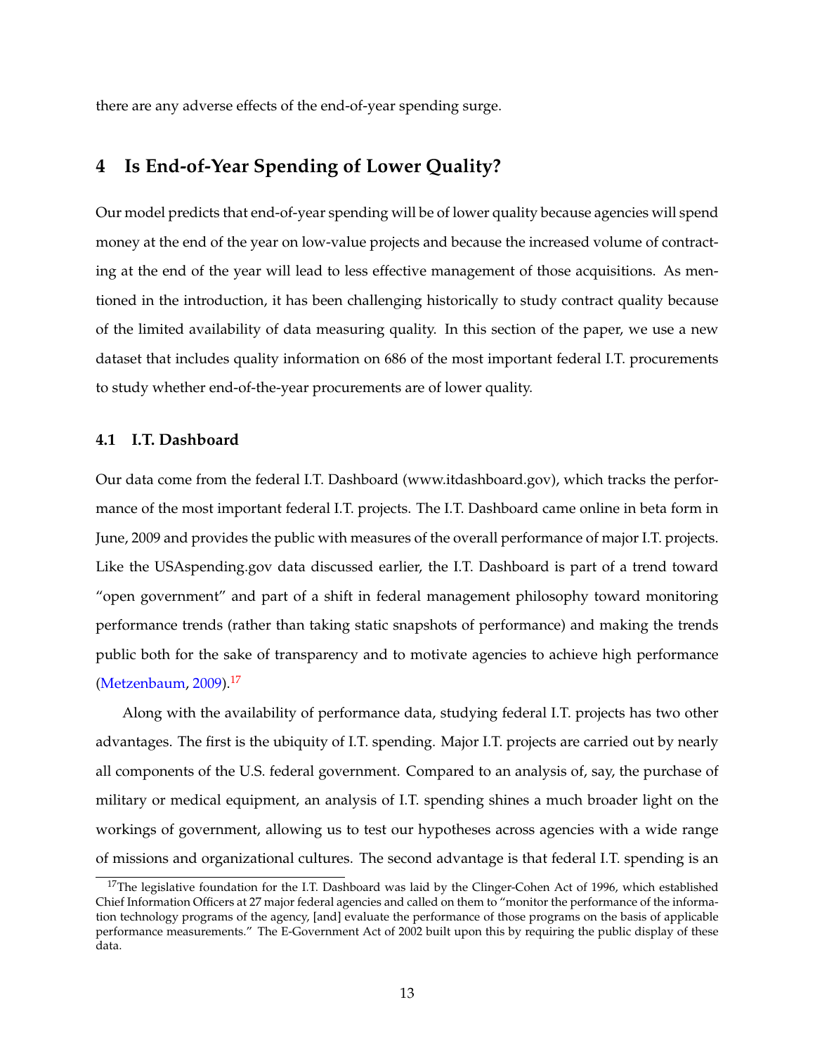there are any adverse effects of the end-of-year spending surge.

## 4 Is End-of-Year Spending of Lower Quality?

Our model predicts that end-of-year spending will be of lower quality because agencies will spend money at the end of the year on low-value projects and because the increased volume of contracting at the end of the year will lead to less effective management of those acquisitions. As mentioned in the introduction, it has been challenging historically to study contract quality because of the limited availability of data measuring quality. In this section of the paper, we use a new dataset that includes quality information on 686 of the most important federal I.T. procurements to study whether end-of-the-year procurements are of lower quality.

### 4.1 I.T. Dashboard

Our data come from the federal I.T. Dashboard (www.itdashboard.gov), which tracks the performance of the most important federal I.T. projects. The I.T. Dashboard came online in beta form in June, 2009 and provides the public with measures of the overall performance of major I.T. projects. Like the USAspending.gov data discussed earlier, the I.T. Dashboard is part of a trend toward "open government" and part of a shift in federal management philosophy toward monitoring performance trends (rather than taking static snapshots of performance) and making the trends public both for the sake of transparency and to motivate agencies to achieve high performance (Metzenbaum, 2009).[17]

Along with the availability of performance data, studying federal I.T. projects has two other advantages. The first is the ubiquity of I.T. spending. Major I.T. projects are carried out by nearly all components of the U.S. federal government. Compared to an analysis of, say, the purchase of military or medical equipment, an analysis of I.T. spending shines a much broader light on the workings of government, allowing us to test our hypotheses across agencies with a wide range of missions and organizational cultures. The second advantage is that federal I.T. spending is an

[17]The legislative foundation for the I.T. Dashboard was laid by the Clinger-Cohen Act of 1996, which established Chief Information Officers at 27 major federal agencies and called on them to "monitor the performance of the information technology programs of the agency, [and] evaluate the performance of those programs on the basis of applicable performance measurements." The E-Government Act of 2002 built upon this by requiring the public display of these data.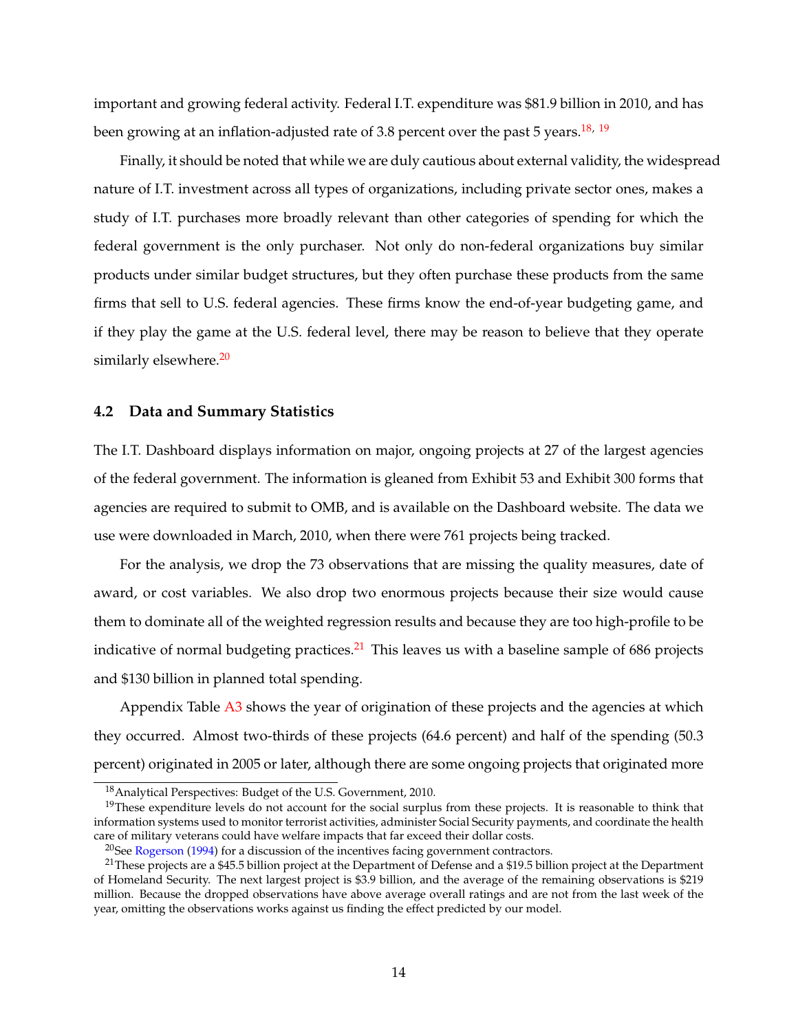important and growing federal activity. Federal I.T. expenditure was $81.9 billion in 2010, and has been growing at an inflation-adjusted rate of 3.8 percent over the past 5 years.[18, 19]

Finally, it should be noted that while we are duly cautious about external validity, the widespread nature of I.T. investment across all types of organizations, including private sector ones, makes a study of I.T. purchases more broadly relevant than other categories of spending for which the federal government is the only purchaser. Not only do non-federal organizations buy similar products under similar budget structures, but they often purchase these products from the same firms that sell to U.S. federal agencies. These firms know the end-of-year budgeting game, and if they play the game at the U.S. federal level, there may be reason to believe that they operate similarly elsewhere.[20]

### 4.2 Data and Summary Statistics

The I.T. Dashboard displays information on major, ongoing projects at 27 of the largest agencies of the federal government. The information is gleaned from Exhibit 53 and Exhibit 300 forms that agencies are required to submit to OMB, and is available on the Dashboard website. The data we use were downloaded in March, 2010, when there were 761 projects being tracked.

For the analysis, we drop the 73 observations that are missing the quality measures, date of award, or cost variables. We also drop two enormous projects because their size would cause them to dominate all of the weighted regression results and because they are too high-profile to be indicative of normal budgeting practices.[21] This leaves us with a baseline sample of 686 projects and $130 billion in planned total spending.

Appendix Table A3 shows the year of origination of these projects and the agencies at which they occurred. Almost two-thirds of these projects (64.6 percent) and half of the spending (50.3 percent) originated in 2005 or later, although there are some ongoing projects that originated more

[18] Analytical Perspectives: Budget of the U.S. Government, 2010.

[19] These expenditure levels do not account for the social surplus from these projects. It is reasonable to think that information systems used to monitor terrorist activities, administer Social Security payments, and coordinate the health care of military veterans could have welfare impacts that far exceed their dollar costs.

[20] See Rogerson (1994) for a discussion of the incentives facing government contractors.

[21] These projects are a $45.5 billion project at the Department of Defense and a $19.5 billion project at the Department of Homeland Security. The next largest project is $3.9 billion, and the average of the remaining observations is $219 million. Because the dropped observations have above average overall ratings and are not from the last week of the year, omitting the observations works against us finding the effect predicted by our model.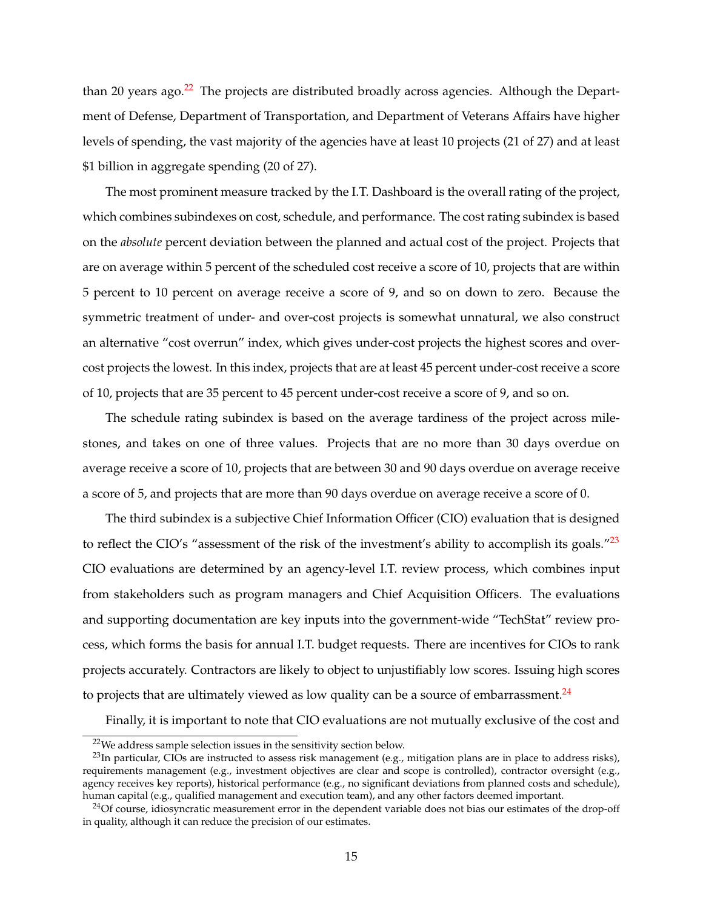than 20 years ago.[22] The projects are distributed broadly across agencies. Although the Department of Defense, Department of Transportation, and Department of Veterans Affairs have higher levels of spending, the vast majority of the agencies have at least 10 projects (21 of 27) and at least $1 billion in aggregate spending (20 of 27).

The most prominent measure tracked by the I.T. Dashboard is the overall rating of the project, which combines subindexes on cost, schedule, and performance. The cost rating subindex is based on the *absolute* percent deviation between the planned and actual cost of the project. Projects that are on average within 5 percent of the scheduled cost receive a score of 10, projects that are within 5 percent to 10 percent on average receive a score of 9, and so on down to zero. Because the symmetric treatment of under- and over-cost projects is somewhat unnatural, we also construct an alternative "cost overrun" index, which gives under-cost projects the highest scores and over-cost projects the lowest. In this index, projects that are at least 45 percent under-cost receive a score of 10, projects that are 35 percent to 45 percent under-cost receive a score of 9, and so on.

The schedule rating subindex is based on the average tardiness of the project across milestones, and takes on one of three values. Projects that are no more than 30 days overdue on average receive a score of 10, projects that are between 30 and 90 days overdue on average receive a score of 5, and projects that are more than 90 days overdue on average receive a score of 0.

The third subindex is a subjective Chief Information Officer (CIO) evaluation that is designed to reflect the CIO's "assessment of the risk of the investment's ability to accomplish its goals."[23] CIO evaluations are determined by an agency-level I.T. review process, which combines input from stakeholders such as program managers and Chief Acquisition Officers. The evaluations and supporting documentation are key inputs into the government-wide "TechStat" review process, which forms the basis for annual I.T. budget requests. There are incentives for CIOs to rank projects accurately. Contractors are likely to object to unjustifiably low scores. Issuing high scores to projects that are ultimately viewed as low quality can be a source of embarrassment.[24]

Finally, it is important to note that CIO evaluations are not mutually exclusive of the cost and

---

[22] We address sample selection issues in the sensitivity section below.

[23] In particular, CIOs are instructed to assess risk management (e.g., mitigation plans are in place to address risks), requirements management (e.g., investment objectives are clear and scope is controlled), contractor oversight (e.g., agency receives key reports), historical performance (e.g., no significant deviations from planned costs and schedule), human capital (e.g., qualified management and execution team), and any other factors deemed important.

[24] Of course, idiosyncratic measurement error in the dependent variable does not bias our estimates of the drop-off in quality, although it can reduce the precision of our estimates.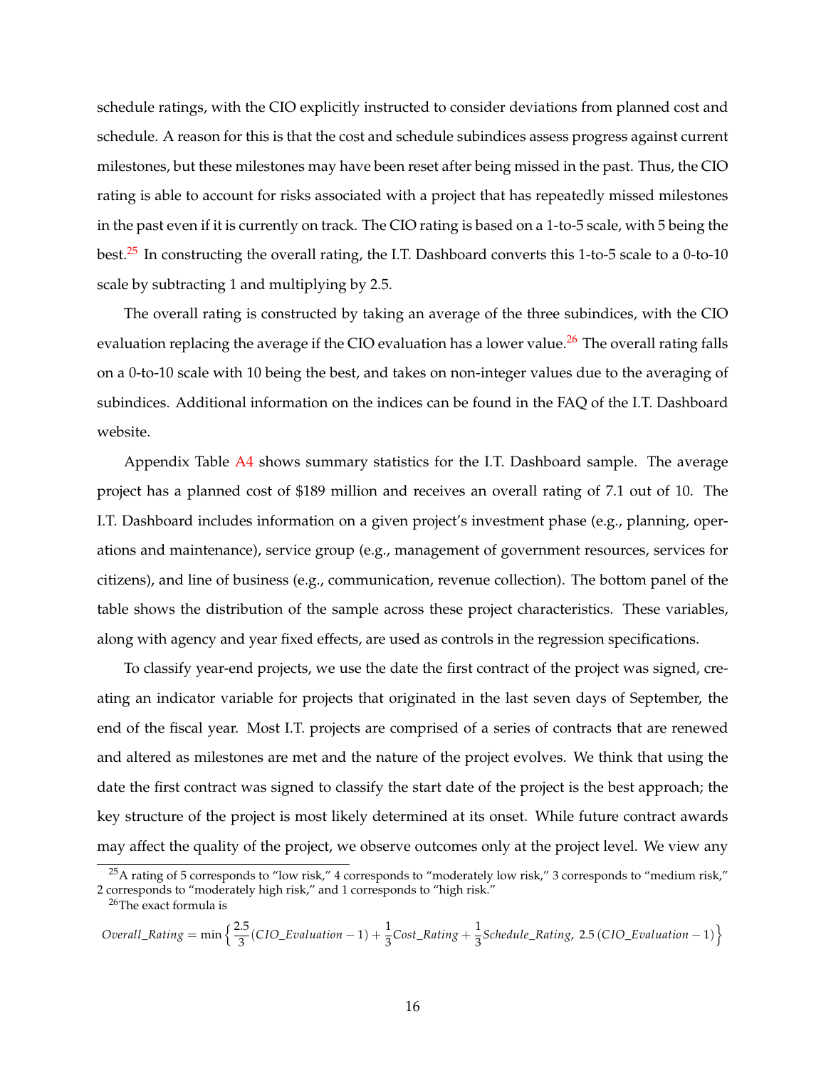schedule ratings, with the CIO explicitly instructed to consider deviations from planned cost and schedule. A reason for this is that the cost and schedule subindices assess progress against current milestones, but these milestones may have been reset after being missed in the past. Thus, the CIO rating is able to account for risks associated with a project that has repeatedly missed milestones in the past even if it is currently on track. The CIO rating is based on a 1-to-5 scale, with 5 being the best.[25] In constructing the overall rating, the I.T. Dashboard converts this 1-to-5 scale to a 0-to-10 scale by subtracting 1 and multiplying by 2.5.

The overall rating is constructed by taking an average of the three subindices, with the CIO evaluation replacing the average if the CIO evaluation has a lower value.[26] The overall rating falls on a 0-to-10 scale with 10 being the best, and takes on non-integer values due to the averaging of subindices. Additional information on the indices can be found in the FAQ of the I.T. Dashboard website.

Appendix Table A4 shows summary statistics for the I.T. Dashboard sample. The average project has a planned cost of \$189 million and receives an overall rating of 7.1 out of 10. The I.T. Dashboard includes information on a given project's investment phase (e.g., planning, operations and maintenance), service group (e.g., management of government resources, services for citizens), and line of business (e.g., communication, revenue collection). The bottom panel of the table shows the distribution of the sample across these project characteristics. These variables, along with agency and year fixed effects, are used as controls in the regression specifications.

To classify year-end projects, we use the date the first contract of the project was signed, creating an indicator variable for projects that originated in the last seven days of September, the end of the fiscal year. Most I.T. projects are comprised of a series of contracts that are renewed and altered as milestones are met and the nature of the project evolves. We think that using the date the first contract was signed to classify the start date of the project is the best approach; the key structure of the project is most likely determined at its onset. While future contract awards may affect the quality of the project, we observe outcomes only at the project level. We view any

[25] A rating of 5 corresponds to "low risk," 4 corresponds to "moderately low risk," 3 corresponds to "medium risk," 2 corresponds to "moderately high risk," and 1 corresponds to "high risk."

[26] The exact formula is

$$Overall\_Rating = \min\left\{\frac{2.5}{3}(CIO\_Evaluation - 1) + \frac{1}{3}Cost\_Rating + \frac{1}{3}Schedule\_Rating,\ 2.5\,(CIO\_Evaluation - 1)\right\}$$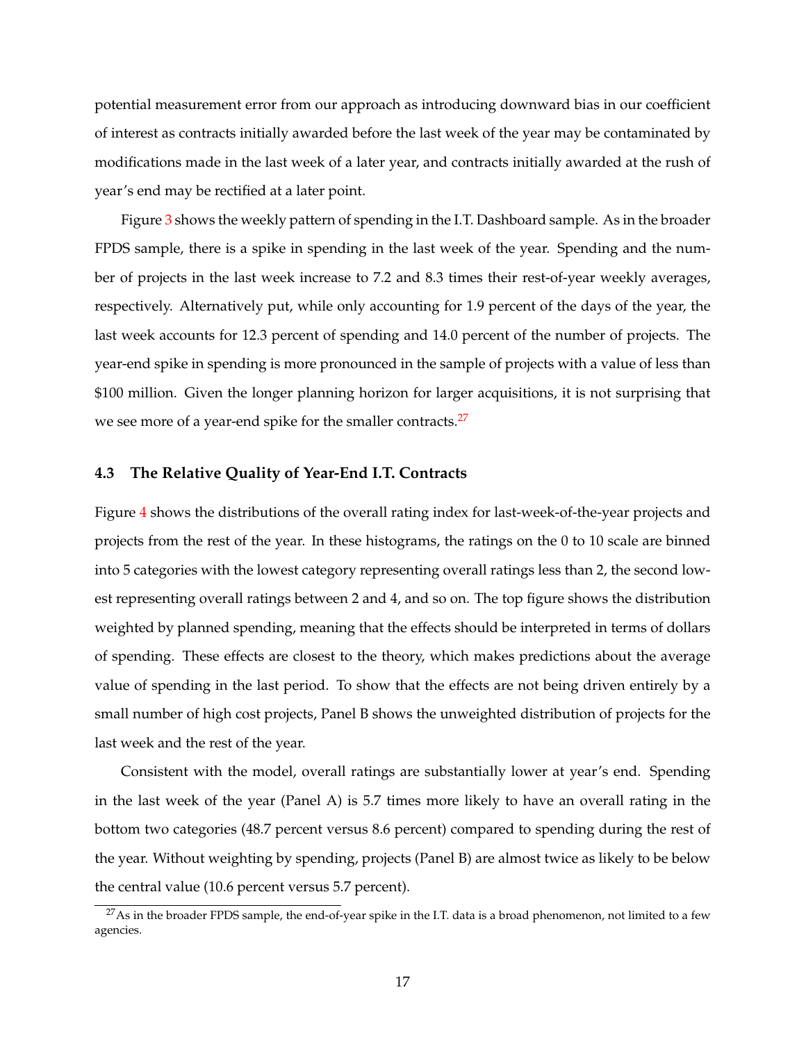potential measurement error from our approach as introducing downward bias in our coefficient of interest as contracts initially awarded before the last week of the year may be contaminated by modifications made in the last week of a later year, and contracts initially awarded at the rush of year's end may be rectified at a later point.

Figure 3 shows the weekly pattern of spending in the I.T. Dashboard sample. As in the broader FPDS sample, there is a spike in spending in the last week of the year. Spending and the number of projects in the last week increase to 7.2 and 8.3 times their rest-of-year weekly averages, respectively. Alternatively put, while only accounting for 1.9 percent of the days of the year, the last week accounts for 12.3 percent of spending and 14.0 percent of the number of projects. The year-end spike in spending is more pronounced in the sample of projects with a value of less than \$100 million. Given the longer planning horizon for larger acquisitions, it is not surprising that we see more of a year-end spike for the smaller contracts.[27]

### 4.3 The Relative Quality of Year-End I.T. Contracts

Figure 4 shows the distributions of the overall rating index for last-week-of-the-year projects and projects from the rest of the year. In these histograms, the ratings on the 0 to 10 scale are binned into 5 categories with the lowest category representing overall ratings less than 2, the second lowest representing overall ratings between 2 and 4, and so on. The top figure shows the distribution weighted by planned spending, meaning that the effects should be interpreted in terms of dollars of spending. These effects are closest to the theory, which makes predictions about the average value of spending in the last period. To show that the effects are not being driven entirely by a small number of high cost projects, Panel B shows the unweighted distribution of projects for the last week and the rest of the year.

Consistent with the model, overall ratings are substantially lower at year's end. Spending in the last week of the year (Panel A) is 5.7 times more likely to have an overall rating in the bottom two categories (48.7 percent versus 8.6 percent) compared to spending during the rest of the year. Without weighting by spending, projects (Panel B) are almost twice as likely to be below the central value (10.6 percent versus 5.7 percent).

[27] As in the broader FPDS sample, the end-of-year spike in the I.T. data is a broad phenomenon, not limited to a few agencies.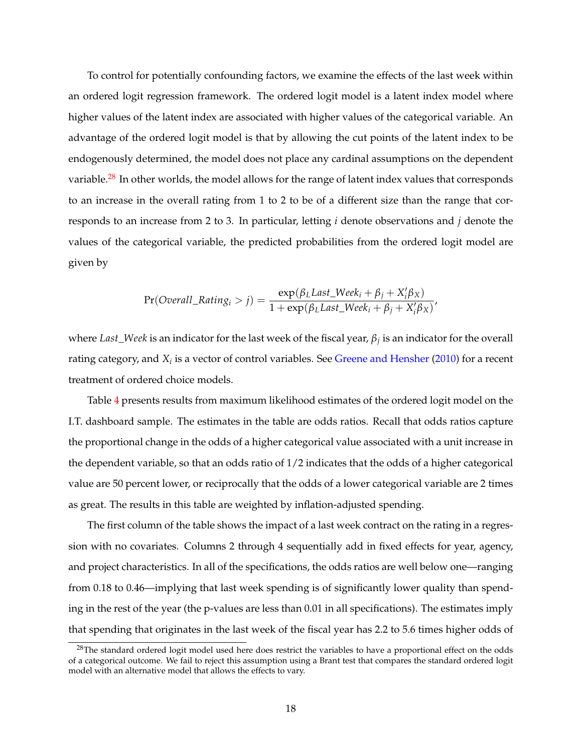To control for potentially confounding factors, we examine the effects of the last week within an ordered logit regression framework. The ordered logit model is a latent index model where higher values of the latent index are associated with higher values of the categorical variable. An advantage of the ordered logit model is that by allowing the cut points of the latent index to be endogenously determined, the model does not place any cardinal assumptions on the dependent variable.[28] In other worlds, the model allows for the range of latent index values that corresponds to an increase in the overall rating from 1 to 2 to be of a different size than the range that corresponds to an increase from 2 to 3. In particular, letting $i$ denote observations and $j$ denote the values of the categorical variable, the predicted probabilities from the ordered logit model are given by

$$\Pr(Overall\_Rating_i > j) = \frac{\exp(\beta_L Last\_Week_i + \beta_j + X_i'\beta_X)}{1 + \exp(\beta_L Last\_Week_i + \beta_j + X_i'\beta_X)},$$

where *Last_Week* is an indicator for the last week of the fiscal year, $\beta_j$ is an indicator for the overall rating category, and $X_i$ is a vector of control variables. See Greene and Hensher (2010) for a recent treatment of ordered choice models.

Table 4 presents results from maximum likelihood estimates of the ordered logit model on the I.T. dashboard sample. The estimates in the table are odds ratios. Recall that odds ratios capture the proportional change in the odds of a higher categorical value associated with a unit increase in the dependent variable, so that an odds ratio of 1/2 indicates that the odds of a higher categorical value are 50 percent lower, or reciprocally that the odds of a lower categorical variable are 2 times as great. The results in this table are weighted by inflation-adjusted spending.

The first column of the table shows the impact of a last week contract on the rating in a regression with no covariates. Columns 2 through 4 sequentially add in fixed effects for year, agency, and project characteristics. In all of the specifications, the odds ratios are well below one—ranging from 0.18 to 0.46—implying that last week spending is of significantly lower quality than spending in the rest of the year (the p-values are less than 0.01 in all specifications). The estimates imply that spending that originates in the last week of the fiscal year has 2.2 to 5.6 times higher odds of

[28] The standard ordered logit model used here does restrict the variables to have a proportional effect on the odds of a categorical outcome. We fail to reject this assumption using a Brant test that compares the standard ordered logit model with an alternative model that allows the effects to vary.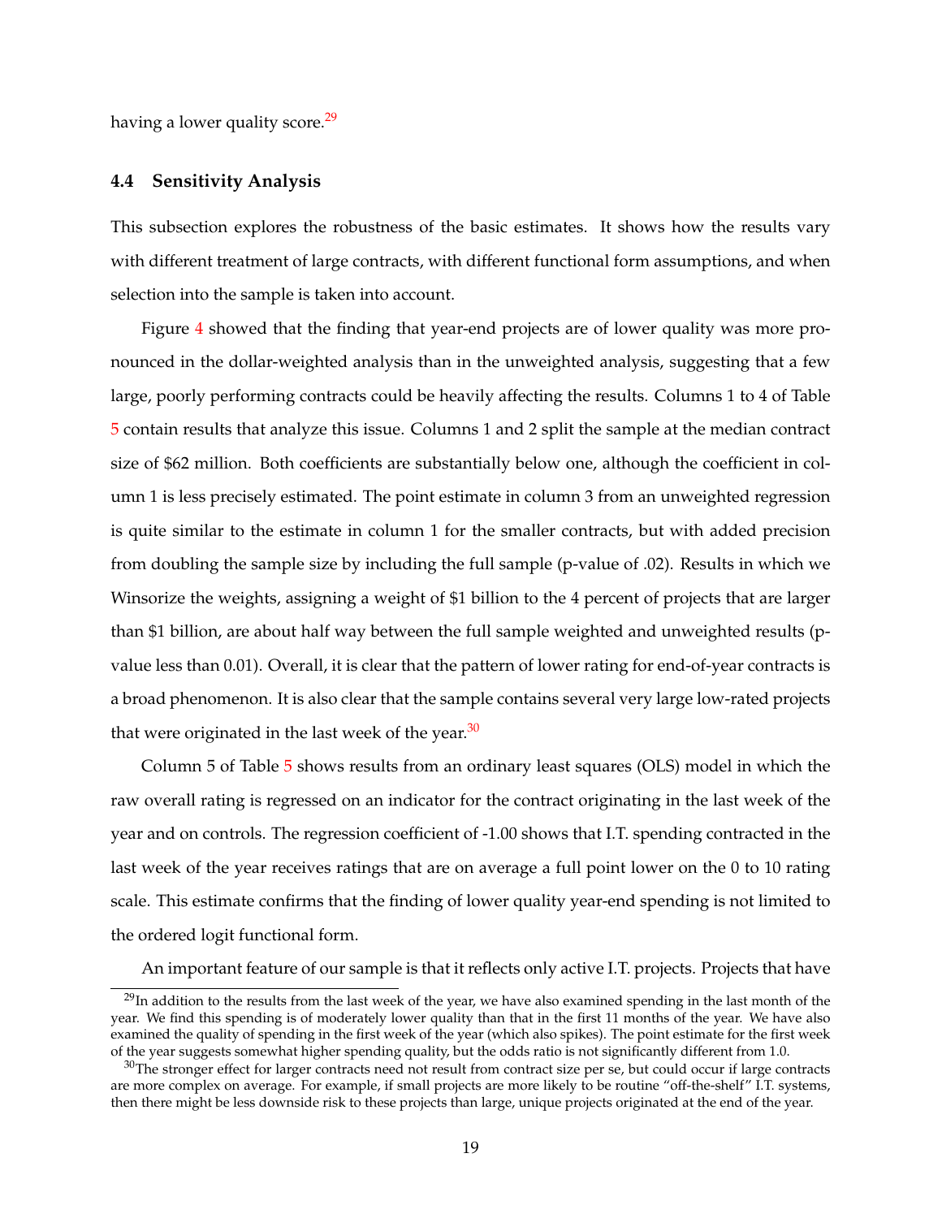having a lower quality score.[29]

### 4.4 Sensitivity Analysis

This subsection explores the robustness of the basic estimates. It shows how the results vary with different treatment of large contracts, with different functional form assumptions, and when selection into the sample is taken into account.

Figure 4 showed that the finding that year-end projects are of lower quality was more pronounced in the dollar-weighted analysis than in the unweighted analysis, suggesting that a few large, poorly performing contracts could be heavily affecting the results. Columns 1 to 4 of Table 5 contain results that analyze this issue. Columns 1 and 2 split the sample at the median contract size of $62 million. Both coefficients are substantially below one, although the coefficient in column 1 is less precisely estimated. The point estimate in column 3 from an unweighted regression is quite similar to the estimate in column 1 for the smaller contracts, but with added precision from doubling the sample size by including the full sample (p-value of .02). Results in which we Winsorize the weights, assigning a weight of $1 billion to the 4 percent of projects that are larger than $1 billion, are about half way between the full sample weighted and unweighted results (p-value less than 0.01). Overall, it is clear that the pattern of lower rating for end-of-year contracts is a broad phenomenon. It is also clear that the sample contains several very large low-rated projects that were originated in the last week of the year.[30]

Column 5 of Table 5 shows results from an ordinary least squares (OLS) model in which the raw overall rating is regressed on an indicator for the contract originating in the last week of the year and on controls. The regression coefficient of -1.00 shows that I.T. spending contracted in the last week of the year receives ratings that are on average a full point lower on the 0 to 10 rating scale. This estimate confirms that the finding of lower quality year-end spending is not limited to the ordered logit functional form.

An important feature of our sample is that it reflects only active I.T. projects. Projects that have

[29] In addition to the results from the last week of the year, we have also examined spending in the last month of the year. We find this spending is of moderately lower quality than that in the first 11 months of the year. We have also examined the quality of spending in the first week of the year (which also spikes). The point estimate for the first week of the year suggests somewhat higher spending quality, but the odds ratio is not significantly different from 1.0.

[30] The stronger effect for larger contracts need not result from contract size per se, but could occur if large contracts are more complex on average. For example, if small projects are more likely to be routine "off-the-shelf" I.T. systems, then there might be less downside risk to these projects than large, unique projects originated at the end of the year.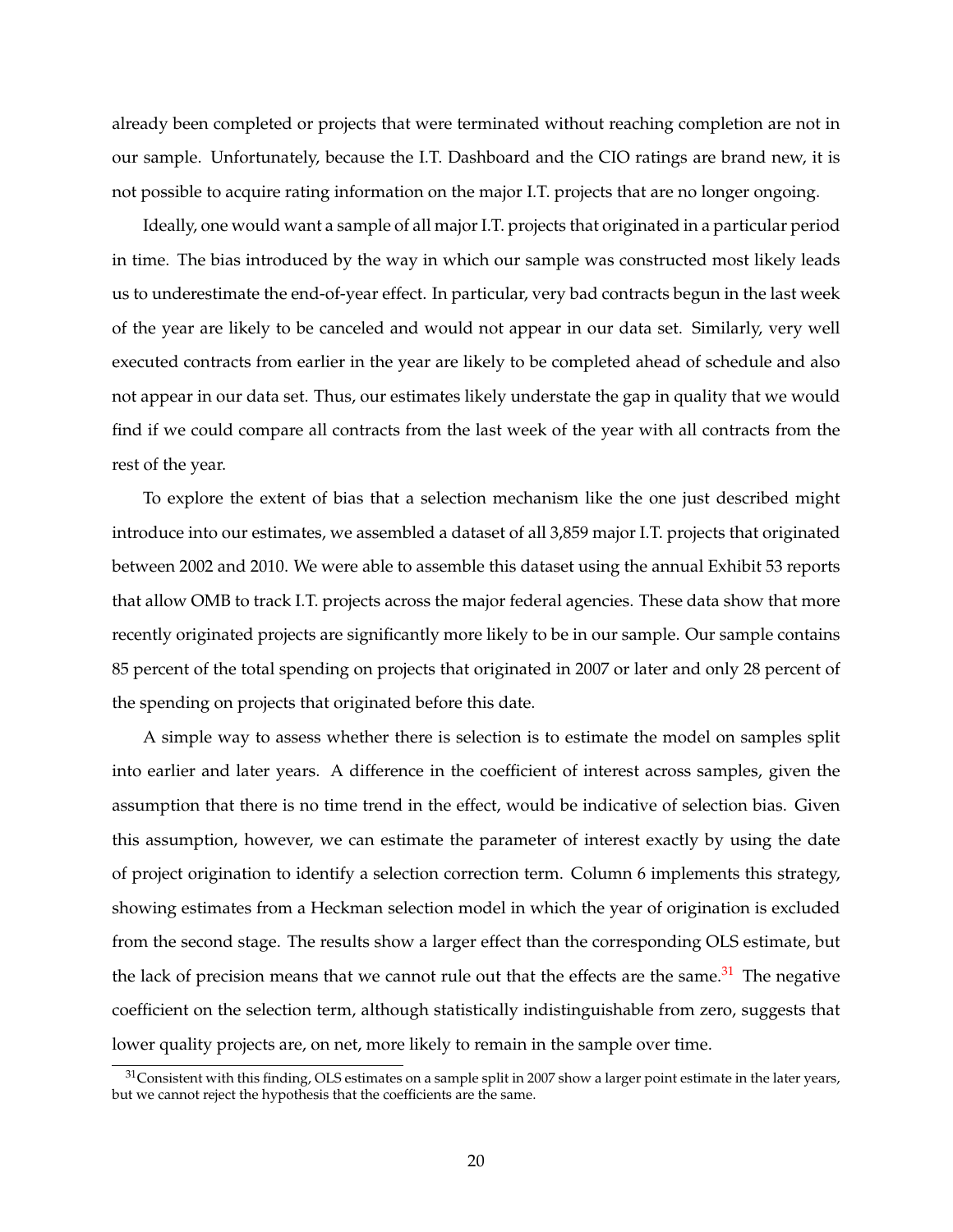already been completed or projects that were terminated without reaching completion are not in our sample. Unfortunately, because the I.T. Dashboard and the CIO ratings are brand new, it is not possible to acquire rating information on the major I.T. projects that are no longer ongoing.

Ideally, one would want a sample of all major I.T. projects that originated in a particular period in time. The bias introduced by the way in which our sample was constructed most likely leads us to underestimate the end-of-year effect. In particular, very bad contracts begun in the last week of the year are likely to be canceled and would not appear in our data set. Similarly, very well executed contracts from earlier in the year are likely to be completed ahead of schedule and also not appear in our data set. Thus, our estimates likely understate the gap in quality that we would find if we could compare all contracts from the last week of the year with all contracts from the rest of the year.

To explore the extent of bias that a selection mechanism like the one just described might introduce into our estimates, we assembled a dataset of all 3,859 major I.T. projects that originated between 2002 and 2010. We were able to assemble this dataset using the annual Exhibit 53 reports that allow OMB to track I.T. projects across the major federal agencies. These data show that more recently originated projects are significantly more likely to be in our sample. Our sample contains 85 percent of the total spending on projects that originated in 2007 or later and only 28 percent of the spending on projects that originated before this date.

A simple way to assess whether there is selection is to estimate the model on samples split into earlier and later years. A difference in the coefficient of interest across samples, given the assumption that there is no time trend in the effect, would be indicative of selection bias. Given this assumption, however, we can estimate the parameter of interest exactly by using the date of project origination to identify a selection correction term. Column 6 implements this strategy, showing estimates from a Heckman selection model in which the year of origination is excluded from the second stage. The results show a larger effect than the corresponding OLS estimate, but the lack of precision means that we cannot rule out that the effects are the same.[31] The negative coefficient on the selection term, although statistically indistinguishable from zero, suggests that lower quality projects are, on net, more likely to remain in the sample over time.

[31] Consistent with this finding, OLS estimates on a sample split in 2007 show a larger point estimate in the later years, but we cannot reject the hypothesis that the coefficients are the same.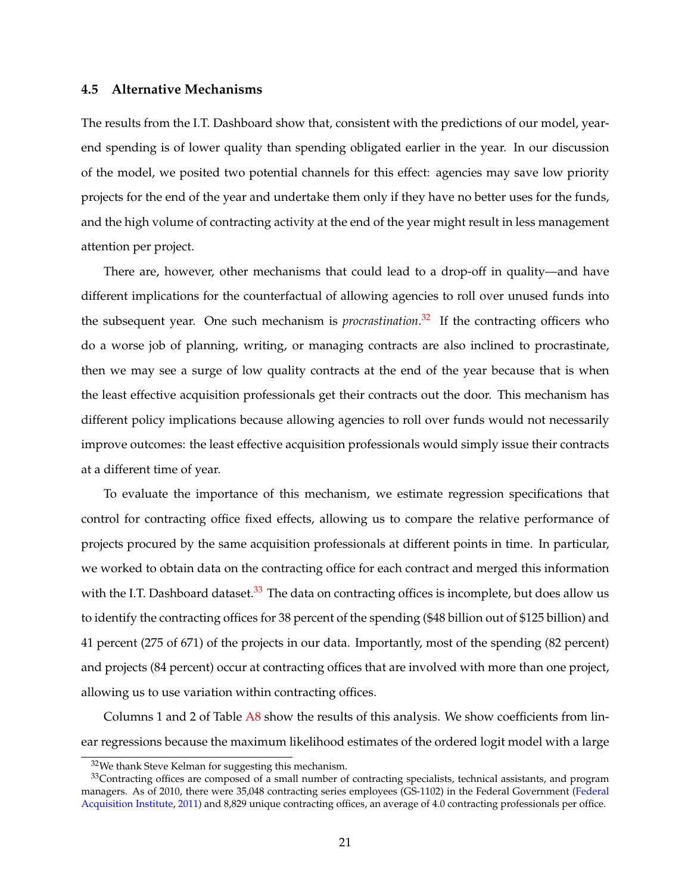### 4.5 Alternative Mechanisms

The results from the I.T. Dashboard show that, consistent with the predictions of our model, year-end spending is of lower quality than spending obligated earlier in the year. In our discussion of the model, we posited two potential channels for this effect: agencies may save low priority projects for the end of the year and undertake them only if they have no better uses for the funds, and the high volume of contracting activity at the end of the year might result in less management attention per project.

There are, however, other mechanisms that could lead to a drop-off in quality—and have different implications for the counterfactual of allowing agencies to roll over unused funds into the subsequent year. One such mechanism is *procrastination*.[32] If the contracting officers who do a worse job of planning, writing, or managing contracts are also inclined to procrastinate, then we may see a surge of low quality contracts at the end of the year because that is when the least effective acquisition professionals get their contracts out the door. This mechanism has different policy implications because allowing agencies to roll over funds would not necessarily improve outcomes: the least effective acquisition professionals would simply issue their contracts at a different time of year.

To evaluate the importance of this mechanism, we estimate regression specifications that control for contracting office fixed effects, allowing us to compare the relative performance of projects procured by the same acquisition professionals at different points in time. In particular, we worked to obtain data on the contracting office for each contract and merged this information with the I.T. Dashboard dataset.[33] The data on contracting offices is incomplete, but does allow us to identify the contracting offices for 38 percent of the spending ($48 billion out of $125 billion) and 41 percent (275 of 671) of the projects in our data. Importantly, most of the spending (82 percent) and projects (84 percent) occur at contracting offices that are involved with more than one project, allowing us to use variation within contracting offices.

Columns 1 and 2 of Table A8 show the results of this analysis. We show coefficients from linear regressions because the maximum likelihood estimates of the ordered logit model with a large

[32] We thank Steve Kelman for suggesting this mechanism.

[33] Contracting offices are composed of a small number of contracting specialists, technical assistants, and program managers. As of 2010, there were 35,048 contracting series employees (GS-1102) in the Federal Government (Federal Acquisition Institute, 2011) and 8,829 unique contracting offices, an average of 4.0 contracting professionals per office.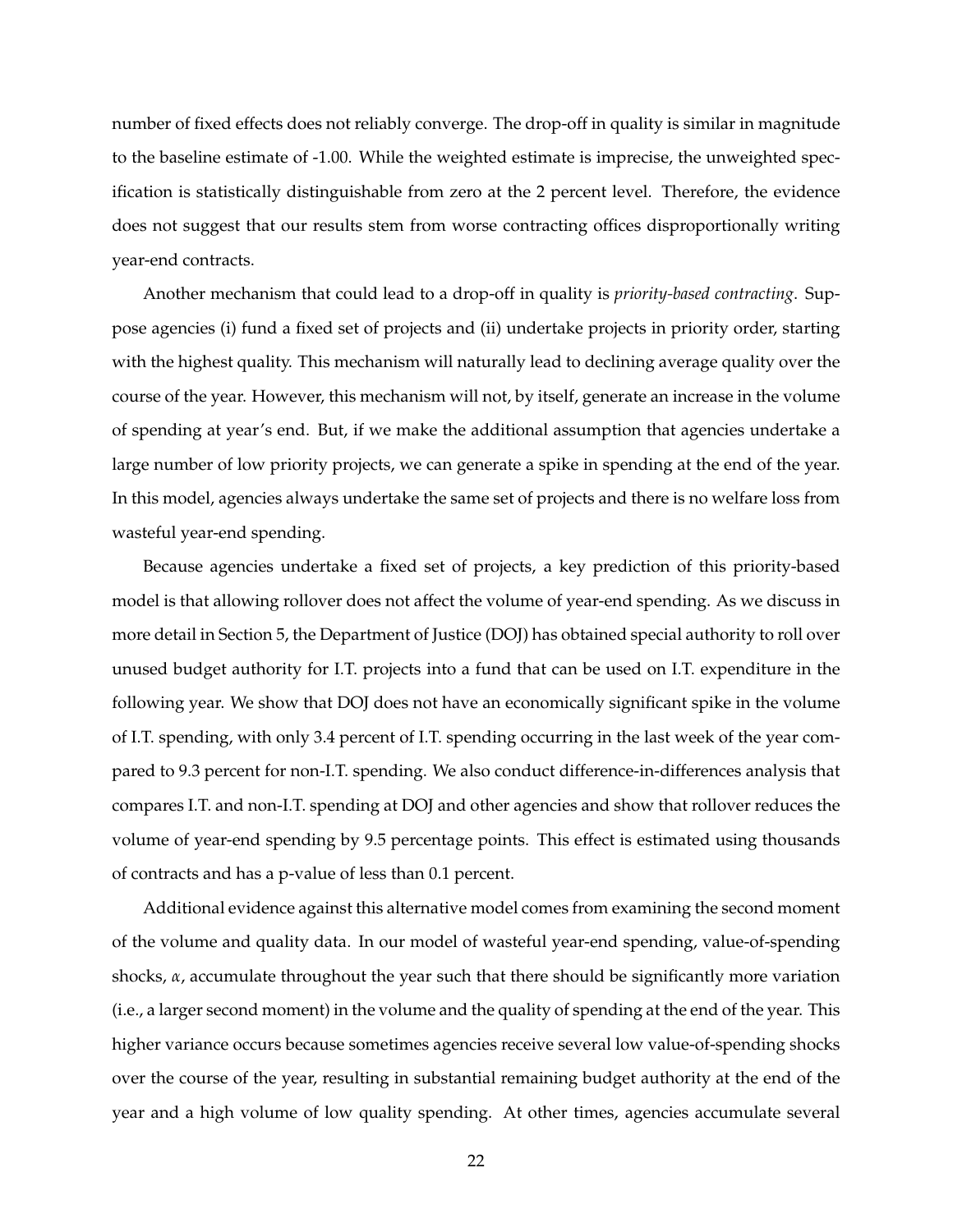number of fixed effects does not reliably converge. The drop-off in quality is similar in magnitude to the baseline estimate of -1.00. While the weighted estimate is imprecise, the unweighted specification is statistically distinguishable from zero at the 2 percent level. Therefore, the evidence does not suggest that our results stem from worse contracting offices disproportionally writing year-end contracts.

Another mechanism that could lead to a drop-off in quality is *priority-based contracting*. Suppose agencies (i) fund a fixed set of projects and (ii) undertake projects in priority order, starting with the highest quality. This mechanism will naturally lead to declining average quality over the course of the year. However, this mechanism will not, by itself, generate an increase in the volume of spending at year's end. But, if we make the additional assumption that agencies undertake a large number of low priority projects, we can generate a spike in spending at the end of the year. In this model, agencies always undertake the same set of projects and there is no welfare loss from wasteful year-end spending.

Because agencies undertake a fixed set of projects, a key prediction of this priority-based model is that allowing rollover does not affect the volume of year-end spending. As we discuss in more detail in Section 5, the Department of Justice (DOJ) has obtained special authority to roll over unused budget authority for I.T. projects into a fund that can be used on I.T. expenditure in the following year. We show that DOJ does not have an economically significant spike in the volume of I.T. spending, with only 3.4 percent of I.T. spending occurring in the last week of the year compared to 9.3 percent for non-I.T. spending. We also conduct difference-in-differences analysis that compares I.T. and non-I.T. spending at DOJ and other agencies and show that rollover reduces the volume of year-end spending by 9.5 percentage points. This effect is estimated using thousands of contracts and has a p-value of less than 0.1 percent.

Additional evidence against this alternative model comes from examining the second moment of the volume and quality data. In our model of wasteful year-end spending, value-of-spending shocks, $\alpha$, accumulate throughout the year such that there should be significantly more variation (i.e., a larger second moment) in the volume and the quality of spending at the end of the year. This higher variance occurs because sometimes agencies receive several low value-of-spending shocks over the course of the year, resulting in substantial remaining budget authority at the end of the year and a high volume of low quality spending. At other times, agencies accumulate several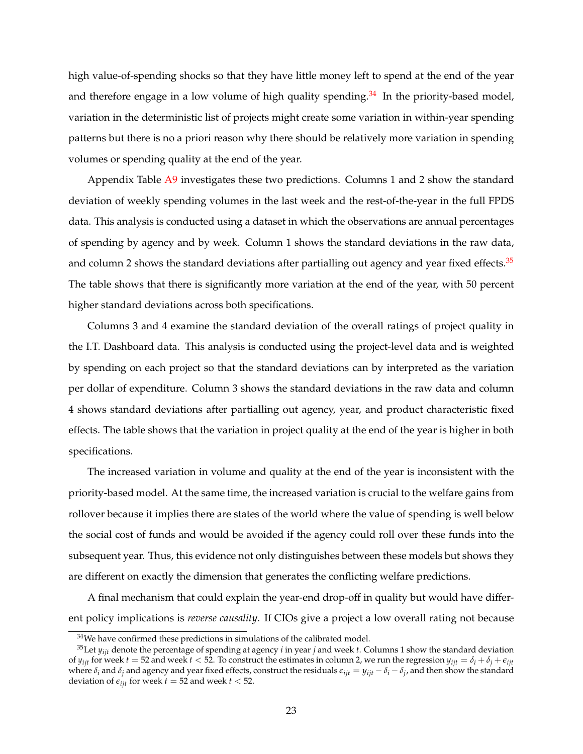high value-of-spending shocks so that they have little money left to spend at the end of the year and therefore engage in a low volume of high quality spending.[34] In the priority-based model, variation in the deterministic list of projects might create some variation in within-year spending patterns but there is no a priori reason why there should be relatively more variation in spending volumes or spending quality at the end of the year.

Appendix Table A9 investigates these two predictions. Columns 1 and 2 show the standard deviation of weekly spending volumes in the last week and the rest-of-the-year in the full FPDS data. This analysis is conducted using a dataset in which the observations are annual percentages of spending by agency and by week. Column 1 shows the standard deviations in the raw data, and column 2 shows the standard deviations after partialling out agency and year fixed effects.[35] The table shows that there is significantly more variation at the end of the year, with 50 percent higher standard deviations across both specifications.

Columns 3 and 4 examine the standard deviation of the overall ratings of project quality in the I.T. Dashboard data. This analysis is conducted using the project-level data and is weighted by spending on each project so that the standard deviations can by interpreted as the variation per dollar of expenditure. Column 3 shows the standard deviations in the raw data and column 4 shows standard deviations after partialling out agency, year, and product characteristic fixed effects. The table shows that the variation in project quality at the end of the year is higher in both specifications.

The increased variation in volume and quality at the end of the year is inconsistent with the priority-based model. At the same time, the increased variation is crucial to the welfare gains from rollover because it implies there are states of the world where the value of spending is well below the social cost of funds and would be avoided if the agency could roll over these funds into the subsequent year. Thus, this evidence not only distinguishes between these models but shows they are different on exactly the dimension that generates the conflicting welfare predictions.

A final mechanism that could explain the year-end drop-off in quality but would have different policy implications is *reverse causality*. If CIOs give a project a low overall rating not because

---

[34] We have confirmed these predictions in simulations of the calibrated model.

[35] Let $y_{ijt}$ denote the percentage of spending at agency $i$ in year $j$ and week $t$. Columns 1 show the standard deviation of $y_{ijt}$ for week $t = 52$ and week $t < 52$. To construct the estimates in column 2, we run the regression $y_{ijt} = \delta_i + \delta_j + \epsilon_{ijt}$ where $\delta_i$ and $\delta_j$ and agency and year fixed effects, construct the residuals $\epsilon_{ijt} = y_{ijt} - \delta_i - \delta_j$, and then show the standard deviation of $\epsilon_{ijt}$ for week $t = 52$ and week $t < 52$.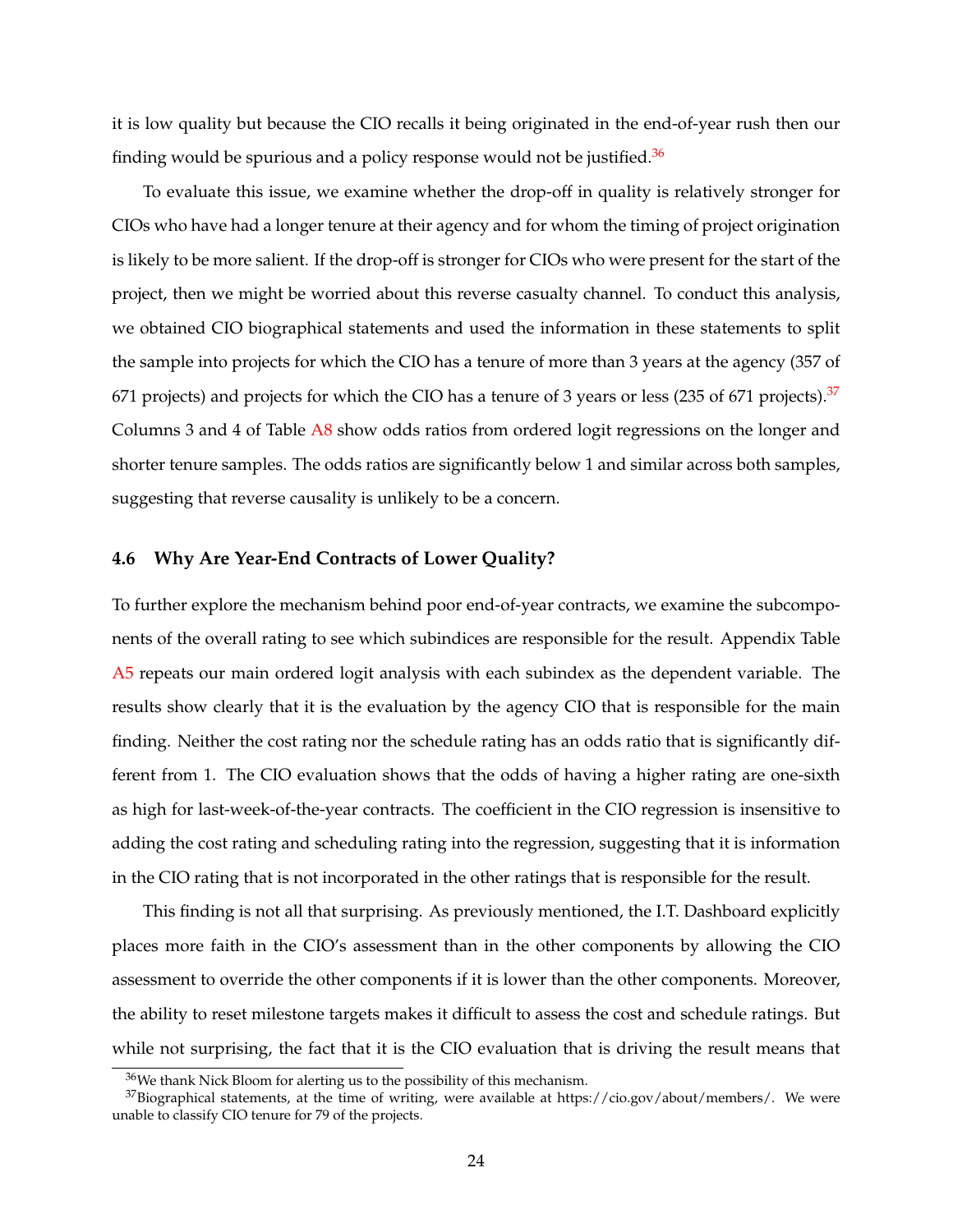it is low quality but because the CIO recalls it being originated in the end-of-year rush then our finding would be spurious and a policy response would not be justified.[36]

To evaluate this issue, we examine whether the drop-off in quality is relatively stronger for CIOs who have had a longer tenure at their agency and for whom the timing of project origination is likely to be more salient. If the drop-off is stronger for CIOs who were present for the start of the project, then we might be worried about this reverse casualty channel. To conduct this analysis, we obtained CIO biographical statements and used the information in these statements to split the sample into projects for which the CIO has a tenure of more than 3 years at the agency (357 of 671 projects) and projects for which the CIO has a tenure of 3 years or less (235 of 671 projects).[37] Columns 3 and 4 of Table A8 show odds ratios from ordered logit regressions on the longer and shorter tenure samples. The odds ratios are significantly below 1 and similar across both samples, suggesting that reverse causality is unlikely to be a concern.

### 4.6 Why Are Year-End Contracts of Lower Quality?

To further explore the mechanism behind poor end-of-year contracts, we examine the subcomponents of the overall rating to see which subindices are responsible for the result. Appendix Table A5 repeats our main ordered logit analysis with each subindex as the dependent variable. The results show clearly that it is the evaluation by the agency CIO that is responsible for the main finding. Neither the cost rating nor the schedule rating has an odds ratio that is significantly different from 1. The CIO evaluation shows that the odds of having a higher rating are one-sixth as high for last-week-of-the-year contracts. The coefficient in the CIO regression is insensitive to adding the cost rating and scheduling rating into the regression, suggesting that it is information in the CIO rating that is not incorporated in the other ratings that is responsible for the result.

This finding is not all that surprising. As previously mentioned, the I.T. Dashboard explicitly places more faith in the CIO's assessment than in the other components by allowing the CIO assessment to override the other components if it is lower than the other components. Moreover, the ability to reset milestone targets makes it difficult to assess the cost and schedule ratings. But while not surprising, the fact that it is the CIO evaluation that is driving the result means that

[36] We thank Nick Bloom for alerting us to the possibility of this mechanism.

[37] Biographical statements, at the time of writing, were available at https://cio.gov/about/members/. We were unable to classify CIO tenure for 79 of the projects.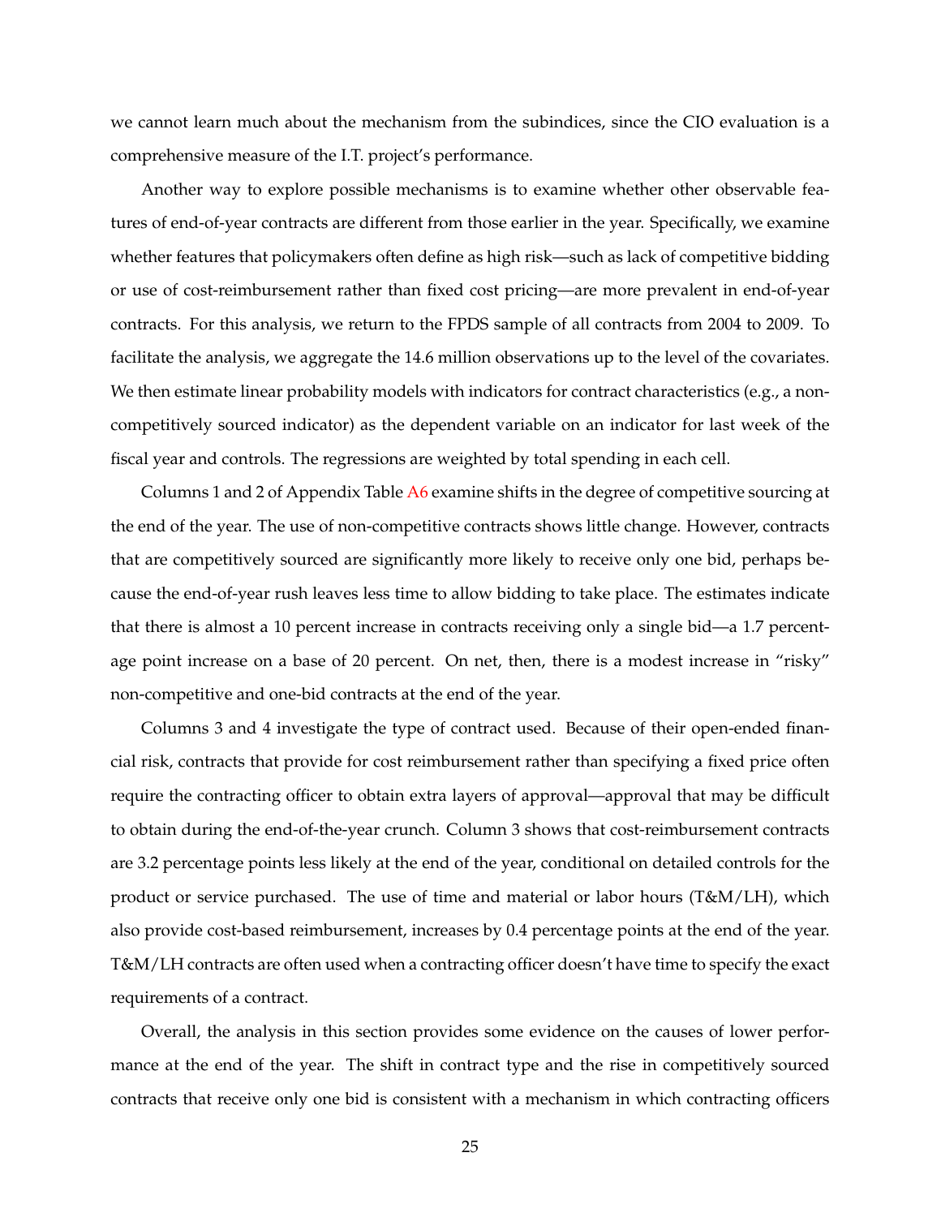we cannot learn much about the mechanism from the subindices, since the CIO evaluation is a comprehensive measure of the I.T. project's performance.

Another way to explore possible mechanisms is to examine whether other observable features of end-of-year contracts are different from those earlier in the year. Specifically, we examine whether features that policymakers often define as high risk—such as lack of competitive bidding or use of cost-reimbursement rather than fixed cost pricing—are more prevalent in end-of-year contracts. For this analysis, we return to the FPDS sample of all contracts from 2004 to 2009. To facilitate the analysis, we aggregate the 14.6 million observations up to the level of the covariates. We then estimate linear probability models with indicators for contract characteristics (e.g., a non-competitively sourced indicator) as the dependent variable on an indicator for last week of the fiscal year and controls. The regressions are weighted by total spending in each cell.

Columns 1 and 2 of Appendix Table A6 examine shifts in the degree of competitive sourcing at the end of the year. The use of non-competitive contracts shows little change. However, contracts that are competitively sourced are significantly more likely to receive only one bid, perhaps because the end-of-year rush leaves less time to allow bidding to take place. The estimates indicate that there is almost a 10 percent increase in contracts receiving only a single bid—a 1.7 percentage point increase on a base of 20 percent. On net, then, there is a modest increase in "risky" non-competitive and one-bid contracts at the end of the year.

Columns 3 and 4 investigate the type of contract used. Because of their open-ended financial risk, contracts that provide for cost reimbursement rather than specifying a fixed price often require the contracting officer to obtain extra layers of approval—approval that may be difficult to obtain during the end-of-the-year crunch. Column 3 shows that cost-reimbursement contracts are 3.2 percentage points less likely at the end of the year, conditional on detailed controls for the product or service purchased. The use of time and material or labor hours (T&M/LH), which also provide cost-based reimbursement, increases by 0.4 percentage points at the end of the year. T&M/LH contracts are often used when a contracting officer doesn't have time to specify the exact requirements of a contract.

Overall, the analysis in this section provides some evidence on the causes of lower performance at the end of the year. The shift in contract type and the rise in competitively sourced contracts that receive only one bid is consistent with a mechanism in which contracting officers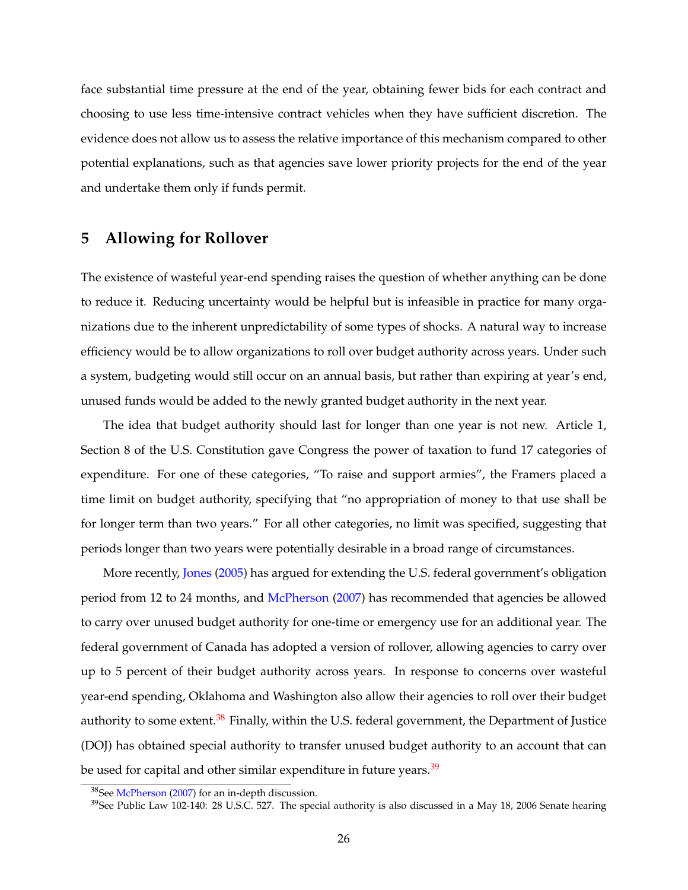face substantial time pressure at the end of the year, obtaining fewer bids for each contract and choosing to use less time-intensive contract vehicles when they have sufficient discretion. The evidence does not allow us to assess the relative importance of this mechanism compared to other potential explanations, such as that agencies save lower priority projects for the end of the year and undertake them only if funds permit.

## 5 Allowing for Rollover

The existence of wasteful year-end spending raises the question of whether anything can be done to reduce it. Reducing uncertainty would be helpful but is infeasible in practice for many organizations due to the inherent unpredictability of some types of shocks. A natural way to increase efficiency would be to allow organizations to roll over budget authority across years. Under such a system, budgeting would still occur on an annual basis, but rather than expiring at year's end, unused funds would be added to the newly granted budget authority in the next year.

The idea that budget authority should last for longer than one year is not new. Article 1, Section 8 of the U.S. Constitution gave Congress the power of taxation to fund 17 categories of expenditure. For one of these categories, "To raise and support armies", the Framers placed a time limit on budget authority, specifying that "no appropriation of money to that use shall be for longer term than two years." For all other categories, no limit was specified, suggesting that periods longer than two years were potentially desirable in a broad range of circumstances.

More recently, Jones (2005) has argued for extending the U.S. federal government's obligation period from 12 to 24 months, and McPherson (2007) has recommended that agencies be allowed to carry over unused budget authority for one-time or emergency use for an additional year. The federal government of Canada has adopted a version of rollover, allowing agencies to carry over up to 5 percent of their budget authority across years. In response to concerns over wasteful year-end spending, Oklahoma and Washington also allow their agencies to roll over their budget authority to some extent.[38] Finally, within the U.S. federal government, the Department of Justice (DOJ) has obtained special authority to transfer unused budget authority to an account that can be used for capital and other similar expenditure in future years.[39]

[38] See McPherson (2007) for an in-depth discussion.

[39] See Public Law 102-140: 28 U.S.C. 527. The special authority is also discussed in a May 18, 2006 Senate hearing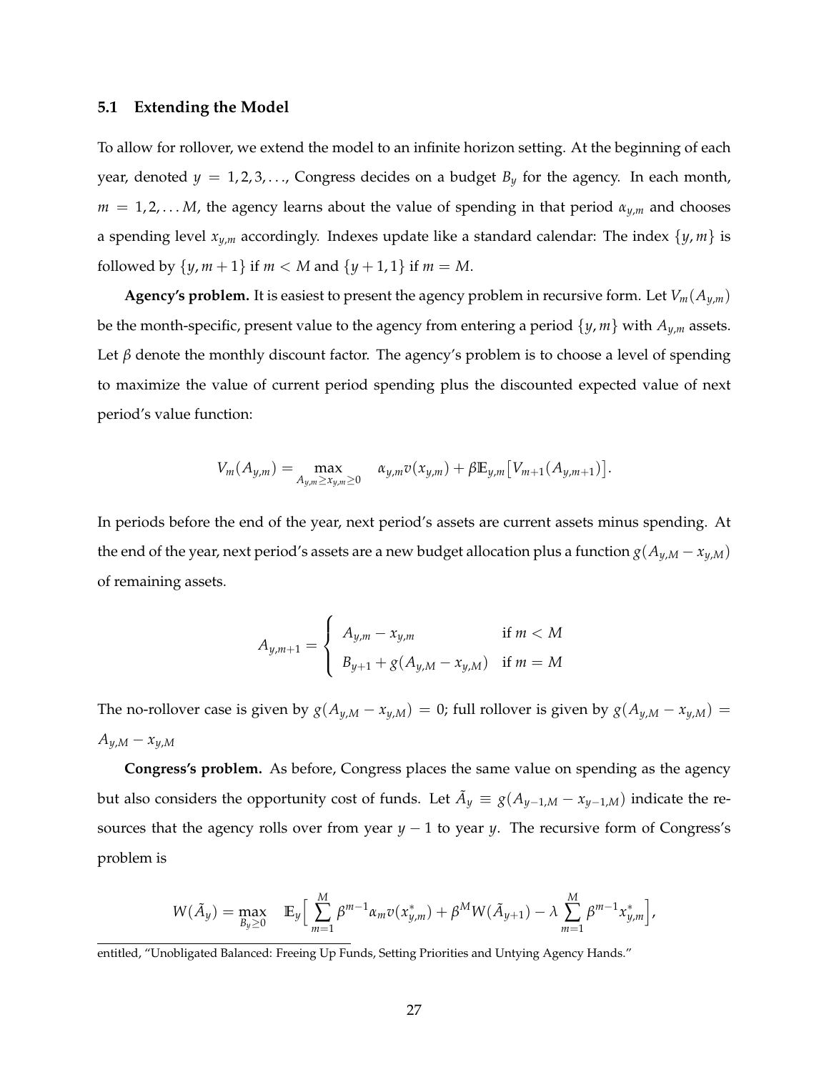### 5.1 Extending the Model

To allow for rollover, we extend the model to an infinite horizon setting. At the beginning of each year, denoted $y = 1, 2, 3, \ldots$, Congress decides on a budget $B_y$ for the agency. In each month, $m = 1, 2, \ldots M$, the agency learns about the value of spending in that period $\alpha_{y,m}$ and chooses a spending level $x_{y,m}$ accordingly. Indexes update like a standard calendar: The index $\{y, m\}$ is followed by $\{y, m+1\}$ if $m < M$ and $\{y+1, 1\}$ if $m = M$.

**Agency's problem.** It is easiest to present the agency problem in recursive form. Let $V_m(A_{y,m})$ be the month-specific, present value to the agency from entering a period $\{y, m\}$ with $A_{y,m}$ assets. Let $\beta$ denote the monthly discount factor. The agency's problem is to choose a level of spending to maximize the value of current period spending plus the discounted expected value of next period's value function:

$$V_m(A_{y,m}) = \max_{A_{y,m} \geq x_{y,m} \geq 0} \quad \alpha_{y,m} v(x_{y,m}) + \beta \mathbb{E}_{y,m}\big[V_{m+1}(A_{y,m+1})\big].$$

In periods before the end of the year, next period's assets are current assets minus spending. At the end of the year, next period's assets are a new budget allocation plus a function $g(A_{y,M} - x_{y,M})$ of remaining assets.

$$A_{y,m+1} = \begin{cases} A_{y,m} - x_{y,m} & \text{if } m < M \\ B_{y+1} + g(A_{y,M} - x_{y,M}) & \text{if } m = M \end{cases}$$

The no-rollover case is given by $g(A_{y,M} - x_{y,M}) = 0$; full rollover is given by $g(A_{y,M} - x_{y,M}) = A_{y,M} - x_{y,M}$

**Congress's problem.** As before, Congress places the same value on spending as the agency but also considers the opportunity cost of funds. Let $\tilde{A}_y \equiv g(A_{y-1,M} - x_{y-1,M})$ indicate the resources that the agency rolls over from year $y-1$ to year $y$. The recursive form of Congress's problem is

$$W(\tilde{A}_y) = \max_{B_y \geq 0} \quad \mathbb{E}_y\Big[\sum_{m=1}^{M} \beta^{m-1} \alpha_m v(x^*_{y,m}) + \beta^M W(\tilde{A}_{y+1}) - \lambda \sum_{m=1}^{M} \beta^{m-1} x^*_{y,m}\Big],$$

entitled, "Unobligated Balanced: Freeing Up Funds, Setting Priorities and Untying Agency Hands."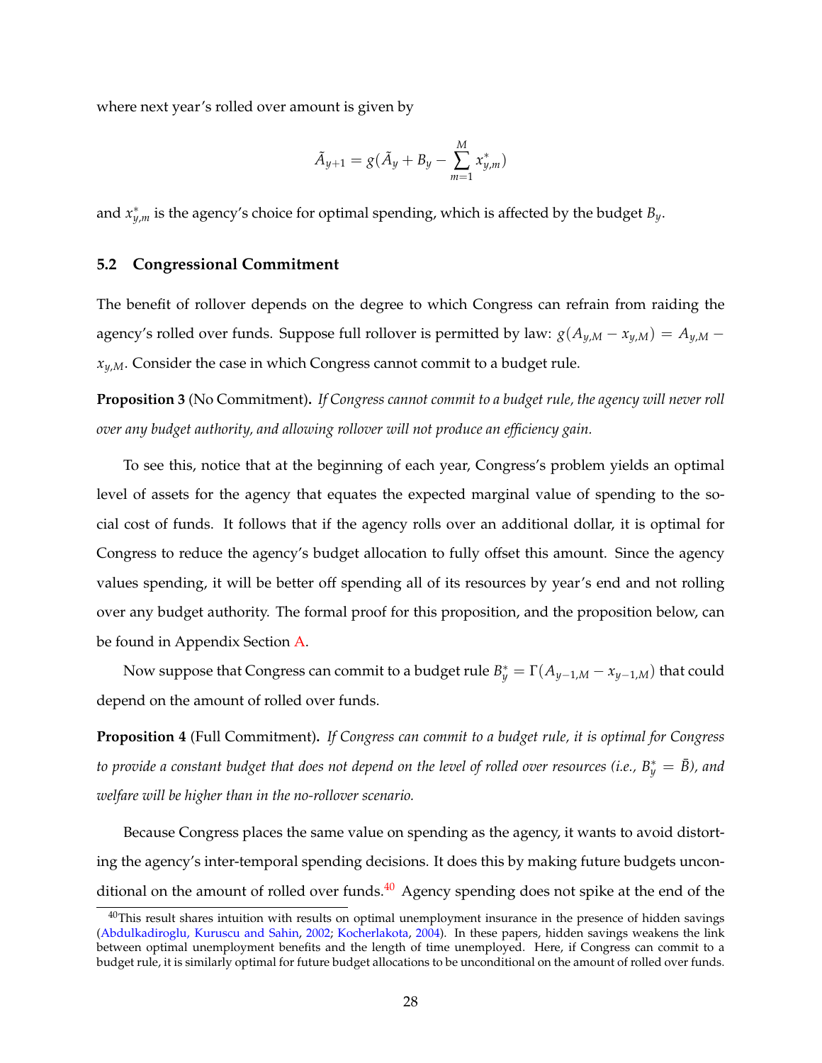where next year's rolled over amount is given by

$$\tilde{A}_{y+1} = g(\tilde{A}_y + B_y - \sum_{m=1}^{M} x^*_{y,m})$$

and $x^*_{y,m}$ is the agency's choice for optimal spending, which is affected by the budget $B_y$.

### 5.2 Congressional Commitment

The benefit of rollover depends on the degree to which Congress can refrain from raiding the agency's rolled over funds. Suppose full rollover is permitted by law: $g(A_{y,M} - x_{y,M}) = A_{y,M} - x_{y,M}$. Consider the case in which Congress cannot commit to a budget rule.

**Proposition 3** (No Commitment)**.** *If Congress cannot commit to a budget rule, the agency will never roll over any budget authority, and allowing rollover will not produce an efficiency gain.*

To see this, notice that at the beginning of each year, Congress's problem yields an optimal level of assets for the agency that equates the expected marginal value of spending to the social cost of funds. It follows that if the agency rolls over an additional dollar, it is optimal for Congress to reduce the agency's budget allocation to fully offset this amount. Since the agency values spending, it will be better off spending all of its resources by year's end and not rolling over any budget authority. The formal proof for this proposition, and the proposition below, can be found in Appendix Section A.

Now suppose that Congress can commit to a budget rule $B^*_y = \Gamma(A_{y-1,M} - x_{y-1,M})$ that could depend on the amount of rolled over funds.

**Proposition 4** (Full Commitment)**.** *If Congress can commit to a budget rule, it is optimal for Congress to provide a constant budget that does not depend on the level of rolled over resources (i.e., $B^*_y = \bar{B}$), and welfare will be higher than in the no-rollover scenario.*

Because Congress places the same value on spending as the agency, it wants to avoid distorting the agency's inter-temporal spending decisions. It does this by making future budgets unconditional on the amount of rolled over funds.[40] Agency spending does not spike at the end of the

[40] This result shares intuition with results on optimal unemployment insurance in the presence of hidden savings (Abdulkadiroglu, Kuruscu and Sahin, 2002; Kocherlakota, 2004). In these papers, hidden savings weakens the link between optimal unemployment benefits and the length of time unemployed. Here, if Congress can commit to a budget rule, it is similarly optimal for future budget allocations to be unconditional on the amount of rolled over funds.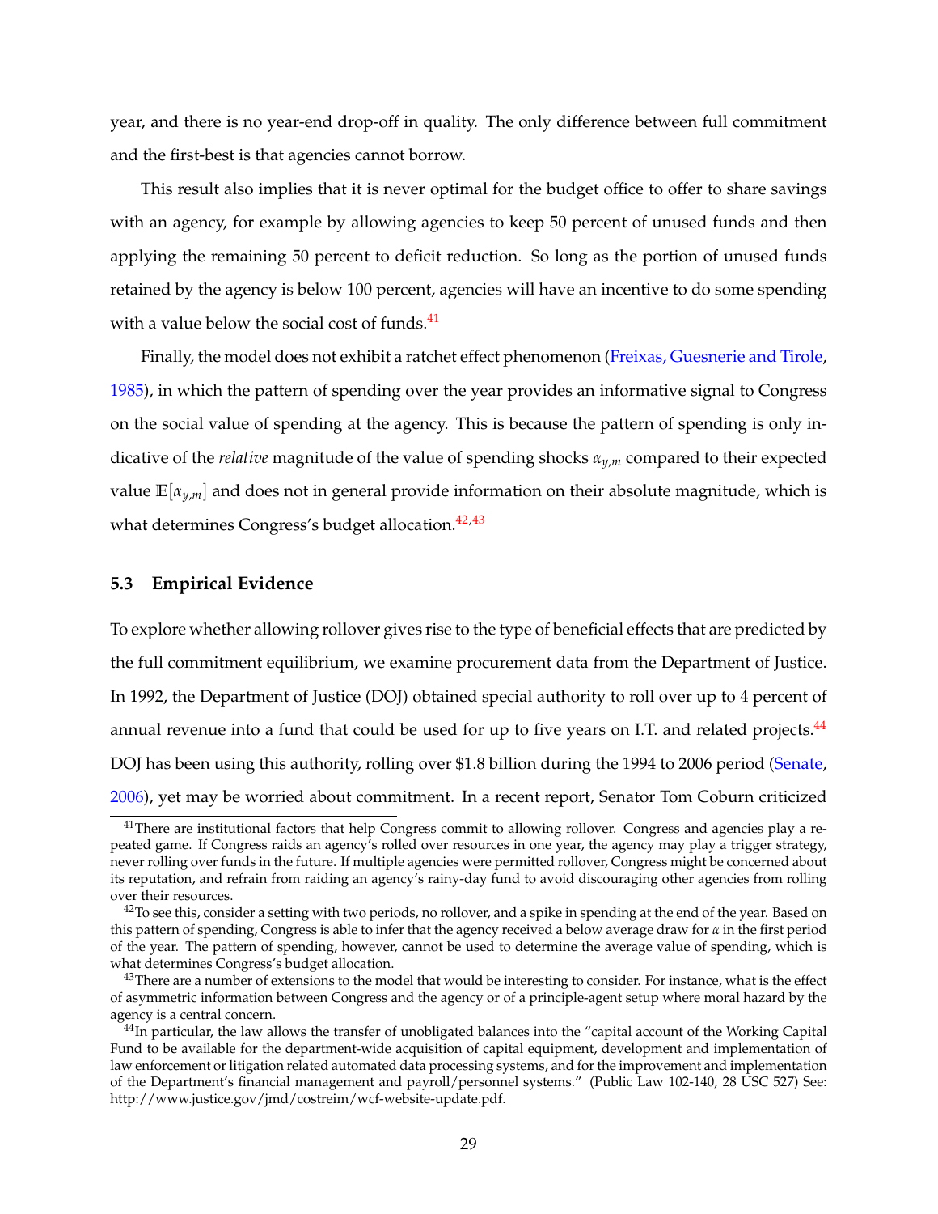year, and there is no year-end drop-off in quality. The only difference between full commitment and the first-best is that agencies cannot borrow.

This result also implies that it is never optimal for the budget office to offer to share savings with an agency, for example by allowing agencies to keep 50 percent of unused funds and then applying the remaining 50 percent to deficit reduction. So long as the portion of unused funds retained by the agency is below 100 percent, agencies will have an incentive to do some spending with a value below the social cost of funds.[41]

Finally, the model does not exhibit a ratchet effect phenomenon (Freixas, Guesnerie and Tirole, 1985), in which the pattern of spending over the year provides an informative signal to Congress on the social value of spending at the agency. This is because the pattern of spending is only indicative of the *relative* magnitude of the value of spending shocks $\alpha_{y,m}$ compared to their expected value $\mathbb{E}[\alpha_{y,m}]$ and does not in general provide information on their absolute magnitude, which is what determines Congress's budget allocation.[42,43]

### 5.3 Empirical Evidence

To explore whether allowing rollover gives rise to the type of beneficial effects that are predicted by the full commitment equilibrium, we examine procurement data from the Department of Justice. In 1992, the Department of Justice (DOJ) obtained special authority to roll over up to 4 percent of annual revenue into a fund that could be used for up to five years on I.T. and related projects.[44] DOJ has been using this authority, rolling over \$1.8 billion during the 1994 to 2006 period (Senate, 2006), yet may be worried about commitment. In a recent report, Senator Tom Coburn criticized

---

[41] There are institutional factors that help Congress commit to allowing rollover. Congress and agencies play a repeated game. If Congress raids an agency's rolled over resources in one year, the agency may play a trigger strategy, never rolling over funds in the future. If multiple agencies were permitted rollover, Congress might be concerned about its reputation, and refrain from raiding an agency's rainy-day fund to avoid discouraging other agencies from rolling over their resources.

[42] To see this, consider a setting with two periods, no rollover, and a spike in spending at the end of the year. Based on this pattern of spending, Congress is able to infer that the agency received a below average draw for $\alpha$ in the first period of the year. The pattern of spending, however, cannot be used to determine the average value of spending, which is what determines Congress's budget allocation.

[43] There are a number of extensions to the model that would be interesting to consider. For instance, what is the effect of asymmetric information between Congress and the agency or of a principle-agent setup where moral hazard by the agency is a central concern.

[44] In particular, the law allows the transfer of unobligated balances into the "capital account of the Working Capital Fund to be available for the department-wide acquisition of capital equipment, development and implementation of law enforcement or litigation related automated data processing systems, and for the improvement and implementation of the Department's financial management and payroll/personnel systems." (Public Law 102-140, 28 USC 527) See: http://www.justice.gov/jmd/costreim/wcf-website-update.pdf.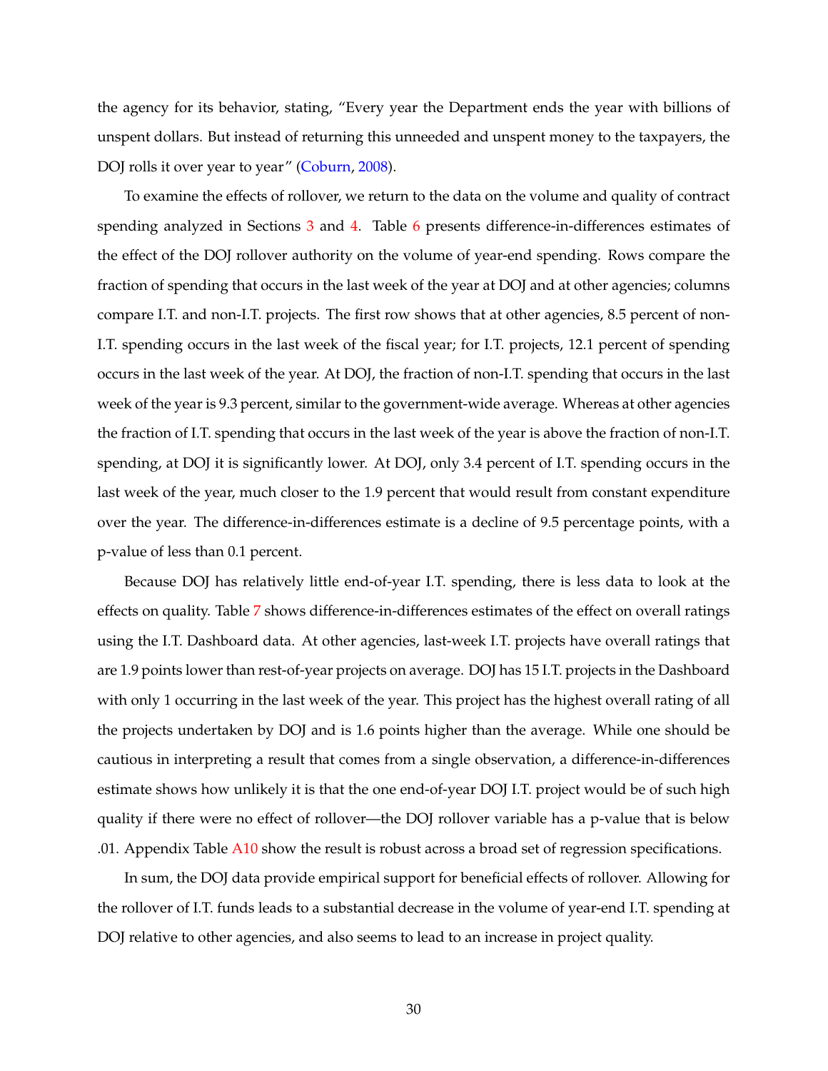the agency for its behavior, stating, "Every year the Department ends the year with billions of unspent dollars. But instead of returning this unneeded and unspent money to the taxpayers, the DOJ rolls it over year to year" (Coburn, 2008).

To examine the effects of rollover, we return to the data on the volume and quality of contract spending analyzed in Sections 3 and 4. Table 6 presents difference-in-differences estimates of the effect of the DOJ rollover authority on the volume of year-end spending. Rows compare the fraction of spending that occurs in the last week of the year at DOJ and at other agencies; columns compare I.T. and non-I.T. projects. The first row shows that at other agencies, 8.5 percent of non-I.T. spending occurs in the last week of the fiscal year; for I.T. projects, 12.1 percent of spending occurs in the last week of the year. At DOJ, the fraction of non-I.T. spending that occurs in the last week of the year is 9.3 percent, similar to the government-wide average. Whereas at other agencies the fraction of I.T. spending that occurs in the last week of the year is above the fraction of non-I.T. spending, at DOJ it is significantly lower. At DOJ, only 3.4 percent of I.T. spending occurs in the last week of the year, much closer to the 1.9 percent that would result from constant expenditure over the year. The difference-in-differences estimate is a decline of 9.5 percentage points, with a p-value of less than 0.1 percent.

Because DOJ has relatively little end-of-year I.T. spending, there is less data to look at the effects on quality. Table 7 shows difference-in-differences estimates of the effect on overall ratings using the I.T. Dashboard data. At other agencies, last-week I.T. projects have overall ratings that are 1.9 points lower than rest-of-year projects on average. DOJ has 15 I.T. projects in the Dashboard with only 1 occurring in the last week of the year. This project has the highest overall rating of all the projects undertaken by DOJ and is 1.6 points higher than the average. While one should be cautious in interpreting a result that comes from a single observation, a difference-in-differences estimate shows how unlikely it is that the one end-of-year DOJ I.T. project would be of such high quality if there were no effect of rollover—the DOJ rollover variable has a p-value that is below .01. Appendix Table A10 show the result is robust across a broad set of regression specifications.

In sum, the DOJ data provide empirical support for beneficial effects of rollover. Allowing for the rollover of I.T. funds leads to a substantial decrease in the volume of year-end I.T. spending at DOJ relative to other agencies, and also seems to lead to an increase in project quality.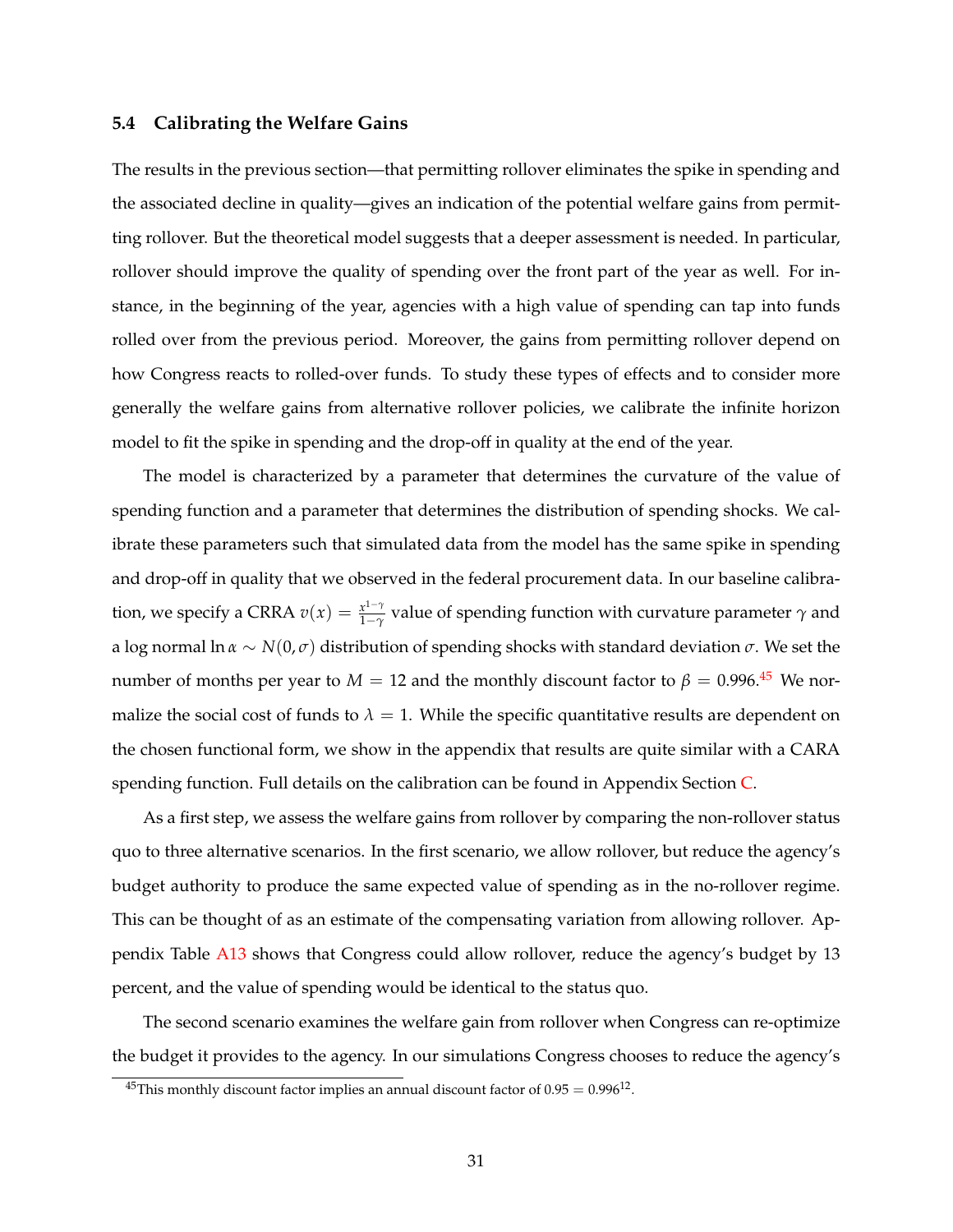### 5.4 Calibrating the Welfare Gains

The results in the previous section—that permitting rollover eliminates the spike in spending and the associated decline in quality—gives an indication of the potential welfare gains from permitting rollover. But the theoretical model suggests that a deeper assessment is needed. In particular, rollover should improve the quality of spending over the front part of the year as well. For instance, in the beginning of the year, agencies with a high value of spending can tap into funds rolled over from the previous period. Moreover, the gains from permitting rollover depend on how Congress reacts to rolled-over funds. To study these types of effects and to consider more generally the welfare gains from alternative rollover policies, we calibrate the infinite horizon model to fit the spike in spending and the drop-off in quality at the end of the year.

The model is characterized by a parameter that determines the curvature of the value of spending function and a parameter that determines the distribution of spending shocks. We calibrate these parameters such that simulated data from the model has the same spike in spending and drop-off in quality that we observed in the federal procurement data. In our baseline calibration, we specify a CRRA $v(x) = \frac{x^{1-\gamma}}{1-\gamma}$ value of spending function with curvature parameter $\gamma$ and a log normal $\ln \alpha \sim N(0, \sigma)$ distribution of spending shocks with standard deviation $\sigma$. We set the number of months per year to $M = 12$ and the monthly discount factor to $\beta = 0.996$.[45] We normalize the social cost of funds to $\lambda = 1$. While the specific quantitative results are dependent on the chosen functional form, we show in the appendix that results are quite similar with a CARA spending function. Full details on the calibration can be found in Appendix Section C.

As a first step, we assess the welfare gains from rollover by comparing the non-rollover status quo to three alternative scenarios. In the first scenario, we allow rollover, but reduce the agency's budget authority to produce the same expected value of spending as in the no-rollover regime. This can be thought of as an estimate of the compensating variation from allowing rollover. Appendix Table A13 shows that Congress could allow rollover, reduce the agency's budget by 13 percent, and the value of spending would be identical to the status quo.

The second scenario examines the welfare gain from rollover when Congress can re-optimize the budget it provides to the agency. In our simulations Congress chooses to reduce the agency's

[45] This monthly discount factor implies an annual discount factor of $0.95 = 0.996^{12}$.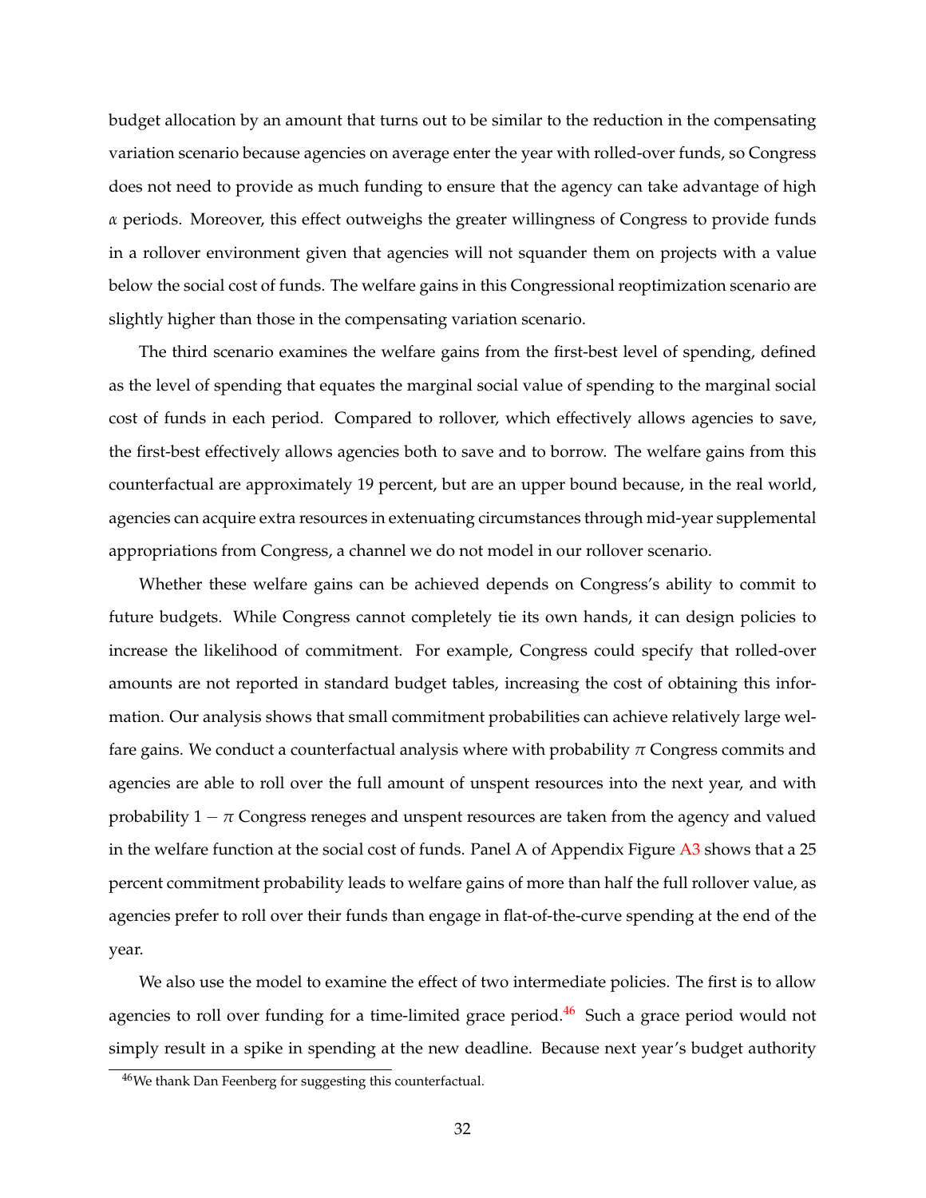budget allocation by an amount that turns out to be similar to the reduction in the compensating variation scenario because agencies on average enter the year with rolled-over funds, so Congress does not need to provide as much funding to ensure that the agency can take advantage of high $\alpha$ periods. Moreover, this effect outweighs the greater willingness of Congress to provide funds in a rollover environment given that agencies will not squander them on projects with a value below the social cost of funds. The welfare gains in this Congressional reoptimization scenario are slightly higher than those in the compensating variation scenario.

The third scenario examines the welfare gains from the first-best level of spending, defined as the level of spending that equates the marginal social value of spending to the marginal social cost of funds in each period. Compared to rollover, which effectively allows agencies to save, the first-best effectively allows agencies both to save and to borrow. The welfare gains from this counterfactual are approximately 19 percent, but are an upper bound because, in the real world, agencies can acquire extra resources in extenuating circumstances through mid-year supplemental appropriations from Congress, a channel we do not model in our rollover scenario.

Whether these welfare gains can be achieved depends on Congress's ability to commit to future budgets. While Congress cannot completely tie its own hands, it can design policies to increase the likelihood of commitment. For example, Congress could specify that rolled-over amounts are not reported in standard budget tables, increasing the cost of obtaining this information. Our analysis shows that small commitment probabilities can achieve relatively large welfare gains. We conduct a counterfactual analysis where with probability $\pi$ Congress commits and agencies are able to roll over the full amount of unspent resources into the next year, and with probability $1 - \pi$ Congress reneges and unspent resources are taken from the agency and valued in the welfare function at the social cost of funds. Panel A of Appendix Figure A3 shows that a 25 percent commitment probability leads to welfare gains of more than half the full rollover value, as agencies prefer to roll over their funds than engage in flat-of-the-curve spending at the end of the year.

We also use the model to examine the effect of two intermediate policies. The first is to allow agencies to roll over funding for a time-limited grace period.[46] Such a grace period would not simply result in a spike in spending at the new deadline. Because next year's budget authority

[46] We thank Dan Feenberg for suggesting this counterfactual.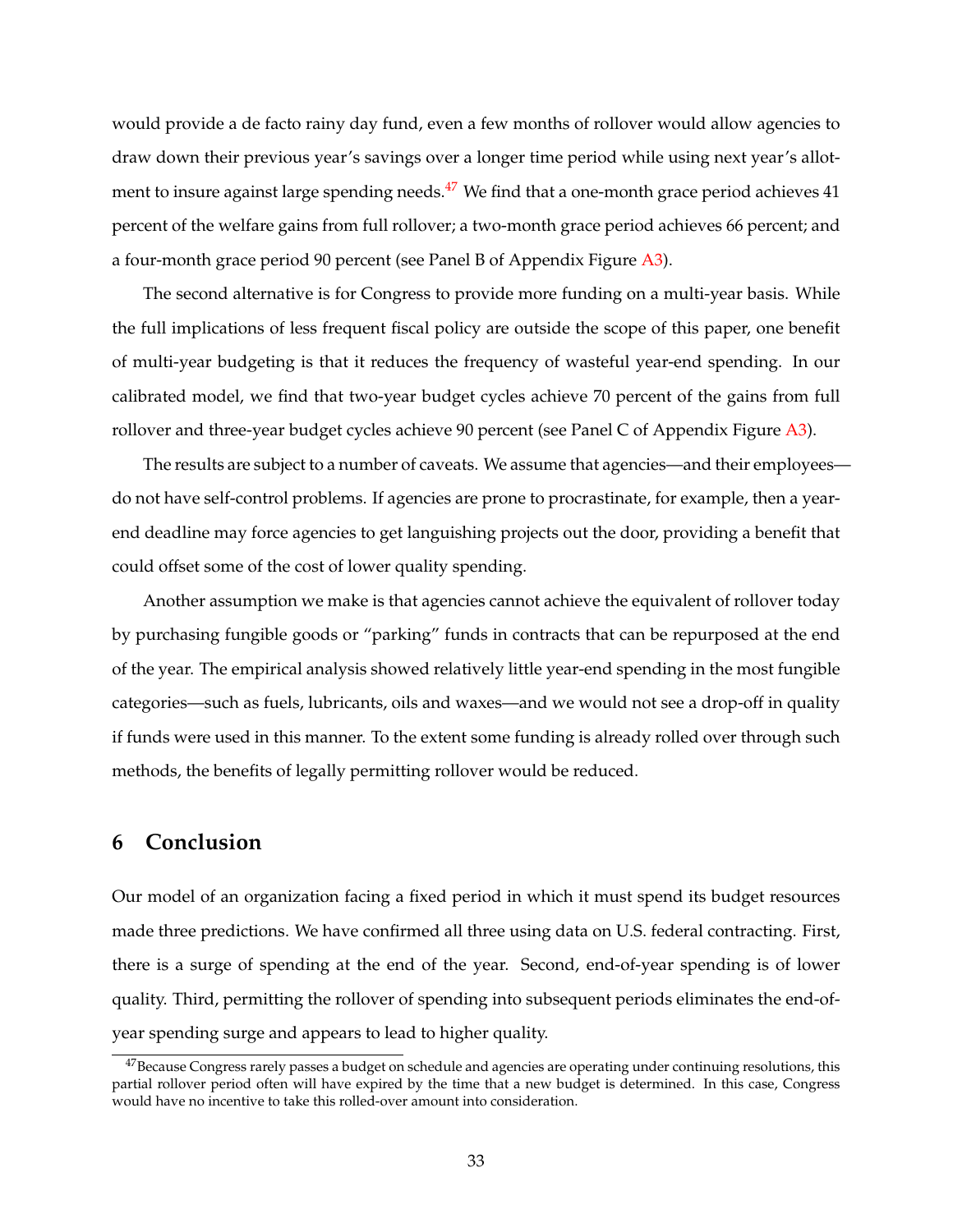would provide a de facto rainy day fund, even a few months of rollover would allow agencies to draw down their previous year's savings over a longer time period while using next year's allotment to insure against large spending needs.[47] We find that a one-month grace period achieves 41 percent of the welfare gains from full rollover; a two-month grace period achieves 66 percent; and a four-month grace period 90 percent (see Panel B of Appendix Figure A3).

The second alternative is for Congress to provide more funding on a multi-year basis. While the full implications of less frequent fiscal policy are outside the scope of this paper, one benefit of multi-year budgeting is that it reduces the frequency of wasteful year-end spending. In our calibrated model, we find that two-year budget cycles achieve 70 percent of the gains from full rollover and three-year budget cycles achieve 90 percent (see Panel C of Appendix Figure A3).

The results are subject to a number of caveats. We assume that agencies—and their employees—do not have self-control problems. If agencies are prone to procrastinate, for example, then a year-end deadline may force agencies to get languishing projects out the door, providing a benefit that could offset some of the cost of lower quality spending.

Another assumption we make is that agencies cannot achieve the equivalent of rollover today by purchasing fungible goods or "parking" funds in contracts that can be repurposed at the end of the year. The empirical analysis showed relatively little year-end spending in the most fungible categories—such as fuels, lubricants, oils and waxes—and we would not see a drop-off in quality if funds were used in this manner. To the extent some funding is already rolled over through such methods, the benefits of legally permitting rollover would be reduced.

## 6 Conclusion

Our model of an organization facing a fixed period in which it must spend its budget resources made three predictions. We have confirmed all three using data on U.S. federal contracting. First, there is a surge of spending at the end of the year. Second, end-of-year spending is of lower quality. Third, permitting the rollover of spending into subsequent periods eliminates the end-of-year spending surge and appears to lead to higher quality.

[47] Because Congress rarely passes a budget on schedule and agencies are operating under continuing resolutions, this partial rollover period often will have expired by the time that a new budget is determined. In this case, Congress would have no incentive to take this rolled-over amount into consideration.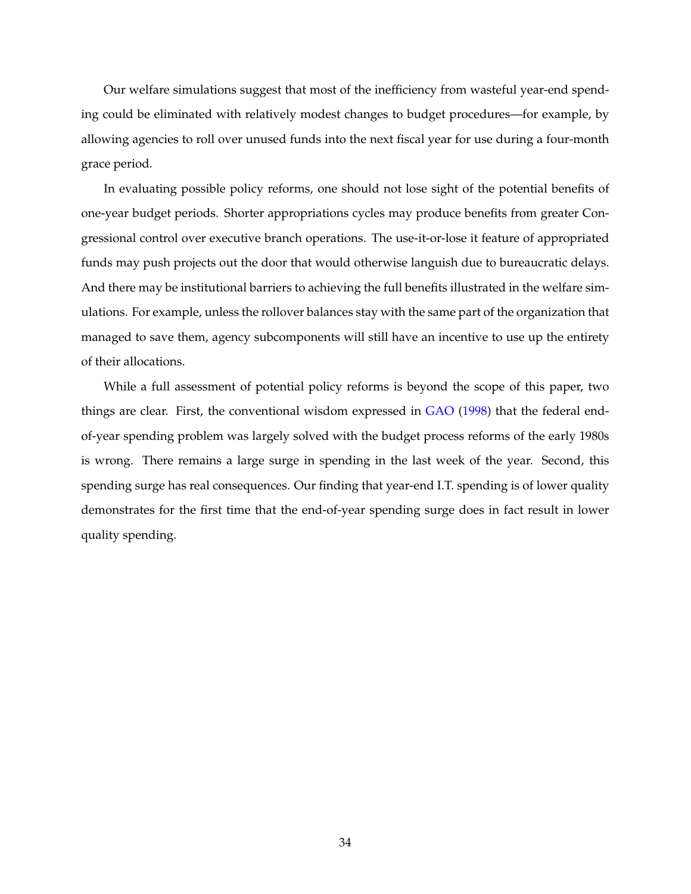Our welfare simulations suggest that most of the inefficiency from wasteful year-end spending could be eliminated with relatively modest changes to budget procedures—for example, by allowing agencies to roll over unused funds into the next fiscal year for use during a four-month grace period.

In evaluating possible policy reforms, one should not lose sight of the potential benefits of one-year budget periods. Shorter appropriations cycles may produce benefits from greater Congressional control over executive branch operations. The use-it-or-lose it feature of appropriated funds may push projects out the door that would otherwise languish due to bureaucratic delays. And there may be institutional barriers to achieving the full benefits illustrated in the welfare simulations. For example, unless the rollover balances stay with the same part of the organization that managed to save them, agency subcomponents will still have an incentive to use up the entirety of their allocations.

While a full assessment of potential policy reforms is beyond the scope of this paper, two things are clear. First, the conventional wisdom expressed in GAO (1998) that the federal end-of-year spending problem was largely solved with the budget process reforms of the early 1980s is wrong. There remains a large surge in spending in the last week of the year. Second, this spending surge has real consequences. Our finding that year-end I.T. spending is of lower quality demonstrates for the first time that the end-of-year spending surge does in fact result in lower quality spending.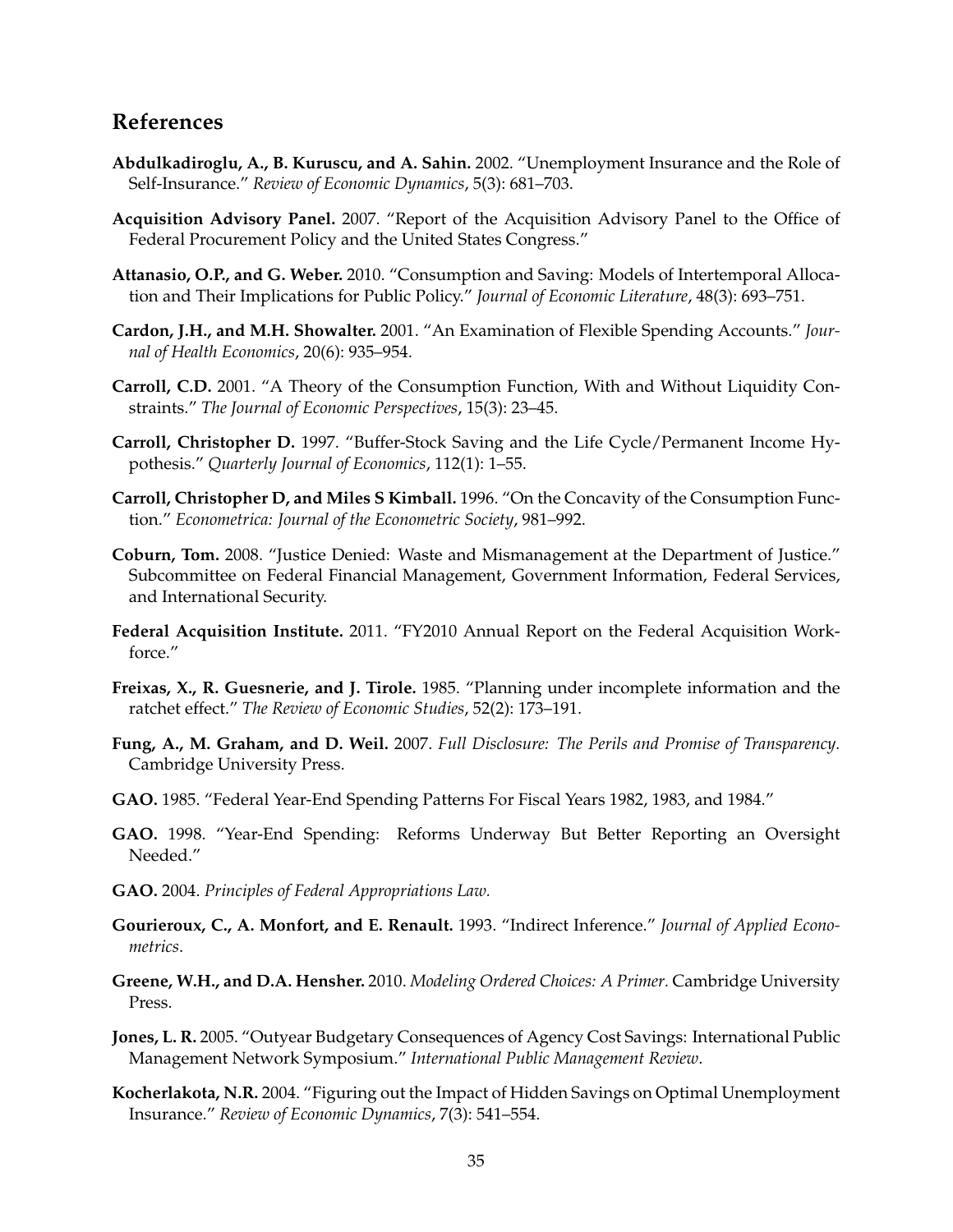## References

**Abdulkadiroglu, A., B. Kuruscu, and A. Sahin.** 2002. "Unemployment Insurance and the Role of Self-Insurance." *Review of Economic Dynamics*, 5(3): 681–703.

**Acquisition Advisory Panel.** 2007. "Report of the Acquisition Advisory Panel to the Office of Federal Procurement Policy and the United States Congress."

**Attanasio, O.P., and G. Weber.** 2010. "Consumption and Saving: Models of Intertemporal Allocation and Their Implications for Public Policy." *Journal of Economic Literature*, 48(3): 693–751.

**Cardon, J.H., and M.H. Showalter.** 2001. "An Examination of Flexible Spending Accounts." *Journal of Health Economics*, 20(6): 935–954.

**Carroll, C.D.** 2001. "A Theory of the Consumption Function, With and Without Liquidity Constraints." *The Journal of Economic Perspectives*, 15(3): 23–45.

**Carroll, Christopher D.** 1997. "Buffer-Stock Saving and the Life Cycle/Permanent Income Hypothesis." *Quarterly Journal of Economics*, 112(1): 1–55.

**Carroll, Christopher D, and Miles S Kimball.** 1996. "On the Concavity of the Consumption Function." *Econometrica: Journal of the Econometric Society*, 981–992.

**Coburn, Tom.** 2008. "Justice Denied: Waste and Mismanagement at the Department of Justice." Subcommittee on Federal Financial Management, Government Information, Federal Services, and International Security.

**Federal Acquisition Institute.** 2011. "FY2010 Annual Report on the Federal Acquisition Workforce."

**Freixas, X., R. Guesnerie, and J. Tirole.** 1985. "Planning under incomplete information and the ratchet effect." *The Review of Economic Studies*, 52(2): 173–191.

**Fung, A., M. Graham, and D. Weil.** 2007. *Full Disclosure: The Perils and Promise of Transparency.* Cambridge University Press.

**GAO.** 1985. "Federal Year-End Spending Patterns For Fiscal Years 1982, 1983, and 1984."

**GAO.** 1998. "Year-End Spending: Reforms Underway But Better Reporting an Oversight Needed."

**GAO.** 2004. *Principles of Federal Appropriations Law.*

**Gourieroux, C., A. Monfort, and E. Renault.** 1993. "Indirect Inference." *Journal of Applied Econometrics*.

**Greene, W.H., and D.A. Hensher.** 2010. *Modeling Ordered Choices: A Primer.* Cambridge University Press.

**Jones, L. R.** 2005. "Outyear Budgetary Consequences of Agency Cost Savings: International Public Management Network Symposium." *International Public Management Review*.

**Kocherlakota, N.R.** 2004. "Figuring out the Impact of Hidden Savings on Optimal Unemployment Insurance." *Review of Economic Dynamics*, 7(3): 541–554.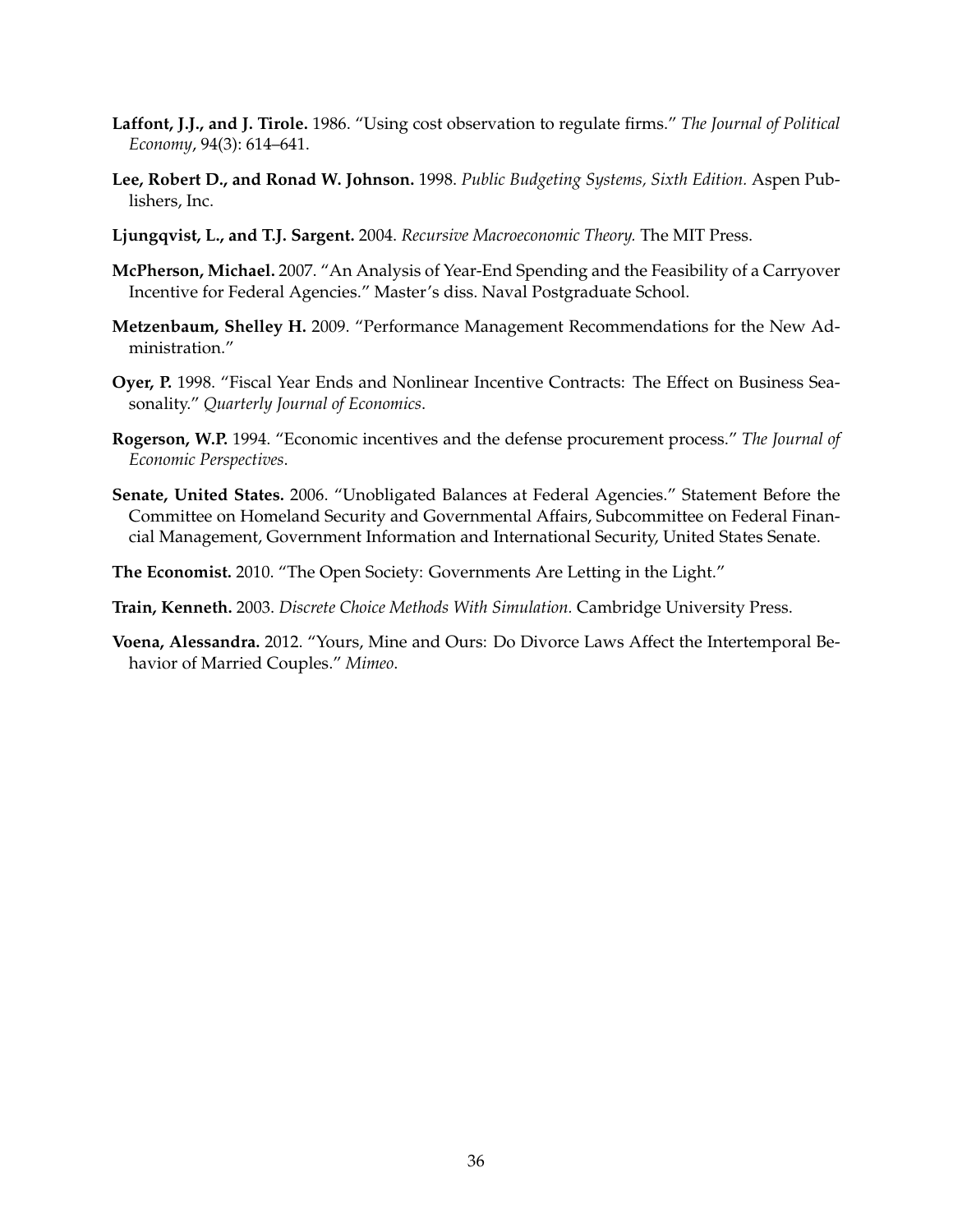**Laffont, J.J., and J. Tirole.** 1986. "Using cost observation to regulate firms." *The Journal of Political Economy*, 94(3): 614–641.

**Lee, Robert D., and Ronad W. Johnson.** 1998. *Public Budgeting Systems, Sixth Edition.* Aspen Publishers, Inc.

**Ljungqvist, L., and T.J. Sargent.** 2004. *Recursive Macroeconomic Theory.* The MIT Press.

**McPherson, Michael.** 2007. "An Analysis of Year-End Spending and the Feasibility of a Carryover Incentive for Federal Agencies." Master's diss. Naval Postgraduate School.

**Metzenbaum, Shelley H.** 2009. "Performance Management Recommendations for the New Administration."

**Oyer, P.** 1998. "Fiscal Year Ends and Nonlinear Incentive Contracts: The Effect on Business Seasonality." *Quarterly Journal of Economics*.

**Rogerson, W.P.** 1994. "Economic incentives and the defense procurement process." *The Journal of Economic Perspectives*.

**Senate, United States.** 2006. "Unobligated Balances at Federal Agencies." Statement Before the Committee on Homeland Security and Governmental Affairs, Subcommittee on Federal Financial Management, Government Information and International Security, United States Senate.

**The Economist.** 2010. "The Open Society: Governments Are Letting in the Light."

**Train, Kenneth.** 2003. *Discrete Choice Methods With Simulation.* Cambridge University Press.

**Voena, Alessandra.** 2012. "Yours, Mine and Ours: Do Divorce Laws Affect the Intertemporal Behavior of Married Couples." *Mimeo*.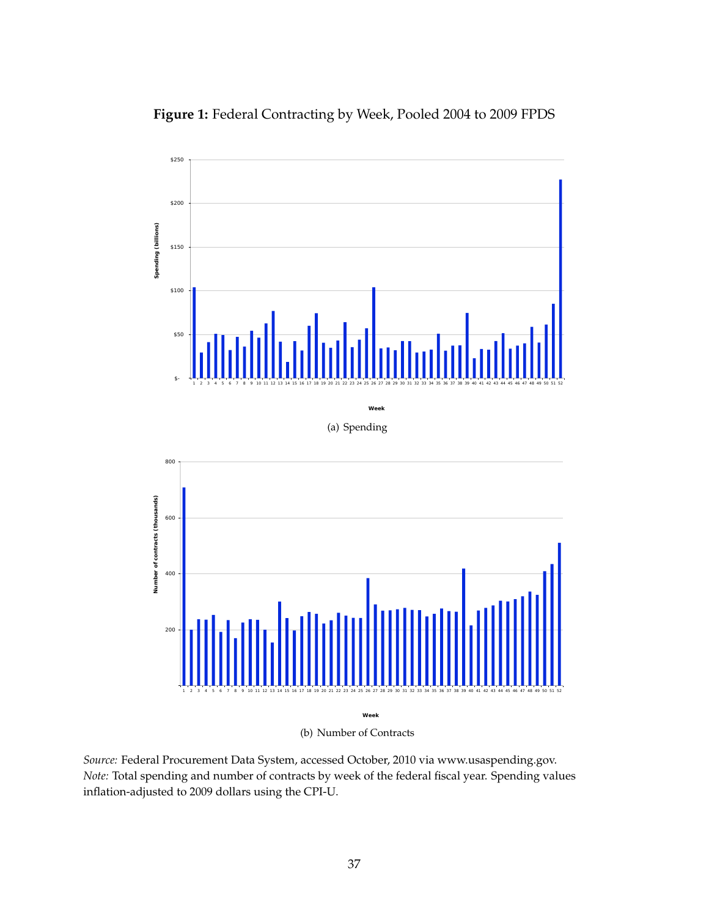**Figure 1:** Federal Contracting by Week, Pooled 2004 to 2009 FPDS

(a) Spending

(b) Number of Contracts

*Source:* Federal Procurement Data System, accessed October, 2010 via www.usaspending.gov.
*Note:* Total spending and number of contracts by week of the federal fiscal year. Spending values inflation-adjusted to 2009 dollars using the CPI-U.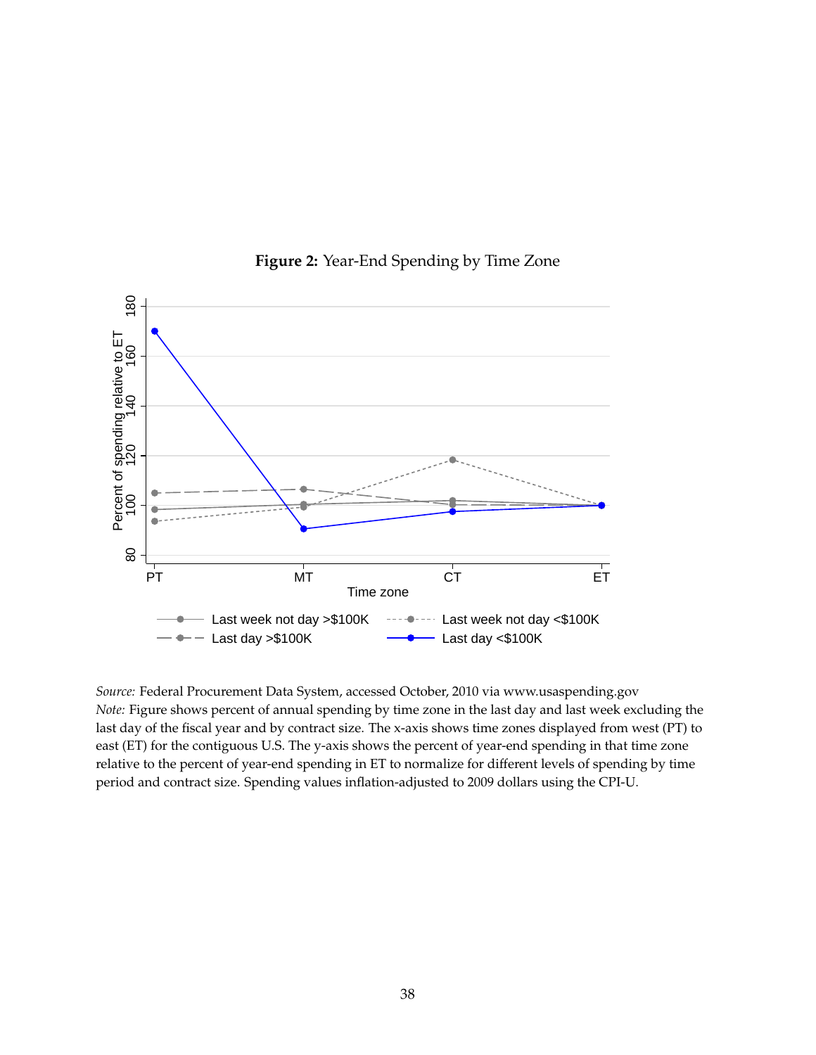**Figure 2:** Year-End Spending by Time Zone

*Source:* Federal Procurement Data System, accessed October, 2010 via www.usaspending.gov
*Note:* Figure shows percent of annual spending by time zone in the last day and last week excluding the last day of the fiscal year and by contract size. The x-axis shows time zones displayed from west (PT) to east (ET) for the contiguous U.S. The y-axis shows the percent of year-end spending in that time zone relative to the percent of year-end spending in ET to normalize for different levels of spending by time period and contract size. Spending values inflation-adjusted to 2009 dollars using the CPI-U.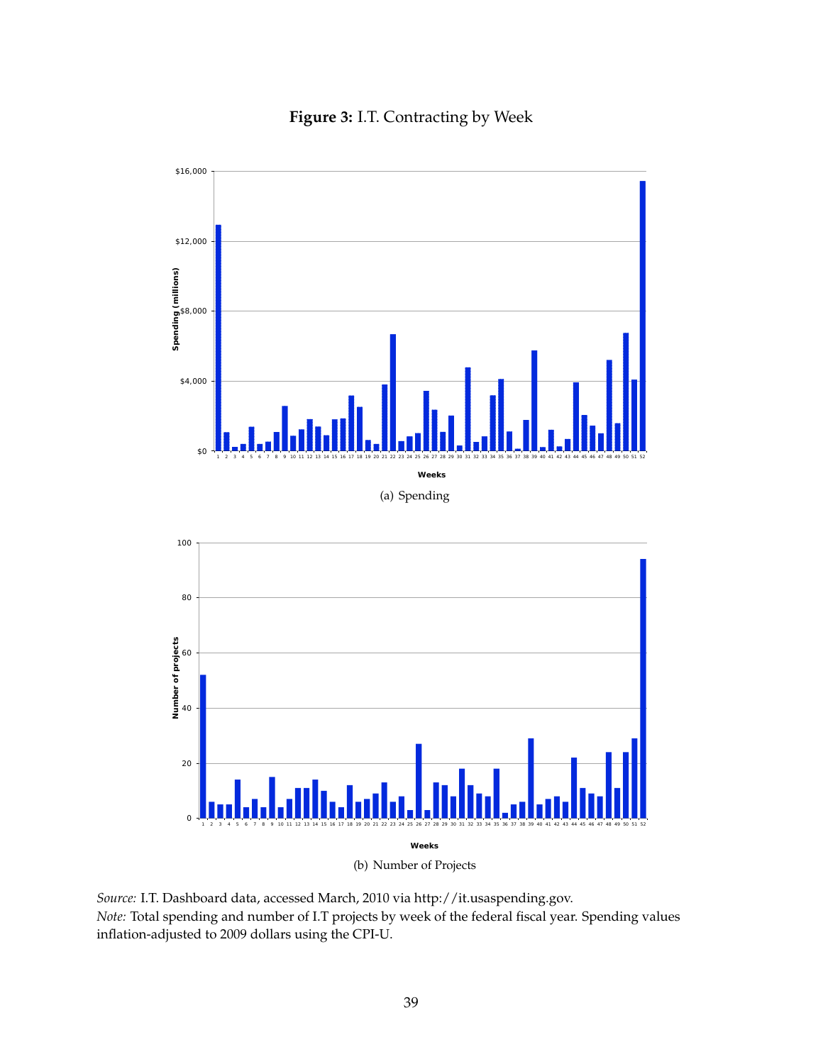**Figure 3:** I.T. Contracting by Week

(a) Spending

(b) Number of Projects

*Source:* I.T. Dashboard data, accessed March, 2010 via http://it.usaspending.gov.
*Note:* Total spending and number of I.T projects by week of the federal fiscal year. Spending values inflation-adjusted to 2009 dollars using the CPI-U.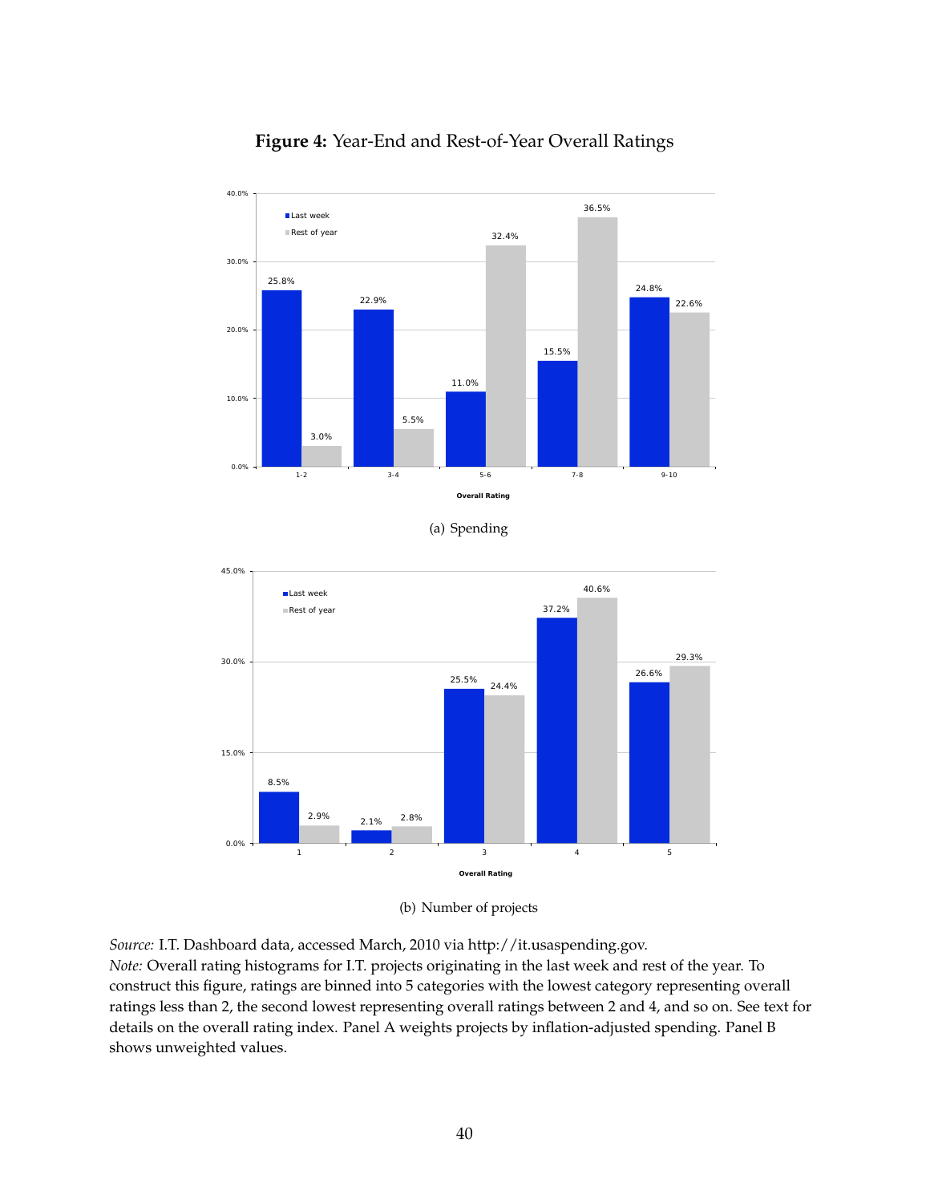**Figure 4:** Year-End and Rest-of-Year Overall Ratings

(a) Spending

(b) Number of projects

*Source:* I.T. Dashboard data, accessed March, 2010 via http://it.usaspending.gov.
*Note:* Overall rating histograms for I.T. projects originating in the last week and rest of the year. To construct this figure, ratings are binned into 5 categories with the lowest category representing overall ratings less than 2, the second lowest representing overall ratings between 2 and 4, and so on. See text for details on the overall rating index. Panel A weights projects by inflation-adjusted spending. Panel B shows unweighted values.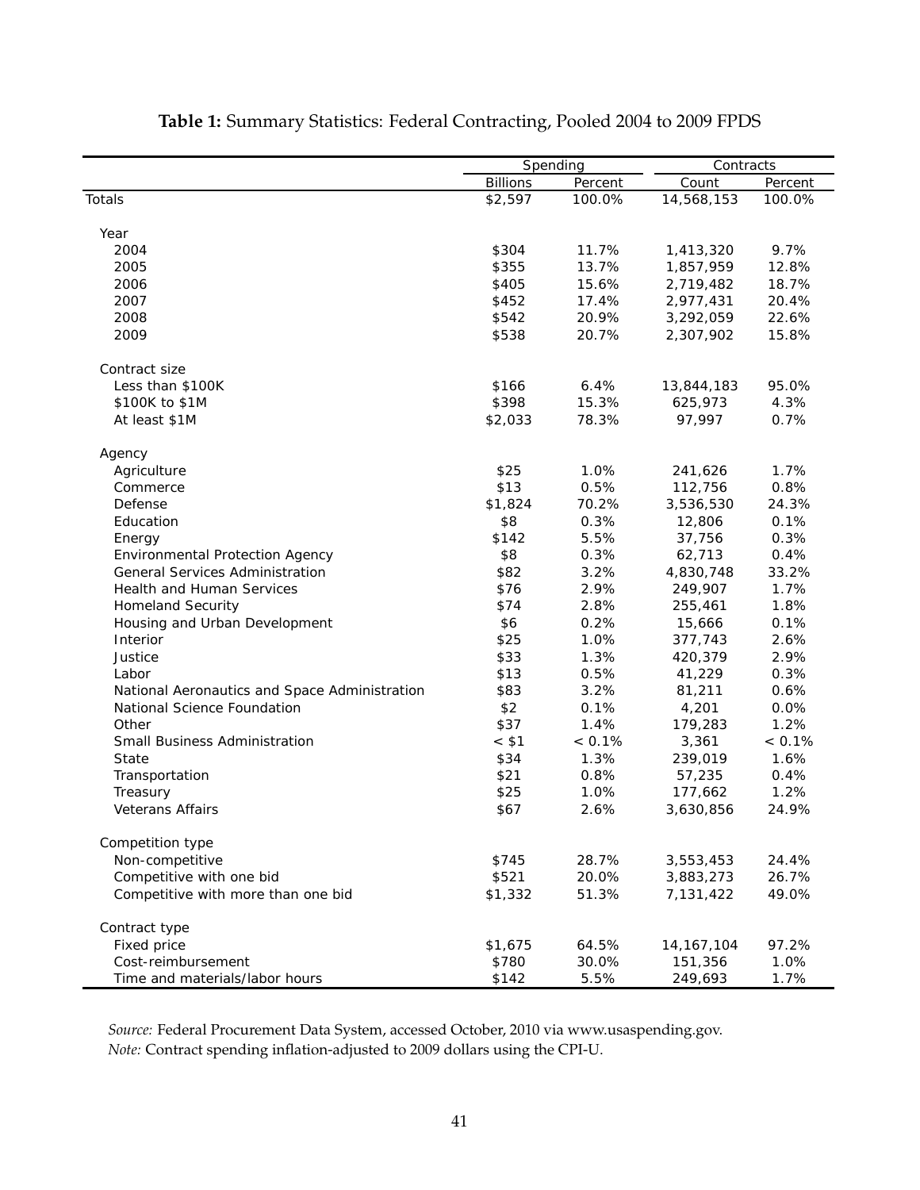**Table 1:** Summary Statistics: Federal Contracting, Pooled 2004 to 2009 FPDS

| | Spending | | Contracts | |
|---|---|---|---|---|
| | Billions | Percent | Count | Percent |
| Totals | $2,597 | 100.0% | 14,568,153 | 100.0% |
| | | | | |
| Year | | | | |
| 2004 | $304 | 11.7% | 1,413,320 | 9.7% |
| 2005 | $355 | 13.7% | 1,857,959 | 12.8% |
| 2006 | $405 | 15.6% | 2,719,482 | 18.7% |
| 2007 | $452 | 17.4% | 2,977,431 | 20.4% |
| 2008 | $542 | 20.9% | 3,292,059 | 22.6% |
| 2009 | $538 | 20.7% | 2,307,902 | 15.8% |
| | | | | |
| Contract size | | | | |
| Less than $100K | $166 | 6.4% | 13,844,183 | 95.0% |
| $100K to $1M | $398 | 15.3% | 625,973 | 4.3% |
| At least $1M | $2,033 | 78.3% | 97,997 | 0.7% |
| | | | | |
| Agency | | | | |
| Agriculture | $25 | 1.0% | 241,626 | 1.7% |
| Commerce | $13 | 0.5% | 112,756 | 0.8% |
| Defense | $1,824 | 70.2% | 3,536,530 | 24.3% |
| Education | $8 | 0.3% | 12,806 | 0.1% |
| Energy | $142 | 5.5% | 37,756 | 0.3% |
| Environmental Protection Agency | $8 | 0.3% | 62,713 | 0.4% |
| General Services Administration | $82 | 3.2% | 4,830,748 | 33.2% |
| Health and Human Services | $76 | 2.9% | 249,907 | 1.7% |
| Homeland Security | $74 | 2.8% | 255,461 | 1.8% |
| Housing and Urban Development | $6 | 0.2% | 15,666 | 0.1% |
| Interior | $25 | 1.0% | 377,743 | 2.6% |
| Justice | $33 | 1.3% | 420,379 | 2.9% |
| Labor | $13 | 0.5% | 41,229 | 0.3% |
| National Aeronautics and Space Administration | $83 | 3.2% | 81,211 | 0.6% |
| National Science Foundation | $2 | 0.1% | 4,201 | 0.0% |
| Other | $37 | 1.4% | 179,283 | 1.2% |
| Small Business Administration | < $1 | < 0.1% | 3,361 | < 0.1% |
| State | $34 | 1.3% | 239,019 | 1.6% |
| Transportation | $21 | 0.8% | 57,235 | 0.4% |
| Treasury | $25 | 1.0% | 177,662 | 1.2% |
| Veterans Affairs | $67 | 2.6% | 3,630,856 | 24.9% |
| | | | | |
| Competition type | | | | |
| Non-competitive | $745 | 28.7% | 3,553,453 | 24.4% |
| Competitive with one bid | $521 | 20.0% | 3,883,273 | 26.7% |
| Competitive with more than one bid | $1,332 | 51.3% | 7,131,422 | 49.0% |
| | | | | |
| Contract type | | | | |
| Fixed price | $1,675 | 64.5% | 14,167,104 | 97.2% |
| Cost-reimbursement | $780 | 30.0% | 151,356 | 1.0% |
| Time and materials/labor hours | $142 | 5.5% | 249,693 | 1.7% |

*Source:* Federal Procurement Data System, accessed October, 2010 via www.usaspending.gov.
*Note:* Contract spending inflation-adjusted to 2009 dollars using the CPI-U.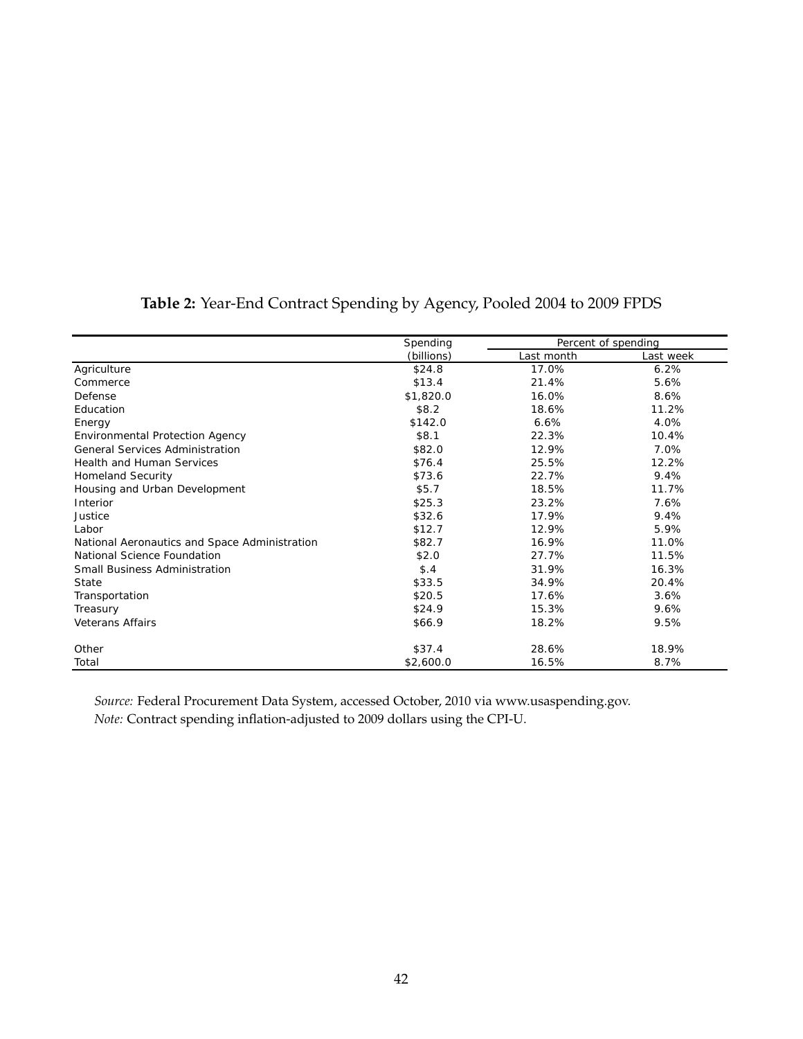**Table 2:** Year-End Contract Spending by Agency, Pooled 2004 to 2009 FPDS

| | Spending | Percent of spending | |
|---|---|---|---|
| | (billions) | Last month | Last week |
| Agriculture | $24.8 | 17.0% | 6.2% |
| Commerce | $13.4 | 21.4% | 5.6% |
| Defense | $1,820.0 | 16.0% | 8.6% |
| Education | $8.2 | 18.6% | 11.2% |
| Energy | $142.0 | 6.6% | 4.0% |
| Environmental Protection Agency | $8.1 | 22.3% | 10.4% |
| General Services Administration | $82.0 | 12.9% | 7.0% |
| Health and Human Services | $76.4 | 25.5% | 12.2% |
| Homeland Security | $73.6 | 22.7% | 9.4% |
| Housing and Urban Development | $5.7 | 18.5% | 11.7% |
| Interior | $25.3 | 23.2% | 7.6% |
| Justice | $32.6 | 17.9% | 9.4% |
| Labor | $12.7 | 12.9% | 5.9% |
| National Aeronautics and Space Administration | $82.7 | 16.9% | 11.0% |
| National Science Foundation | $2.0 | 27.7% | 11.5% |
| Small Business Administration | $.4 | 31.9% | 16.3% |
| State | $33.5 | 34.9% | 20.4% |
| Transportation | $20.5 | 17.6% | 3.6% |
| Treasury | $24.9 | 15.3% | 9.6% |
| Veterans Affairs | $66.9 | 18.2% | 9.5% |
| Other | $37.4 | 28.6% | 18.9% |
| Total | $2,600.0 | 16.5% | 8.7% |

*Source:* Federal Procurement Data System, accessed October, 2010 via www.usaspending.gov.
*Note:* Contract spending inflation-adjusted to 2009 dollars using the CPI-U.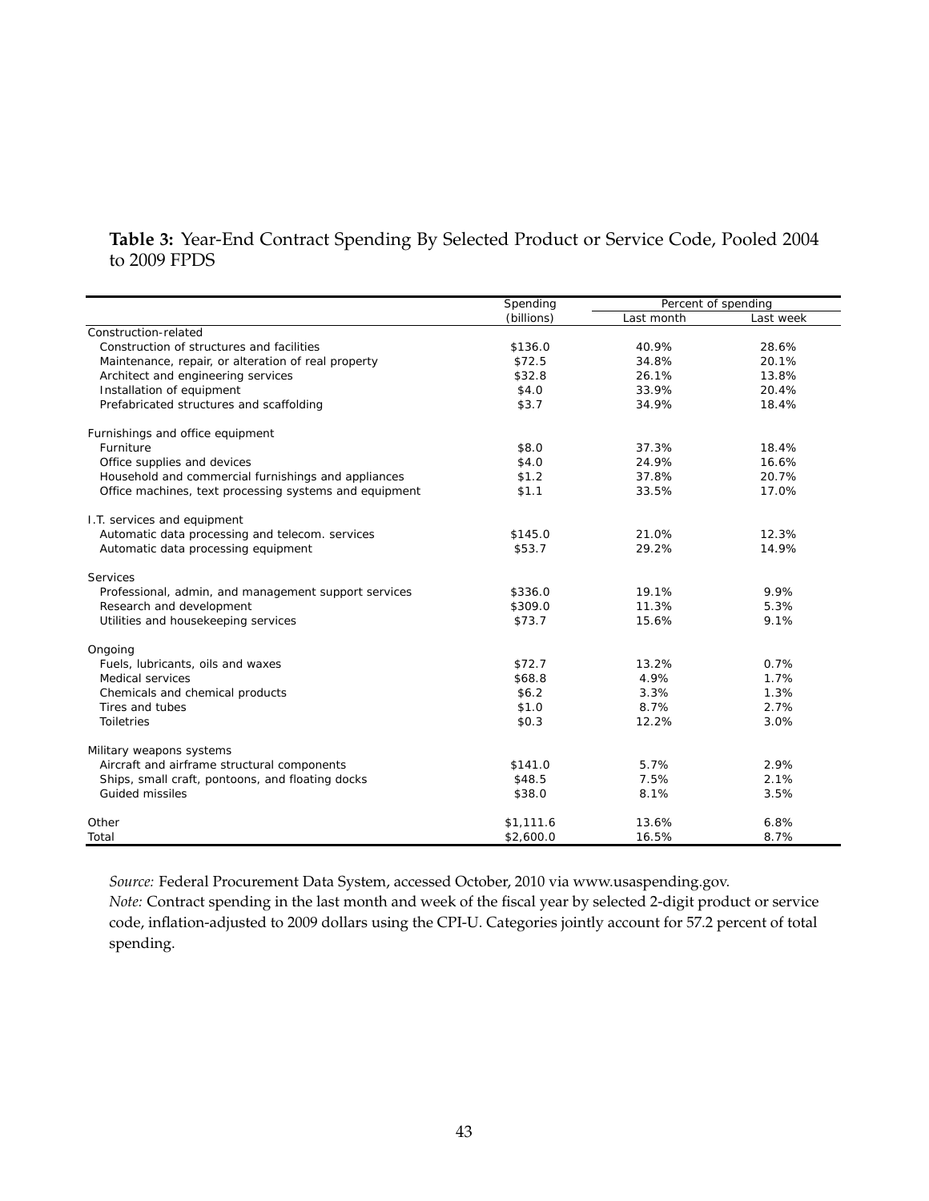**Table 3:** Year-End Contract Spending By Selected Product or Service Code, Pooled 2004 to 2009 FPDS

| | Spending | Percent of spending | |
|---|---|---|---|
| | (billions) | Last month | Last week |
| Construction-related | | | |
| Construction of structures and facilities | $136.0 | 40.9% | 28.6% |
| Maintenance, repair, or alteration of real property | $72.5 | 34.8% | 20.1% |
| Architect and engineering services | $32.8 | 26.1% | 13.8% |
| Installation of equipment | $4.0 | 33.9% | 20.4% |
| Prefabricated structures and scaffolding | $3.7 | 34.9% | 18.4% |
| Furnishings and office equipment | | | |
| Furniture | $8.0 | 37.3% | 18.4% |
| Office supplies and devices | $4.0 | 24.9% | 16.6% |
| Household and commercial furnishings and appliances | $1.2 | 37.8% | 20.7% |
| Office machines, text processing systems and equipment | $1.1 | 33.5% | 17.0% |
| I.T. services and equipment | | | |
| Automatic data processing and telecom. services | $145.0 | 21.0% | 12.3% |
| Automatic data processing equipment | $53.7 | 29.2% | 14.9% |
| Services | | | |
| Professional, admin, and management support services | $336.0 | 19.1% | 9.9% |
| Research and development | $309.0 | 11.3% | 5.3% |
| Utilities and housekeeping services | $73.7 | 15.6% | 9.1% |
| Ongoing | | | |
| Fuels, lubricants, oils and waxes | $72.7 | 13.2% | 0.7% |
| Medical services | $68.8 | 4.9% | 1.7% |
| Chemicals and chemical products | $6.2 | 3.3% | 1.3% |
| Tires and tubes | $1.0 | 8.7% | 2.7% |
| Toiletries | $0.3 | 12.2% | 3.0% |
| Military weapons systems | | | |
| Aircraft and airframe structural components | $141.0 | 5.7% | 2.9% |
| Ships, small craft, pontoons, and floating docks | $48.5 | 7.5% | 2.1% |
| Guided missiles | $38.0 | 8.1% | 3.5% |
| Other | $1,111.6 | 13.6% | 6.8% |
| Total | $2,600.0 | 16.5% | 8.7% |

*Source:* Federal Procurement Data System, accessed October, 2010 via www.usaspending.gov.
*Note:* Contract spending in the last month and week of the fiscal year by selected 2-digit product or service code, inflation-adjusted to 2009 dollars using the CPI-U. Categories jointly account for 57.2 percent of total spending.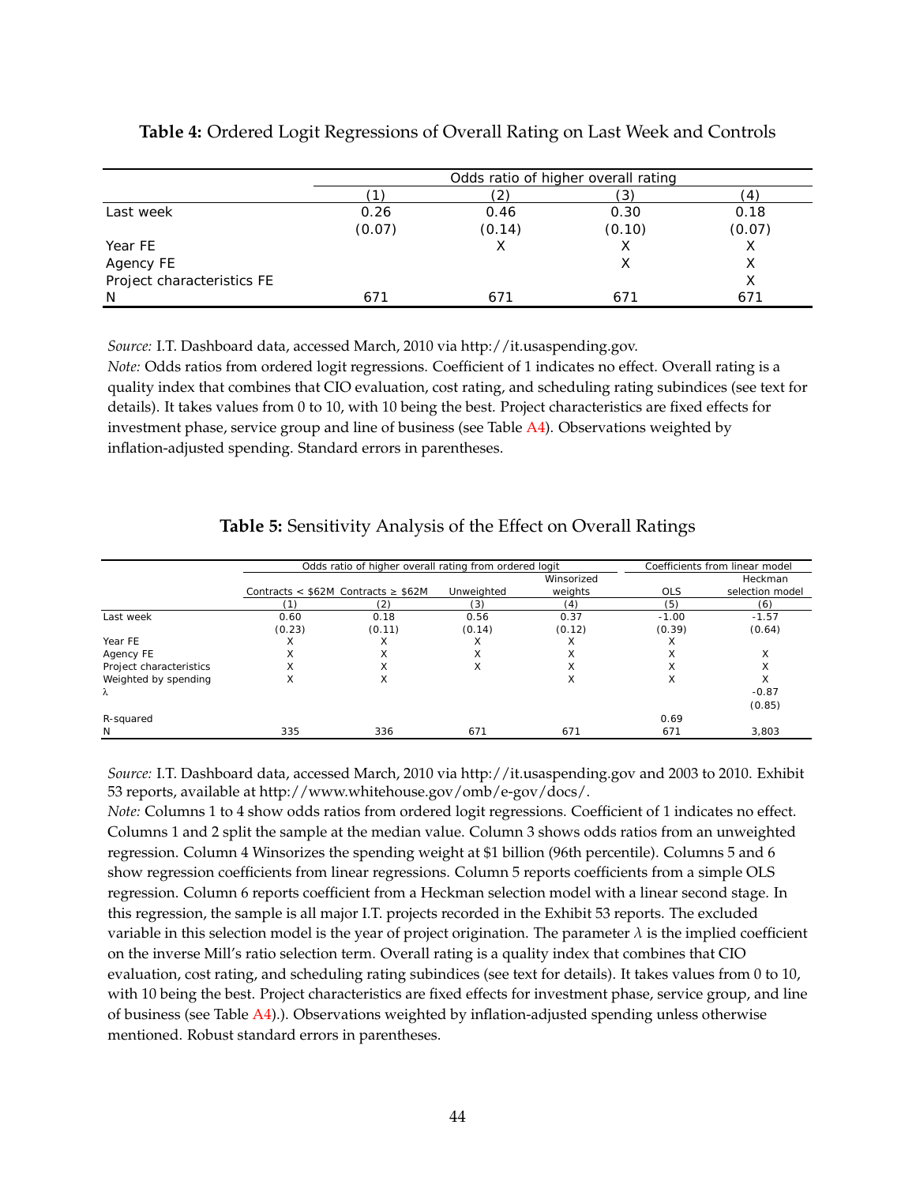**Table 4:** Ordered Logit Regressions of Overall Rating on Last Week and Controls

| | Odds ratio of higher overall rating | | | |
|---|---|---|---|---|
| | (1) | (2) | (3) | (4) |
| Last week | 0.26 | 0.46 | 0.30 | 0.18 |
| | (0.07) | (0.14) | (0.10) | (0.07) |
| Year FE | | X | X | X |
| Agency FE | | | X | X |
| Project characteristics FE | | | | X |
| N | 671 | 671 | 671 | 671 |

*Source:* I.T. Dashboard data, accessed March, 2010 via http://it.usaspending.gov.
*Note:* Odds ratios from ordered logit regressions. Coefficient of 1 indicates no effect. Overall rating is a quality index that combines that CIO evaluation, cost rating, and scheduling rating subindices (see text for details). It takes values from 0 to 10, with 10 being the best. Project characteristics are fixed effects for investment phase, service group and line of business (see Table A4). Observations weighted by inflation-adjusted spending. Standard errors in parentheses.

**Table 5:** Sensitivity Analysis of the Effect on Overall Ratings

| | Odds ratio of higher overall rating from ordered logit | | | | Coefficients from linear model | |
|---|---|---|---|---|---|---|
| | Contracts < \$62M | Contracts ≥ \$62M | Unweighted | Winsorized weights | OLS | Heckman selection model |
| | (1) | (2) | (3) | (4) | (5) | (6) |
| Last week | 0.60 | 0.18 | 0.56 | 0.37 | -1.00 | -1.57 |
| | (0.23) | (0.11) | (0.14) | (0.12) | (0.39) | (0.64) |
| Year FE | X | X | X | X | X | |
| Agency FE | X | X | X | X | X | X |
| Project characteristics | X | X | X | X | X | X |
| Weighted by spending | X | X | | X | X | X |
| $\lambda$ | | | | | | -0.87 |
| | | | | | | (0.85) |
| R-squared | | | | | 0.69 | |
| N | 335 | 336 | 671 | 671 | 671 | 3,803 |

*Source:* I.T. Dashboard data, accessed March, 2010 via http://it.usaspending.gov and 2003 to 2010. Exhibit 53 reports, available at http://www.whitehouse.gov/omb/e-gov/docs/.
*Note:* Columns 1 to 4 show odds ratios from ordered logit regressions. Coefficient of 1 indicates no effect. Columns 1 and 2 split the sample at the median value. Column 3 shows odds ratios from an unweighted regression. Column 4 Winsorizes the spending weight at \$1 billion (96th percentile). Columns 5 and 6 show regression coefficients from linear regressions. Column 5 reports coefficients from a simple OLS regression. Column 6 reports coefficient from a Heckman selection model with a linear second stage. In this regression, the sample is all major I.T. projects recorded in the Exhibit 53 reports. The excluded variable in this selection model is the year of project origination. The parameter $\lambda$ is the implied coefficient on the inverse Mill's ratio selection term. Overall rating is a quality index that combines that CIO evaluation, cost rating, and scheduling rating subindices (see text for details). It takes values from 0 to 10, with 10 being the best. Project characteristics are fixed effects for investment phase, service group, and line of business (see Table A4).). Observations weighted by inflation-adjusted spending unless otherwise mentioned. Robust standard errors in parentheses.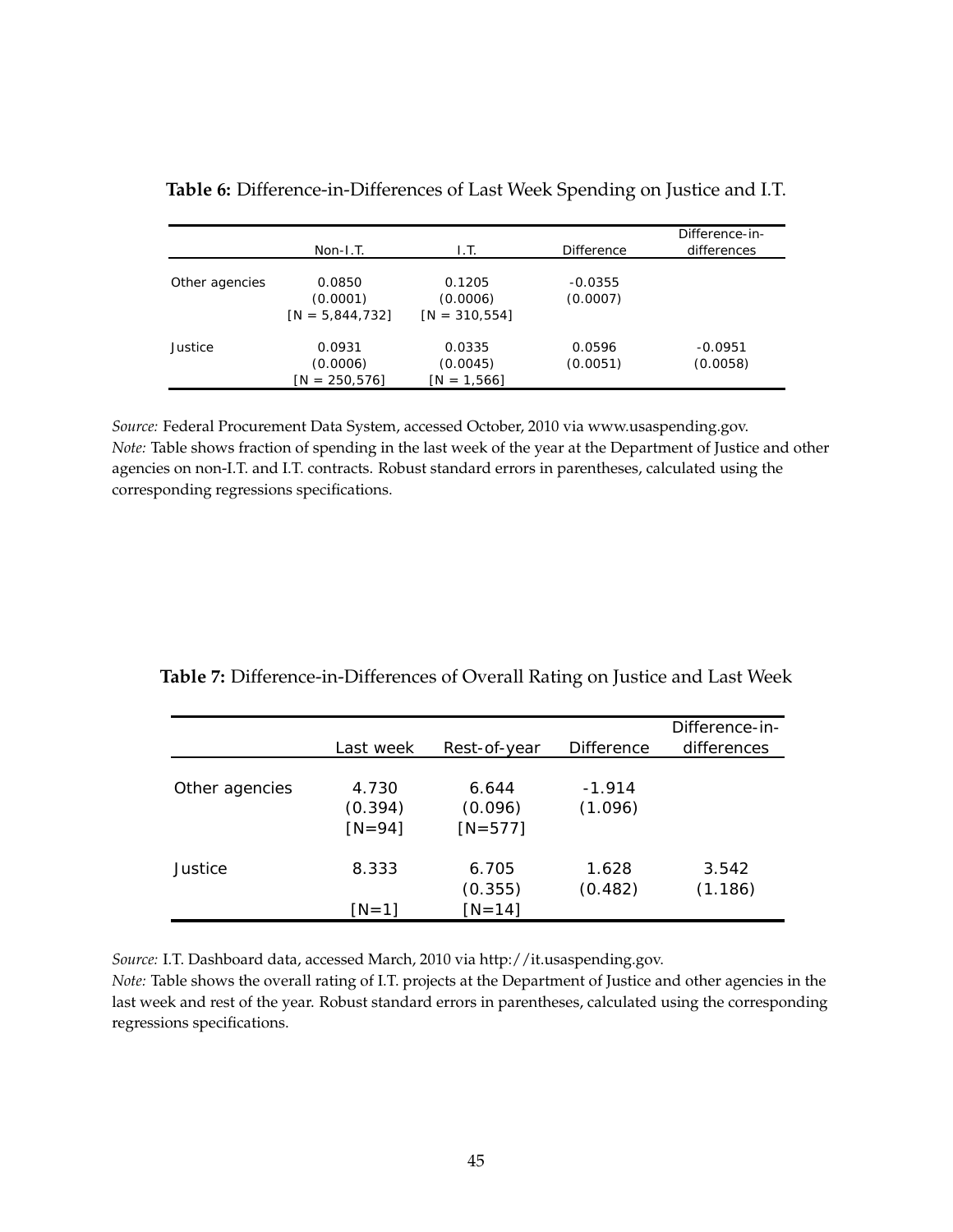**Table 6:** Difference-in-Differences of Last Week Spending on Justice and I.T.

| | Non-I.T. | I.T. | Difference | Difference-in-differences |
|---|---|---|---|---|
| Other agencies | 0.0850 | 0.1205 | -0.0355 | |
| | (0.0001) | (0.0006) | (0.0007) | |
| | [N = 5,844,732] | [N = 310,554] | | |
| Justice | 0.0931 | 0.0335 | 0.0596 | -0.0951 |
| | (0.0006) | (0.0045) | (0.0051) | (0.0058) |
| | [N = 250,576] | [N = 1,566] | | |

*Source:* Federal Procurement Data System, accessed October, 2010 via www.usaspending.gov.
*Note:* Table shows fraction of spending in the last week of the year at the Department of Justice and other agencies on non-I.T. and I.T. contracts. Robust standard errors in parentheses, calculated using the corresponding regressions specifications.

**Table 7:** Difference-in-Differences of Overall Rating on Justice and Last Week

| | Last week | Rest-of-year | Difference | Difference-in-differences |
|---|---|---|---|---|
| Other agencies | 4.730 | 6.644 | -1.914 | |
| | (0.394) | (0.096) | (1.096) | |
| | [N=94] | [N=577] | | |
| Justice | 8.333 | 6.705 | 1.628 | 3.542 |
| | | (0.355) | (0.482) | (1.186) |
| | [N=1] | [N=14] | | |

*Source:* I.T. Dashboard data, accessed March, 2010 via http://it.usaspending.gov.
*Note:* Table shows the overall rating of I.T. projects at the Department of Justice and other agencies in the last week and rest of the year. Robust standard errors in parentheses, calculated using the corresponding regressions specifications.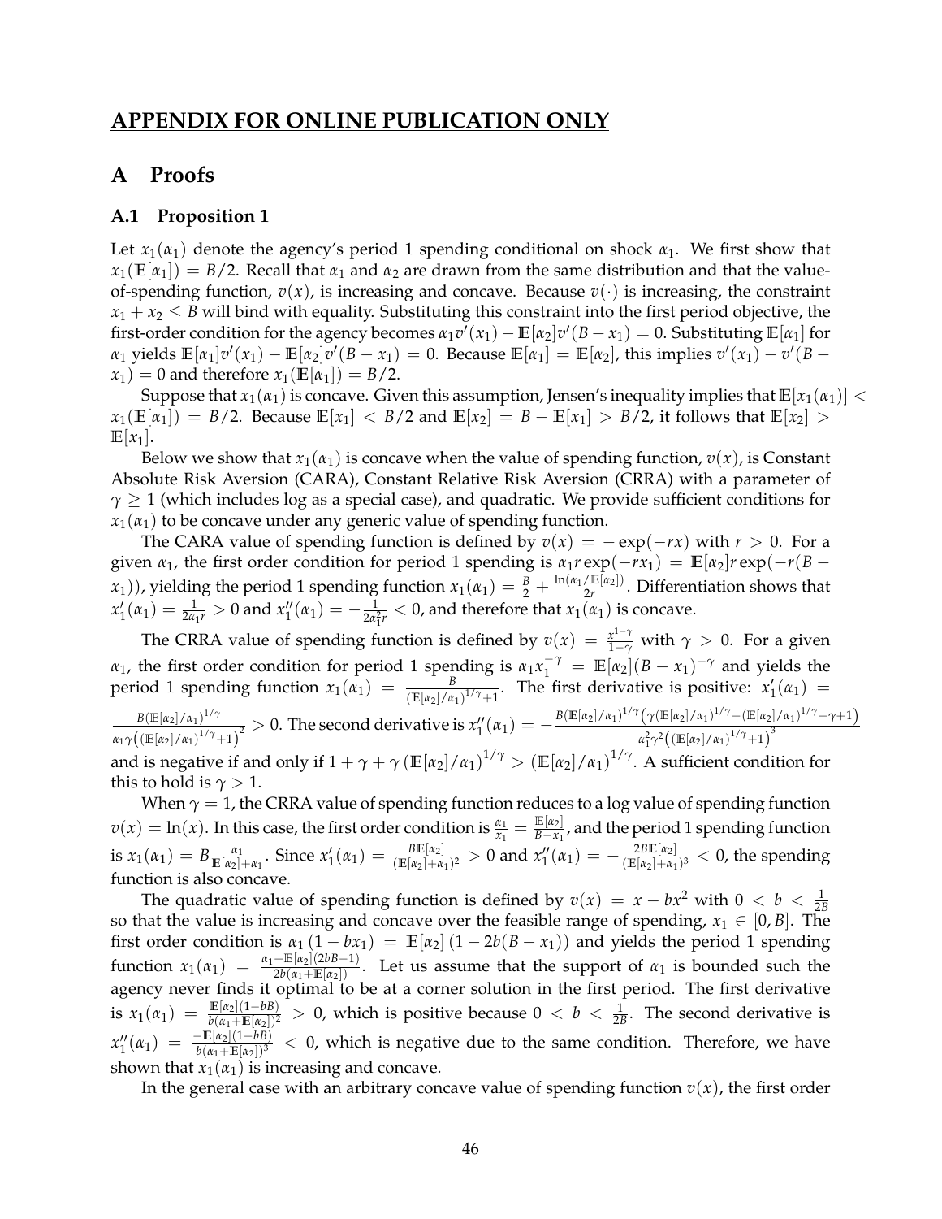# APPENDIX FOR ONLINE PUBLICATION ONLY

## A Proofs

### A.1 Proposition 1

Let $x_1(\alpha_1)$ denote the agency's period 1 spending conditional on shock $\alpha_1$. We first show that $x_1(\mathbb{E}[\alpha_1]) = B/2$. Recall that $\alpha_1$ and $\alpha_2$ are drawn from the same distribution and that the value-of-spending function, $v(x)$, is increasing and concave. Because $v(\cdot)$ is increasing, the constraint $x_1 + x_2 \leq B$ will bind with equality. Substituting this constraint into the first period objective, the first-order condition for the agency becomes $\alpha_1 v'(x_1) - \mathbb{E}[\alpha_2] v'(B - x_1) = 0$. Substituting $\mathbb{E}[\alpha_1]$ for $\alpha_1$ yields $\mathbb{E}[\alpha_1] v'(x_1) - \mathbb{E}[\alpha_2] v'(B - x_1) = 0$. Because $\mathbb{E}[\alpha_1] = \mathbb{E}[\alpha_2]$, this implies $v'(x_1) - v'(B - x_1) = 0$ and therefore $x_1(\mathbb{E}[\alpha_1]) = B/2$.

Suppose that $x_1(\alpha_1)$ is concave. Given this assumption, Jensen's inequality implies that $\mathbb{E}[x_1(\alpha_1)] < x_1(\mathbb{E}[\alpha_1]) = B/2$. Because $\mathbb{E}[x_1] < B/2$ and $\mathbb{E}[x_2] = B - \mathbb{E}[x_1] > B/2$, it follows that $\mathbb{E}[x_2] > \mathbb{E}[x_1]$.

Below we show that $x_1(\alpha_1)$ is concave when the value of spending function, $v(x)$, is Constant Absolute Risk Aversion (CARA), Constant Relative Risk Aversion (CRRA) with a parameter of $\gamma \geq 1$ (which includes log as a special case), and quadratic. We provide sufficient conditions for $x_1(\alpha_1)$ to be concave under any generic value of spending function.

The CARA value of spending function is defined by $v(x) = -\exp(-rx)$ with $r > 0$. For a given $\alpha_1$, the first order condition for period 1 spending is $\alpha_1 r \exp(-rx_1) = \mathbb{E}[\alpha_2] r \exp(-r(B - x_1))$, yielding the period 1 spending function $x_1(\alpha_1) = \frac{B}{2} + \frac{\ln(\alpha_1/\mathbb{E}[\alpha_2])}{2r}$. Differentiation shows that $x_1'(\alpha_1) = \frac{1}{2\alpha_1 r} > 0$ and $x_1''(\alpha_1) = -\frac{1}{2\alpha_1^2 r} < 0$, and therefore that $x_1(\alpha_1)$ is concave.

The CRRA value of spending function is defined by $v(x) = \frac{x^{1-\gamma}}{1-\gamma}$ with $\gamma > 0$. For a given $\alpha_1$, the first order condition for period 1 spending is $\alpha_1 x_1^{-\gamma} = \mathbb{E}[\alpha_2](B - x_1)^{-\gamma}$ and yields the period 1 spending function $x_1(\alpha_1) = \frac{B}{(\mathbb{E}[\alpha_2]/\alpha_1)^{1/\gamma} + 1}$. The first derivative is positive: $x_1'(\alpha_1) = \frac{B(\mathbb{E}[\alpha_2]/\alpha_1)^{1/\gamma}}{\alpha_1 \gamma \left((\mathbb{E}[\alpha_2]/\alpha_1)^{1/\gamma} + 1\right)^2} > 0$. The second derivative is $x_1''(\alpha_1) = -\frac{B(\mathbb{E}[\alpha_2]/\alpha_1)^{1/\gamma}\left(\gamma(\mathbb{E}[\alpha_2]/\alpha_1)^{1/\gamma} - (\mathbb{E}[\alpha_2]/\alpha_1)^{1/\gamma} + \gamma + 1\right)}{\alpha_1^2 \gamma^2 \left((\mathbb{E}[\alpha_2]/\alpha_1)^{1/\gamma} + 1\right)^3}$ and is negative if and only if $1 + \gamma + \gamma \left(\mathbb{E}[\alpha_2]/\alpha_1\right)^{1/\gamma} > \left(\mathbb{E}[\alpha_2]/\alpha_1\right)^{1/\gamma}$. A sufficient condition for this to hold is $\gamma > 1$.

When $\gamma = 1$, the CRRA value of spending function reduces to a log value of spending function $v(x) = \ln(x)$. In this case, the first order condition is $\frac{\alpha_1}{x_1} = \frac{\mathbb{E}[\alpha_2]}{B - x_1}$, and the period 1 spending function is $x_1(\alpha_1) = B \frac{\alpha_1}{\mathbb{E}[\alpha_2] + \alpha_1}$. Since $x_1'(\alpha_1) = \frac{B\mathbb{E}[\alpha_2]}{(\mathbb{E}[\alpha_2] + \alpha_1)^2} > 0$ and $x_1''(\alpha_1) = -\frac{2B\mathbb{E}[\alpha_2]}{(\mathbb{E}[\alpha_2] + \alpha_1)^3} < 0$, the spending function is also concave.

The quadratic value of spending function is defined by $v(x) = x - bx^2$ with $0 < b < \frac{1}{2B}$ so that the value is increasing and concave over the feasible range of spending, $x_1 \in [0, B]$. The first order condition is $\alpha_1 (1 - bx_1) = \mathbb{E}[\alpha_2] (1 - 2b(B - x_1))$ and yields the period 1 spending function $x_1(\alpha_1) = \frac{\alpha_1 + \mathbb{E}[\alpha_2](2bB - 1)}{2b(\alpha_1 + \mathbb{E}[\alpha_2])}$. Let us assume that the support of $\alpha_1$ is bounded such the agency never finds it optimal to be at a corner solution in the first period. The first derivative is $x_1(\alpha_1) = \frac{\mathbb{E}[\alpha_2](1 - bB)}{b(\alpha_1 + \mathbb{E}[\alpha_2])^2} > 0$, which is positive because $0 < b < \frac{1}{2B}$. The second derivative is $x_1''(\alpha_1) = \frac{-\mathbb{E}[\alpha_2](1 - bB)}{b(\alpha_1 + \mathbb{E}[\alpha_2])^3} < 0$, which is negative due to the same condition. Therefore, we have shown that $x_1(\alpha_1)$ is increasing and concave.

In the general case with an arbitrary concave value of spending function $v(x)$, the first order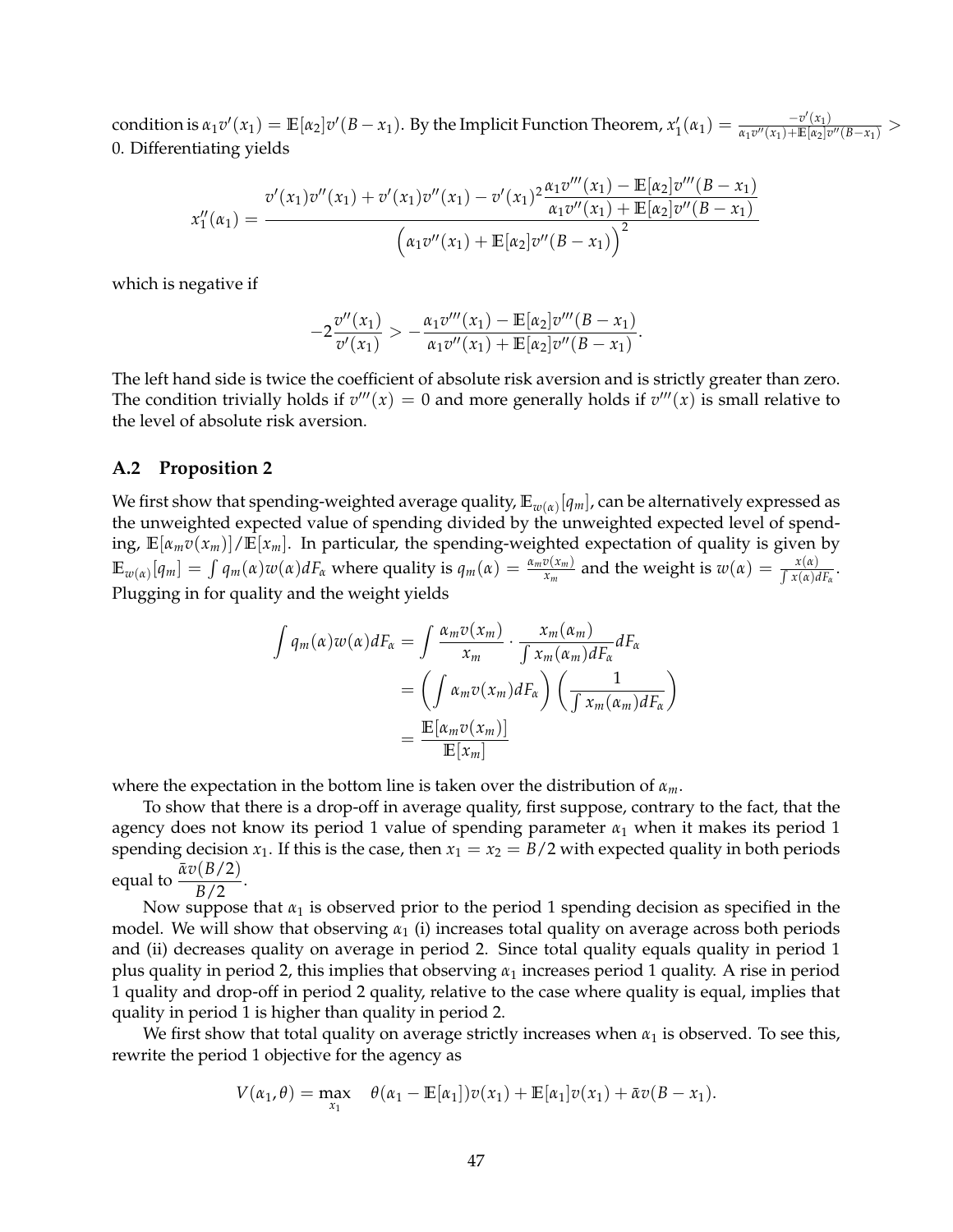condition is $\alpha_1 v'(x_1) = \mathbb{E}[\alpha_2]v'(B - x_1)$. By the Implicit Function Theorem, $x_1'(\alpha_1) = \frac{-v'(x_1)}{\alpha_1 v''(x_1) + \mathbb{E}[\alpha_2]v''(B-x_1)} > 0$. Differentiating yields

$$x_1''(\alpha_1) = \frac{v'(x_1)v''(x_1) + v'(x_1)v''(x_1) - v'(x_1)^2 \frac{\alpha_1 v'''(x_1) - \mathbb{E}[\alpha_2]v'''(B-x_1)}{\alpha_1 v''(x_1) + \mathbb{E}[\alpha_2]v''(B-x_1)}}{\Big(\alpha_1 v''(x_1) + \mathbb{E}[\alpha_2]v''(B-x_1)\Big)^2}$$

which is negative if

$$-2\frac{v''(x_1)}{v'(x_1)} > -\frac{\alpha_1 v'''(x_1) - \mathbb{E}[\alpha_2]v'''(B-x_1)}{\alpha_1 v''(x_1) + \mathbb{E}[\alpha_2]v''(B-x_1)}.$$

The left hand side is twice the coefficient of absolute risk aversion and is strictly greater than zero. The condition trivially holds if $v'''(x) = 0$ and more generally holds if $v'''(x)$ is small relative to the level of absolute risk aversion.

## A.2 Proposition 2

We first show that spending-weighted average quality, $\mathbb{E}_{w(\alpha)}[q_m]$, can be alternatively expressed as the unweighted expected value of spending divided by the unweighted expected level of spending, $\mathbb{E}[\alpha_m v(x_m)]/\mathbb{E}[x_m]$. In particular, the spending-weighted expectation of quality is given by $\mathbb{E}_{w(\alpha)}[q_m] = \int q_m(\alpha)w(\alpha)dF_\alpha$ where quality is $q_m(\alpha) = \frac{\alpha_m v(x_m)}{x_m}$ and the weight is $w(\alpha) = \frac{x(\alpha)}{\int x(\alpha)dF_\alpha}$. Plugging in for quality and the weight yields

$$\begin{aligned}
\int q_m(\alpha)w(\alpha)dF_\alpha &= \int \frac{\alpha_m v(x_m)}{x_m} \cdot \frac{x_m(\alpha_m)}{\int x_m(\alpha_m)dF_\alpha} dF_\alpha \\
&= \left(\int \alpha_m v(x_m)dF_\alpha\right)\left(\frac{1}{\int x_m(\alpha_m)dF_\alpha}\right) \\
&= \frac{\mathbb{E}[\alpha_m v(x_m)]}{\mathbb{E}[x_m]}
\end{aligned}$$

where the expectation in the bottom line is taken over the distribution of $\alpha_m$.

To show that there is a drop-off in average quality, first suppose, contrary to the fact, that the agency does not know its period 1 value of spending parameter $\alpha_1$ when it makes its period 1 spending decision $x_1$. If this is the case, then $x_1 = x_2 = B/2$ with expected quality in both periods equal to $\frac{\bar{\alpha}v(B/2)}{B/2}$.

Now suppose that $\alpha_1$ is observed prior to the period 1 spending decision as specified in the model. We will show that observing $\alpha_1$ (i) increases total quality on average across both periods and (ii) decreases quality on average in period 2. Since total quality equals quality in period 1 plus quality in period 2, this implies that observing $\alpha_1$ increases period 1 quality. A rise in period 1 quality and drop-off in period 2 quality, relative to the case where quality is equal, implies that quality in period 1 is higher than quality in period 2.

We first show that total quality on average strictly increases when $\alpha_1$ is observed. To see this, rewrite the period 1 objective for the agency as

$$V(\alpha_1, \theta) = \max_{x_1} \quad \theta(\alpha_1 - \mathbb{E}[\alpha_1])v(x_1) + \mathbb{E}[\alpha_1]v(x_1) + \bar{\alpha}v(B - x_1).$$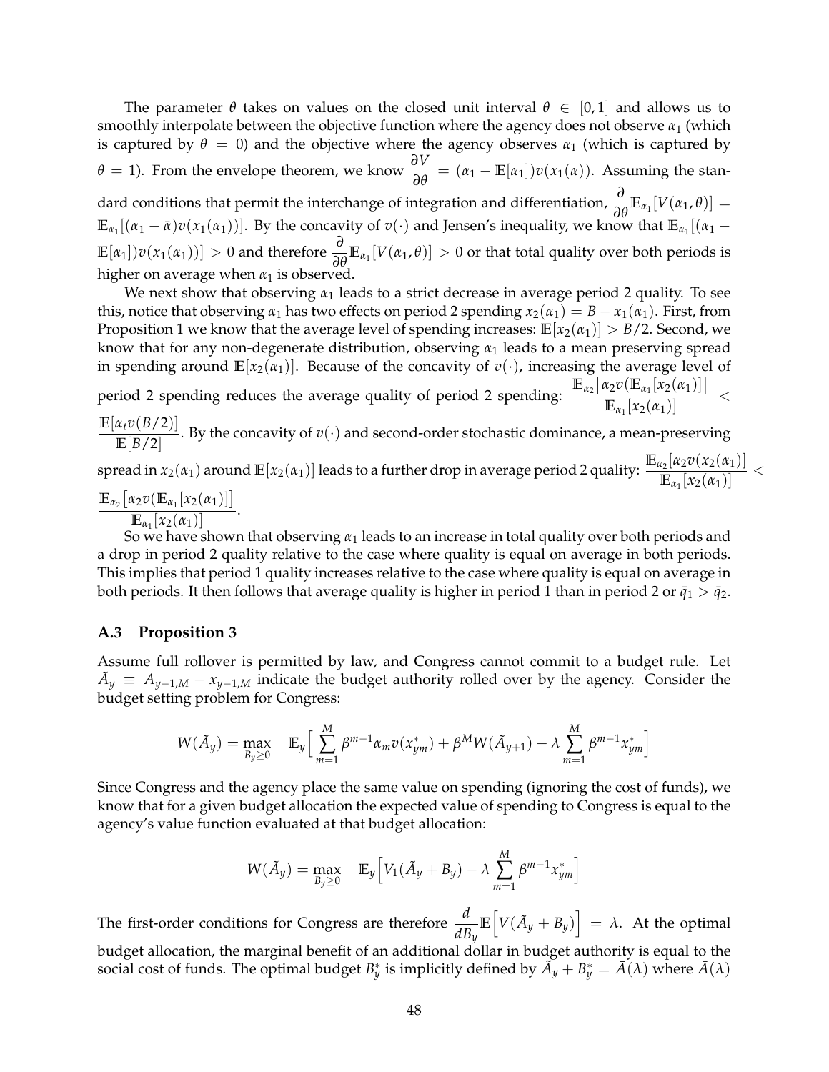The parameter $\theta$ takes on values on the closed unit interval $\theta \in [0,1]$ and allows us to smoothly interpolate between the objective function where the agency does not observe $\alpha_1$ (which is captured by $\theta = 0$) and the objective where the agency observes $\alpha_1$ (which is captured by $\theta = 1$). From the envelope theorem, we know $\frac{\partial V}{\partial \theta} = (\alpha_1 - \mathbb{E}[\alpha_1])v(x_1(\alpha))$. Assuming the standard conditions that permit the interchange of integration and differentiation, $\frac{\partial}{\partial \theta}\mathbb{E}_{\alpha_1}[V(\alpha_1, \theta)] = \mathbb{E}_{\alpha_1}[(\alpha_1 - \bar{\alpha})v(x_1(\alpha_1))]$. By the concavity of $v(\cdot)$ and Jensen's inequality, we know that $\mathbb{E}_{\alpha_1}[(\alpha_1 - \mathbb{E}[\alpha_1])v(x_1(\alpha_1))] > 0$ and therefore $\frac{\partial}{\partial \theta}\mathbb{E}_{\alpha_1}[V(\alpha_1, \theta)] > 0$ or that total quality over both periods is higher on average when $\alpha_1$ is observed.

We next show that observing $\alpha_1$ leads to a strict decrease in average period 2 quality. To see this, notice that observing $\alpha_1$ has two effects on period 2 spending $x_2(\alpha_1) = B - x_1(\alpha_1)$. First, from Proposition 1 we know that the average level of spending increases: $\mathbb{E}[x_2(\alpha_1)] > B/2$. Second, we know that for any non-degenerate distribution, observing $\alpha_1$ leads to a mean preserving spread in spending around $\mathbb{E}[x_2(\alpha_1)]$. Because of the concavity of $v(\cdot)$, increasing the average level of period 2 spending reduces the average quality of period 2 spending: $\frac{\mathbb{E}_{\alpha_2}[\alpha_2 v(\mathbb{E}_{\alpha_1}[x_2(\alpha_1)]]}{\mathbb{E}_{\alpha_1}[x_2(\alpha_1)]} < \frac{\mathbb{E}[\alpha_t v(B/2)]}{\mathbb{E}[B/2]}$. By the concavity of $v(\cdot)$ and second-order stochastic dominance, a mean-preserving spread in $x_2(\alpha_1)$ around $\mathbb{E}[x_2(\alpha_1)]$ leads to a further drop in average period 2 quality: $\frac{\mathbb{E}_{\alpha_2}[\alpha_2 v(x_2(\alpha_1))]}{\mathbb{E}_{\alpha_1}[x_2(\alpha_1)]} < \frac{\mathbb{E}_{\alpha_2}[\alpha_2 v(\mathbb{E}_{\alpha_1}[x_2(\alpha_1)]]}{\mathbb{E}_{\alpha_1}[x_2(\alpha_1)]}$.

So we have shown that observing $\alpha_1$ leads to an increase in total quality over both periods and a drop in period 2 quality relative to the case where quality is equal on average in both periods. This implies that period 1 quality increases relative to the case where quality is equal on average in both periods. It then follows that average quality is higher in period 1 than in period 2 or $\bar{q}_1 > \bar{q}_2$.

### A.3 Proposition 3

Assume full rollover is permitted by law, and Congress cannot commit to a budget rule. Let $\tilde{A}_y \equiv A_{y-1,M} - x_{y-1,M}$ indicate the budget authority rolled over by the agency. Consider the budget setting problem for Congress:

$$W(\tilde{A}_y) = \max_{B_y \geq 0} \quad \mathbb{E}_y\Big[\sum_{m=1}^{M} \beta^{m-1}\alpha_m v(x^*_{ym}) + \beta^M W(\tilde{A}_{y+1}) - \lambda \sum_{m=1}^{M} \beta^{m-1} x^*_{ym}\Big]$$

Since Congress and the agency place the same value on spending (ignoring the cost of funds), we know that for a given budget allocation the expected value of spending to Congress is equal to the agency's value function evaluated at that budget allocation:

$$W(\tilde{A}_y) = \max_{B_y \geq 0} \quad \mathbb{E}_y\Big[V_1(\tilde{A}_y + B_y) - \lambda \sum_{m=1}^{M} \beta^{m-1} x^*_{ym}\Big]$$

The first-order conditions for Congress are therefore $\frac{d}{dB_y}\mathbb{E}\Big[V(\tilde{A}_y + B_y)\Big] = \lambda$. At the optimal budget allocation, the marginal benefit of an additional dollar in budget authority is equal to the social cost of funds. The optimal budget $B^*_y$ is implicitly defined by $\tilde{A}_y + B^*_y = \bar{A}(\lambda)$ where $\bar{A}(\lambda)$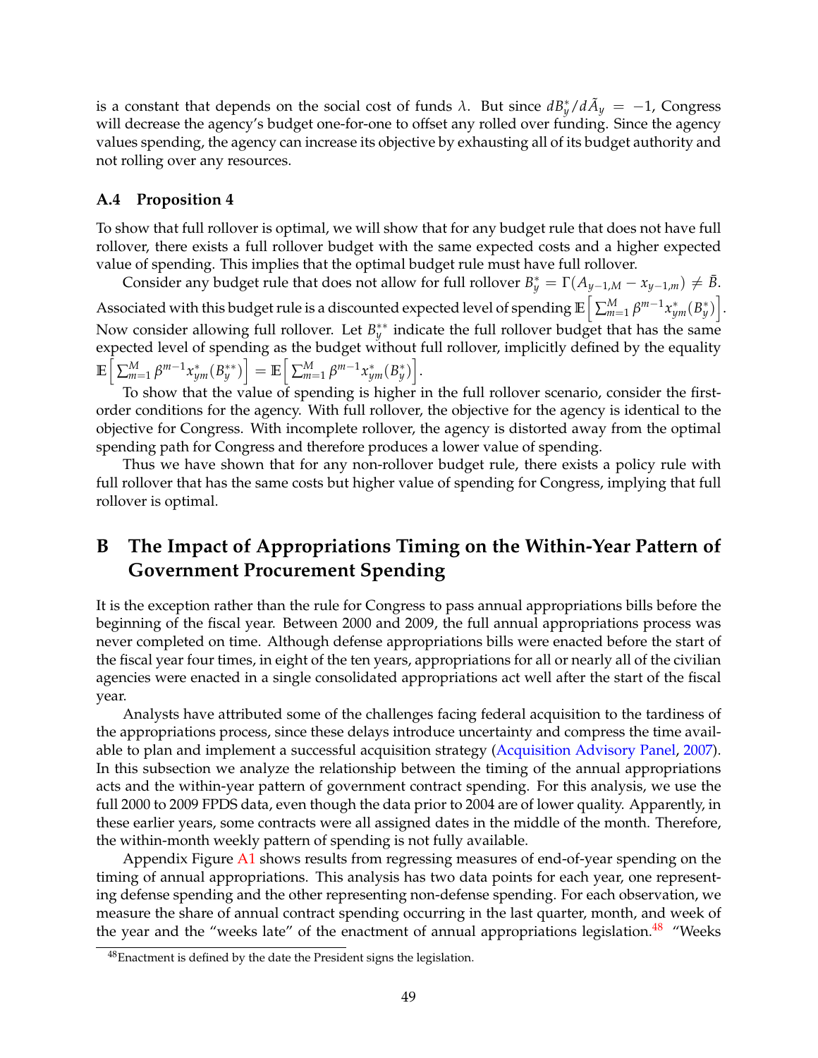is a constant that depends on the social cost of funds $\lambda$. But since $dB_y^*/d\tilde{A}_y = -1$, Congress will decrease the agency's budget one-for-one to offset any rolled over funding. Since the agency values spending, the agency can increase its objective by exhausting all of its budget authority and not rolling over any resources.

### A.4 Proposition 4

To show that full rollover is optimal, we will show that for any budget rule that does not have full rollover, there exists a full rollover budget with the same expected costs and a higher expected value of spending. This implies that the optimal budget rule must have full rollover.

Consider any budget rule that does not allow for full rollover $B_y^* = \Gamma(A_{y-1,M} - x_{y-1,m}) \neq \bar{B}$. Associated with this budget rule is a discounted expected level of spending $\mathbb{E}\left[\sum_{m=1}^{M} \beta^{m-1} x_{ym}^*(B_y^*)\right]$. Now consider allowing full rollover. Let $B_y^{**}$ indicate the full rollover budget that has the same expected level of spending as the budget without full rollover, implicitly defined by the equality $\mathbb{E}\left[\sum_{m=1}^{M} \beta^{m-1} x_{ym}^*(B_y^{**})\right] = \mathbb{E}\left[\sum_{m=1}^{M} \beta^{m-1} x_{ym}^*(B_y^*)\right]$.

To show that the value of spending is higher in the full rollover scenario, consider the first-order conditions for the agency. With full rollover, the objective for the agency is identical to the objective for Congress. With incomplete rollover, the agency is distorted away from the optimal spending path for Congress and therefore produces a lower value of spending.

Thus we have shown that for any non-rollover budget rule, there exists a policy rule with full rollover that has the same costs but higher value of spending for Congress, implying that full rollover is optimal.

## B The Impact of Appropriations Timing on the Within-Year Pattern of Government Procurement Spending

It is the exception rather than the rule for Congress to pass annual appropriations bills before the beginning of the fiscal year. Between 2000 and 2009, the full annual appropriations process was never completed on time. Although defense appropriations bills were enacted before the start of the fiscal year four times, in eight of the ten years, appropriations for all or nearly all of the civilian agencies were enacted in a single consolidated appropriations act well after the start of the fiscal year.

Analysts have attributed some of the challenges facing federal acquisition to the tardiness of the appropriations process, since these delays introduce uncertainty and compress the time available to plan and implement a successful acquisition strategy (Acquisition Advisory Panel, 2007). In this subsection we analyze the relationship between the timing of the annual appropriations acts and the within-year pattern of government contract spending. For this analysis, we use the full 2000 to 2009 FPDS data, even though the data prior to 2004 are of lower quality. Apparently, in these earlier years, some contracts were all assigned dates in the middle of the month. Therefore, the within-month weekly pattern of spending is not fully available.

Appendix Figure A1 shows results from regressing measures of end-of-year spending on the timing of annual appropriations. This analysis has two data points for each year, one representing defense spending and the other representing non-defense spending. For each observation, we measure the share of annual contract spending occurring in the last quarter, month, and week of the year and the "weeks late" of the enactment of annual appropriations legislation.[48] "Weeks

[48] Enactment is defined by the date the President signs the legislation.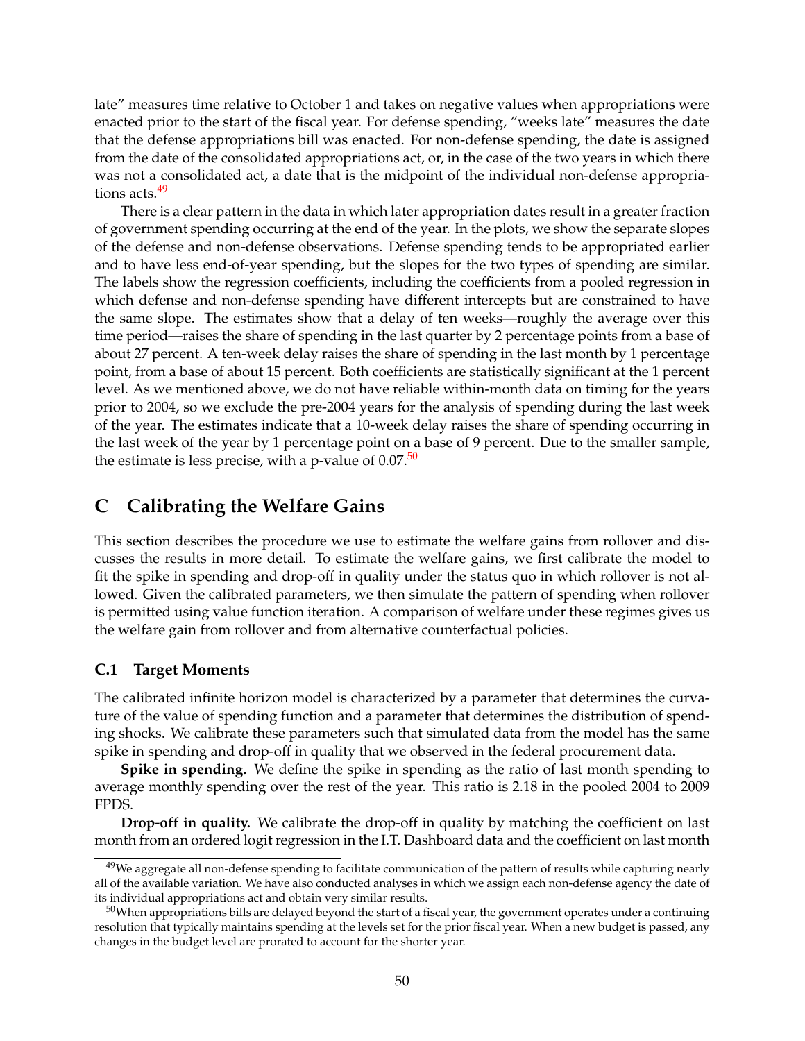late" measures time relative to October 1 and takes on negative values when appropriations were enacted prior to the start of the fiscal year. For defense spending, "weeks late" measures the date that the defense appropriations bill was enacted. For non-defense spending, the date is assigned from the date of the consolidated appropriations act, or, in the case of the two years in which there was not a consolidated act, a date that is the midpoint of the individual non-defense appropriations acts.[49]

There is a clear pattern in the data in which later appropriation dates result in a greater fraction of government spending occurring at the end of the year. In the plots, we show the separate slopes of the defense and non-defense observations. Defense spending tends to be appropriated earlier and to have less end-of-year spending, but the slopes for the two types of spending are similar. The labels show the regression coefficients, including the coefficients from a pooled regression in which defense and non-defense spending have different intercepts but are constrained to have the same slope. The estimates show that a delay of ten weeks—roughly the average over this time period—raises the share of spending in the last quarter by 2 percentage points from a base of about 27 percent. A ten-week delay raises the share of spending in the last month by 1 percentage point, from a base of about 15 percent. Both coefficients are statistically significant at the 1 percent level. As we mentioned above, we do not have reliable within-month data on timing for the years prior to 2004, so we exclude the pre-2004 years for the analysis of spending during the last week of the year. The estimates indicate that a 10-week delay raises the share of spending occurring in the last week of the year by 1 percentage point on a base of 9 percent. Due to the smaller sample, the estimate is less precise, with a p-value of 0.07.[50]

# C Calibrating the Welfare Gains

This section describes the procedure we use to estimate the welfare gains from rollover and discusses the results in more detail. To estimate the welfare gains, we first calibrate the model to fit the spike in spending and drop-off in quality under the status quo in which rollover is not allowed. Given the calibrated parameters, we then simulate the pattern of spending when rollover is permitted using value function iteration. A comparison of welfare under these regimes gives us the welfare gain from rollover and from alternative counterfactual policies.

## C.1 Target Moments

The calibrated infinite horizon model is characterized by a parameter that determines the curvature of the value of spending function and a parameter that determines the distribution of spending shocks. We calibrate these parameters such that simulated data from the model has the same spike in spending and drop-off in quality that we observed in the federal procurement data.

**Spike in spending.** We define the spike in spending as the ratio of last month spending to average monthly spending over the rest of the year. This ratio is 2.18 in the pooled 2004 to 2009 FPDS.

**Drop-off in quality.** We calibrate the drop-off in quality by matching the coefficient on last month from an ordered logit regression in the I.T. Dashboard data and the coefficient on last month

[49] We aggregate all non-defense spending to facilitate communication of the pattern of results while capturing nearly all of the available variation. We have also conducted analyses in which we assign each non-defense agency the date of its individual appropriations act and obtain very similar results.

[50] When appropriations bills are delayed beyond the start of a fiscal year, the government operates under a continuing resolution that typically maintains spending at the levels set for the prior fiscal year. When a new budget is passed, any changes in the budget level are prorated to account for the shorter year.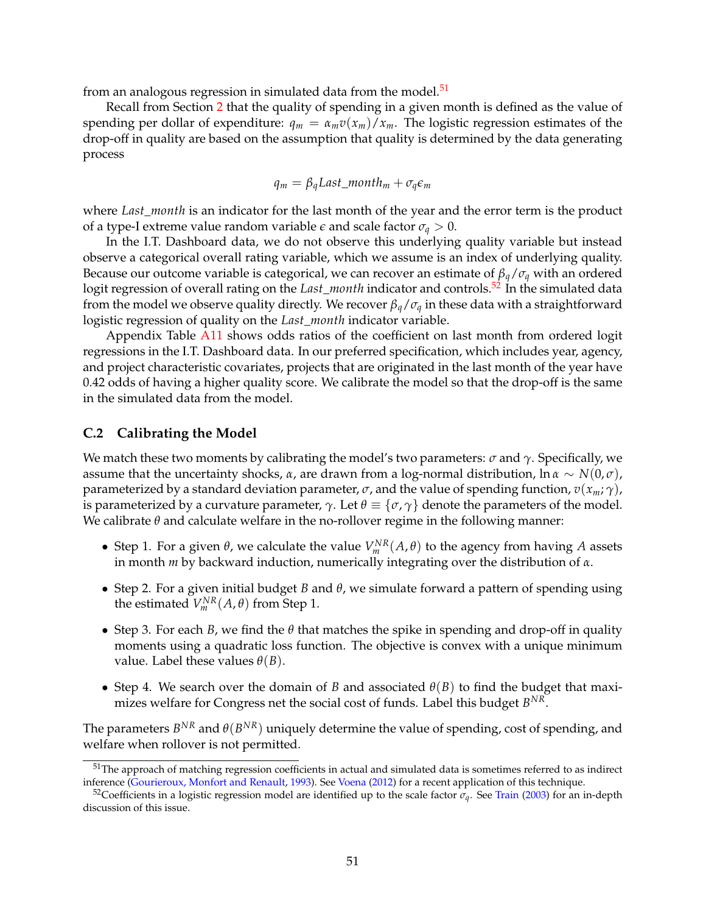from an analogous regression in simulated data from the model.[51]

Recall from Section 2 that the quality of spending in a given month is defined as the value of spending per dollar of expenditure: $q_m = \alpha_m v(x_m)/x_m$. The logistic regression estimates of the drop-off in quality are based on the assumption that quality is determined by the data generating process

$$q_m = \beta_q Last\_month_m + \sigma_q \epsilon_m$$

where *Last_month* is an indicator for the last month of the year and the error term is the product of a type-I extreme value random variable $\epsilon$ and scale factor $\sigma_q > 0$.

In the I.T. Dashboard data, we do not observe this underlying quality variable but instead observe a categorical overall rating variable, which we assume is an index of underlying quality. Because our outcome variable is categorical, we can recover an estimate of $\beta_q/\sigma_q$ with an ordered logit regression of overall rating on the *Last_month* indicator and controls.[52] In the simulated data from the model we observe quality directly. We recover $\beta_q/\sigma_q$ in these data with a straightforward logistic regression of quality on the *Last_month* indicator variable.

Appendix Table A11 shows odds ratios of the coefficient on last month from ordered logit regressions in the I.T. Dashboard data. In our preferred specification, which includes year, agency, and project characteristic covariates, projects that are originated in the last month of the year have 0.42 odds of having a higher quality score. We calibrate the model so that the drop-off is the same in the simulated data from the model.

### C.2 Calibrating the Model

We match these two moments by calibrating the model's two parameters: $\sigma$ and $\gamma$. Specifically, we assume that the uncertainty shocks, $\alpha$, are drawn from a log-normal distribution, $\ln \alpha \sim N(0, \sigma)$, parameterized by a standard deviation parameter, $\sigma$, and the value of spending function, $v(x_m; \gamma)$, is parameterized by a curvature parameter, $\gamma$. Let $\theta \equiv \{\sigma, \gamma\}$ denote the parameters of the model. We calibrate $\theta$ and calculate welfare in the no-rollover regime in the following manner:

- Step 1. For a given $\theta$, we calculate the value $V_m^{NR}(A, \theta)$ to the agency from having $A$ assets in month $m$ by backward induction, numerically integrating over the distribution of $\alpha$.
- Step 2. For a given initial budget $B$ and $\theta$, we simulate forward a pattern of spending using the estimated $V_m^{NR}(A, \theta)$ from Step 1.
- Step 3. For each $B$, we find the $\theta$ that matches the spike in spending and drop-off in quality moments using a quadratic loss function. The objective is convex with a unique minimum value. Label these values $\theta(B)$.
- Step 4. We search over the domain of $B$ and associated $\theta(B)$ to find the budget that maximizes welfare for Congress net the social cost of funds. Label this budget $B^{NR}$.

The parameters $B^{NR}$ and $\theta(B^{NR})$ uniquely determine the value of spending, cost of spending, and welfare when rollover is not permitted.

[51] The approach of matching regression coefficients in actual and simulated data is sometimes referred to as indirect inference (Gourieroux, Monfort and Renault, 1993). See Voena (2012) for a recent application of this technique.

[52] Coefficients in a logistic regression model are identified up to the scale factor $\sigma_q$. See Train (2003) for an in-depth discussion of this issue.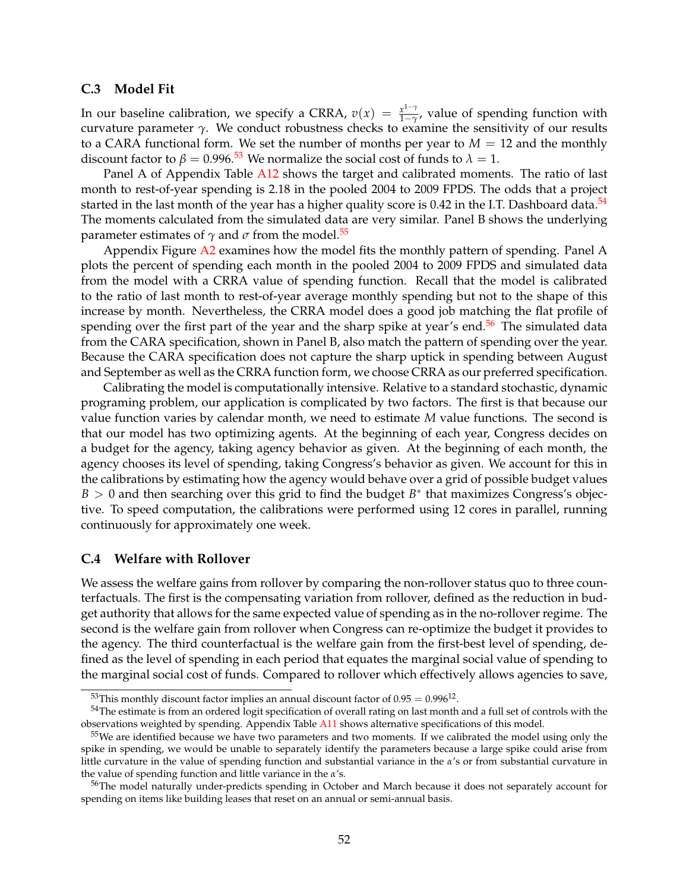### C.3 Model Fit

In our baseline calibration, we specify a CRRA, $v(x) = \frac{x^{1-\gamma}}{1-\gamma}$, value of spending function with curvature parameter $\gamma$. We conduct robustness checks to examine the sensitivity of our results to a CARA functional form. We set the number of months per year to $M = 12$ and the monthly discount factor to $\beta = 0.996$.[53] We normalize the social cost of funds to $\lambda = 1$.

Panel A of Appendix Table A12 shows the target and calibrated moments. The ratio of last month to rest-of-year spending is 2.18 in the pooled 2004 to 2009 FPDS. The odds that a project started in the last month of the year has a higher quality score is 0.42 in the I.T. Dashboard data.[54] The moments calculated from the simulated data are very similar. Panel B shows the underlying parameter estimates of $\gamma$ and $\sigma$ from the model.[55]

Appendix Figure A2 examines how the model fits the monthly pattern of spending. Panel A plots the percent of spending each month in the pooled 2004 to 2009 FPDS and simulated data from the model with a CRRA value of spending function. Recall that the model is calibrated to the ratio of last month to rest-of-year average monthly spending but not to the shape of this increase by month. Nevertheless, the CRRA model does a good job matching the flat profile of spending over the first part of the year and the sharp spike at year's end.[56] The simulated data from the CARA specification, shown in Panel B, also match the pattern of spending over the year. Because the CARA specification does not capture the sharp uptick in spending between August and September as well as the CRRA function form, we choose CRRA as our preferred specification.

Calibrating the model is computationally intensive. Relative to a standard stochastic, dynamic programing problem, our application is complicated by two factors. The first is that because our value function varies by calendar month, we need to estimate $M$ value functions. The second is that our model has two optimizing agents. At the beginning of each year, Congress decides on a budget for the agency, taking agency behavior as given. At the beginning of each month, the agency chooses its level of spending, taking Congress's behavior as given. We account for this in the calibrations by estimating how the agency would behave over a grid of possible budget values $B > 0$ and then searching over this grid to find the budget $B^*$ that maximizes Congress's objective. To speed computation, the calibrations were performed using 12 cores in parallel, running continuously for approximately one week.

### C.4 Welfare with Rollover

We assess the welfare gains from rollover by comparing the non-rollover status quo to three counterfactuals. The first is the compensating variation from rollover, defined as the reduction in budget authority that allows for the same expected value of spending as in the no-rollover regime. The second is the welfare gain from rollover when Congress can re-optimize the budget it provides to the agency. The third counterfactual is the welfare gain from the first-best level of spending, defined as the level of spending in each period that equates the marginal social value of spending to the marginal social cost of funds. Compared to rollover which effectively allows agencies to save,

---

[53] This monthly discount factor implies an annual discount factor of $0.95 = 0.996^{12}$.

[54] The estimate is from an ordered logit specification of overall rating on last month and a full set of controls with the observations weighted by spending. Appendix Table A11 shows alternative specifications of this model.

[55] We are identified because we have two parameters and two moments. If we calibrated the model using only the spike in spending, we would be unable to separately identify the parameters because a large spike could arise from little curvature in the value of spending function and substantial variance in the $\alpha$'s or from substantial curvature in the value of spending function and little variance in the $\alpha$'s.

[56] The model naturally under-predicts spending in October and March because it does not separately account for spending on items like building leases that reset on an annual or semi-annual basis.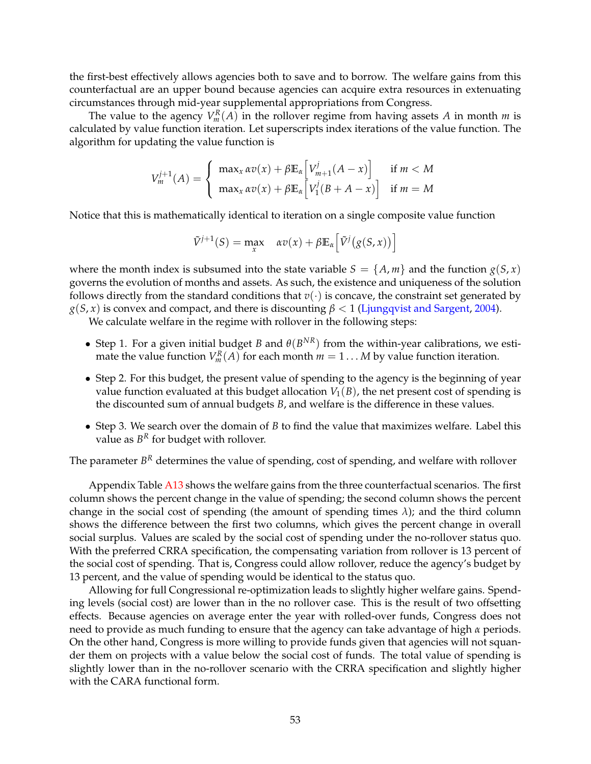the first-best effectively allows agencies both to save and to borrow. The welfare gains from this counterfactual are an upper bound because agencies can acquire extra resources in extenuating circumstances through mid-year supplemental appropriations from Congress.

The value to the agency $V_m^R(A)$ in the rollover regime from having assets $A$ in month $m$ is calculated by value function iteration. Let superscripts index iterations of the value function. The algorithm for updating the value function is

$$V_m^{j+1}(A) = \begin{cases} \max_x \alpha v(x) + \beta \mathbb{E}_\alpha \left[ V_{m+1}^j(A - x) \right] & \text{if } m < M \\ \max_x \alpha v(x) + \beta \mathbb{E}_\alpha \left[ V_1^j(B + A - x) \right] & \text{if } m = M \end{cases}$$

Notice that this is mathematically identical to iteration on a single composite value function

$$\tilde{V}^{j+1}(S) = \max_x \quad \alpha v(x) + \beta \mathbb{E}_\alpha \left[ \tilde{V}^j\big(g(S, x)\big) \right]$$

where the month index is subsumed into the state variable $S = \{A, m\}$ and the function $g(S, x)$ governs the evolution of months and assets. As such, the existence and uniqueness of the solution follows directly from the standard conditions that $v(\cdot)$ is concave, the constraint set generated by $g(S, x)$ is convex and compact, and there is discounting $\beta < 1$ (Ljungqvist and Sargent, 2004).

We calculate welfare in the regime with rollover in the following steps:

- Step 1. For a given initial budget $B$ and $\theta(B^{NR})$ from the within-year calibrations, we estimate the value function $V_m^R(A)$ for each month $m = 1 \ldots M$ by value function iteration.
- Step 2. For this budget, the present value of spending to the agency is the beginning of year value function evaluated at this budget allocation $V_1(B)$, the net present cost of spending is the discounted sum of annual budgets $B$, and welfare is the difference in these values.
- Step 3. We search over the domain of $B$ to find the value that maximizes welfare. Label this value as $B^R$ for budget with rollover.

The parameter $B^R$ determines the value of spending, cost of spending, and welfare with rollover

Appendix Table A13 shows the welfare gains from the three counterfactual scenarios. The first column shows the percent change in the value of spending; the second column shows the percent change in the social cost of spending (the amount of spending times $\lambda$); and the third column shows the difference between the first two columns, which gives the percent change in overall social surplus. Values are scaled by the social cost of spending under the no-rollover status quo. With the preferred CRRA specification, the compensating variation from rollover is 13 percent of the social cost of spending. That is, Congress could allow rollover, reduce the agency's budget by 13 percent, and the value of spending would be identical to the status quo.

Allowing for full Congressional re-optimization leads to slightly higher welfare gains. Spending levels (social cost) are lower than in the no rollover case. This is the result of two offsetting effects. Because agencies on average enter the year with rolled-over funds, Congress does not need to provide as much funding to ensure that the agency can take advantage of high $\alpha$ periods. On the other hand, Congress is more willing to provide funds given that agencies will not squander them on projects with a value below the social cost of funds. The total value of spending is slightly lower than in the no-rollover scenario with the CRRA specification and slightly higher with the CARA functional form.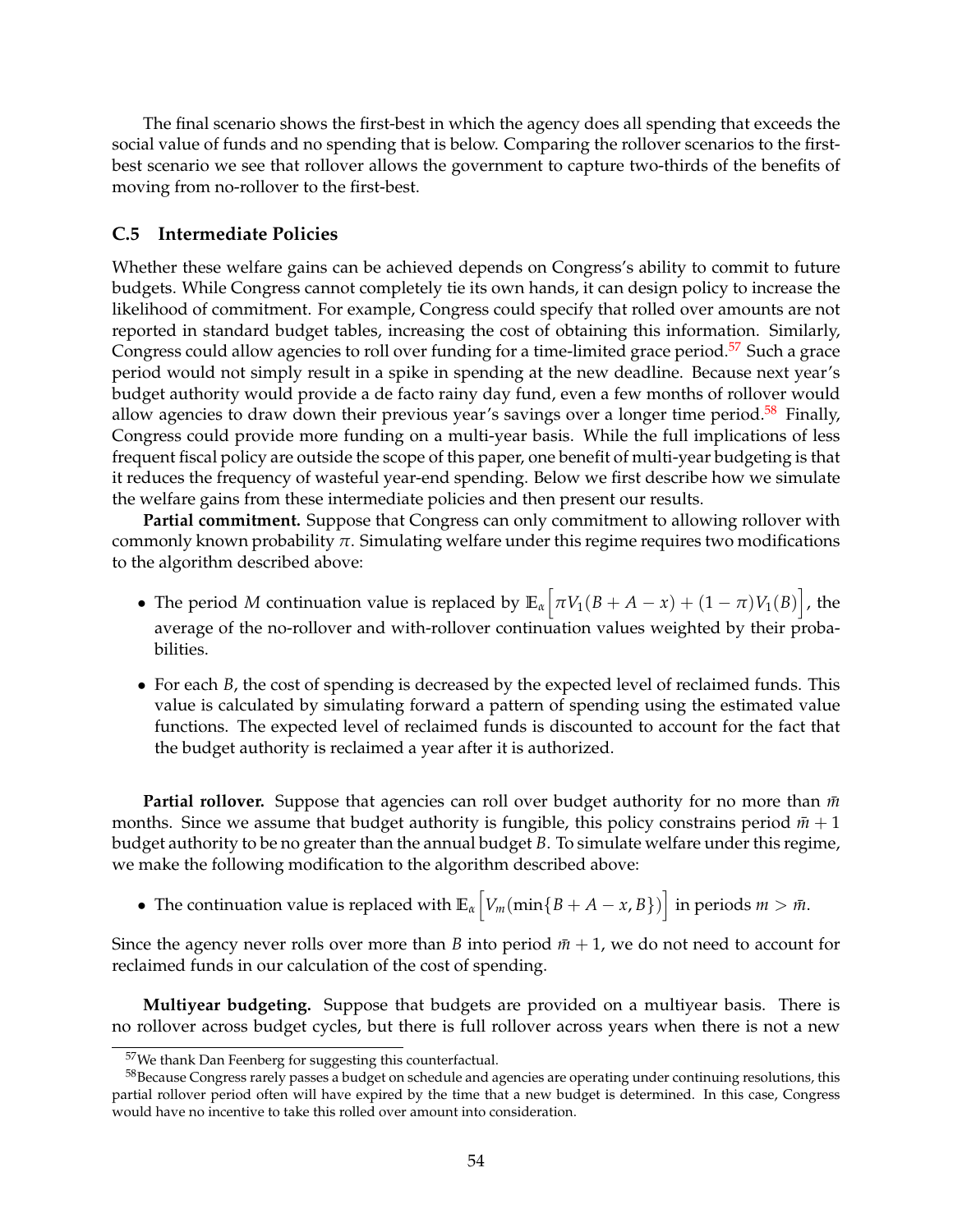The final scenario shows the first-best in which the agency does all spending that exceeds the social value of funds and no spending that is below. Comparing the rollover scenarios to the first-best scenario we see that rollover allows the government to capture two-thirds of the benefits of moving from no-rollover to the first-best.

### C.5 Intermediate Policies

Whether these welfare gains can be achieved depends on Congress's ability to commit to future budgets. While Congress cannot completely tie its own hands, it can design policy to increase the likelihood of commitment. For example, Congress could specify that rolled over amounts are not reported in standard budget tables, increasing the cost of obtaining this information. Similarly, Congress could allow agencies to roll over funding for a time-limited grace period.[57] Such a grace period would not simply result in a spike in spending at the new deadline. Because next year's budget authority would provide a de facto rainy day fund, even a few months of rollover would allow agencies to draw down their previous year's savings over a longer time period.[58] Finally, Congress could provide more funding on a multi-year basis. While the full implications of less frequent fiscal policy are outside the scope of this paper, one benefit of multi-year budgeting is that it reduces the frequency of wasteful year-end spending. Below we first describe how we simulate the welfare gains from these intermediate policies and then present our results.

**Partial commitment.** Suppose that Congress can only commitment to allowing rollover with commonly known probability $\pi$. Simulating welfare under this regime requires two modifications to the algorithm described above:

- The period $M$ continuation value is replaced by $\mathbb{E}_\alpha\Big[\pi V_1(B + A - x) + (1-\pi)V_1(B)\Big]$, the average of the no-rollover and with-rollover continuation values weighted by their probabilities.
- For each $B$, the cost of spending is decreased by the expected level of reclaimed funds. This value is calculated by simulating forward a pattern of spending using the estimated value functions. The expected level of reclaimed funds is discounted to account for the fact that the budget authority is reclaimed a year after it is authorized.

**Partial rollover.** Suppose that agencies can roll over budget authority for no more than $\bar{m}$ months. Since we assume that budget authority is fungible, this policy constrains period $\bar{m} + 1$ budget authority to be no greater than the annual budget $B$. To simulate welfare under this regime, we make the following modification to the algorithm described above:

- The continuation value is replaced with $\mathbb{E}_\alpha\Big[V_m(\min\{B + A - x, B\})\Big]$ in periods $m > \bar{m}$.

Since the agency never rolls over more than $B$ into period $\bar{m} + 1$, we do not need to account for reclaimed funds in our calculation of the cost of spending.

**Multiyear budgeting.** Suppose that budgets are provided on a multiyear basis. There is no rollover across budget cycles, but there is full rollover across years when there is not a new

[57] We thank Dan Feenberg for suggesting this counterfactual.

[58] Because Congress rarely passes a budget on schedule and agencies are operating under continuing resolutions, this partial rollover period often will have expired by the time that a new budget is determined. In this case, Congress would have no incentive to take this rolled over amount into consideration.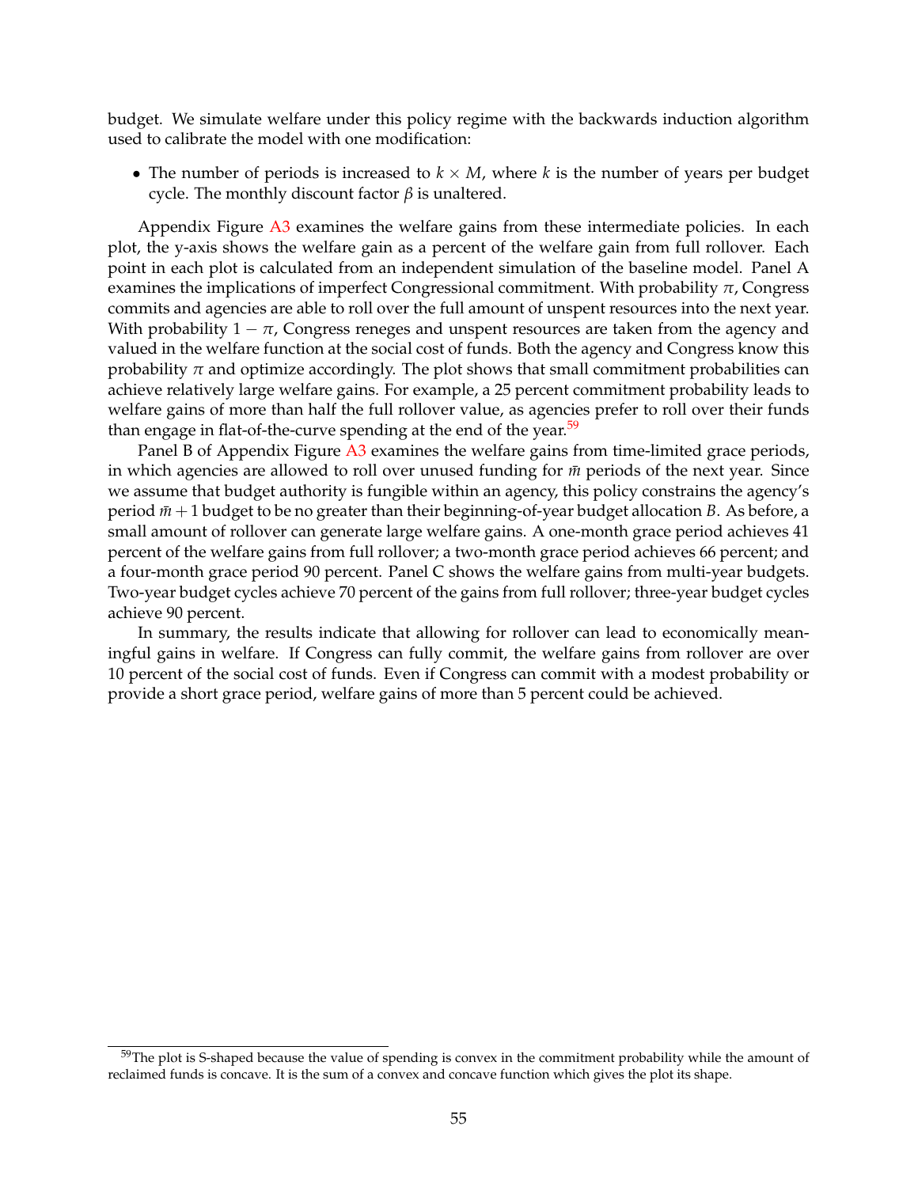budget. We simulate welfare under this policy regime with the backwards induction algorithm used to calibrate the model with one modification:

- The number of periods is increased to $k \times M$, where $k$ is the number of years per budget cycle. The monthly discount factor $\beta$ is unaltered.

Appendix Figure A3 examines the welfare gains from these intermediate policies. In each plot, the y-axis shows the welfare gain as a percent of the welfare gain from full rollover. Each point in each plot is calculated from an independent simulation of the baseline model. Panel A examines the implications of imperfect Congressional commitment. With probability $\pi$, Congress commits and agencies are able to roll over the full amount of unspent resources into the next year. With probability $1 - \pi$, Congress reneges and unspent resources are taken from the agency and valued in the welfare function at the social cost of funds. Both the agency and Congress know this probability $\pi$ and optimize accordingly. The plot shows that small commitment probabilities can achieve relatively large welfare gains. For example, a 25 percent commitment probability leads to welfare gains of more than half the full rollover value, as agencies prefer to roll over their funds than engage in flat-of-the-curve spending at the end of the year.[59]

Panel B of Appendix Figure A3 examines the welfare gains from time-limited grace periods, in which agencies are allowed to roll over unused funding for $\bar{m}$ periods of the next year. Since we assume that budget authority is fungible within an agency, this policy constrains the agency's period $\bar{m} + 1$ budget to be no greater than their beginning-of-year budget allocation $B$. As before, a small amount of rollover can generate large welfare gains. A one-month grace period achieves 41 percent of the welfare gains from full rollover; a two-month grace period achieves 66 percent; and a four-month grace period 90 percent. Panel C shows the welfare gains from multi-year budgets. Two-year budget cycles achieve 70 percent of the gains from full rollover; three-year budget cycles achieve 90 percent.

In summary, the results indicate that allowing for rollover can lead to economically meaningful gains in welfare. If Congress can fully commit, the welfare gains from rollover are over 10 percent of the social cost of funds. Even if Congress can commit with a modest probability or provide a short grace period, welfare gains of more than 5 percent could be achieved.

[59] The plot is S-shaped because the value of spending is convex in the commitment probability while the amount of reclaimed funds is concave. It is the sum of a convex and concave function which gives the plot its shape.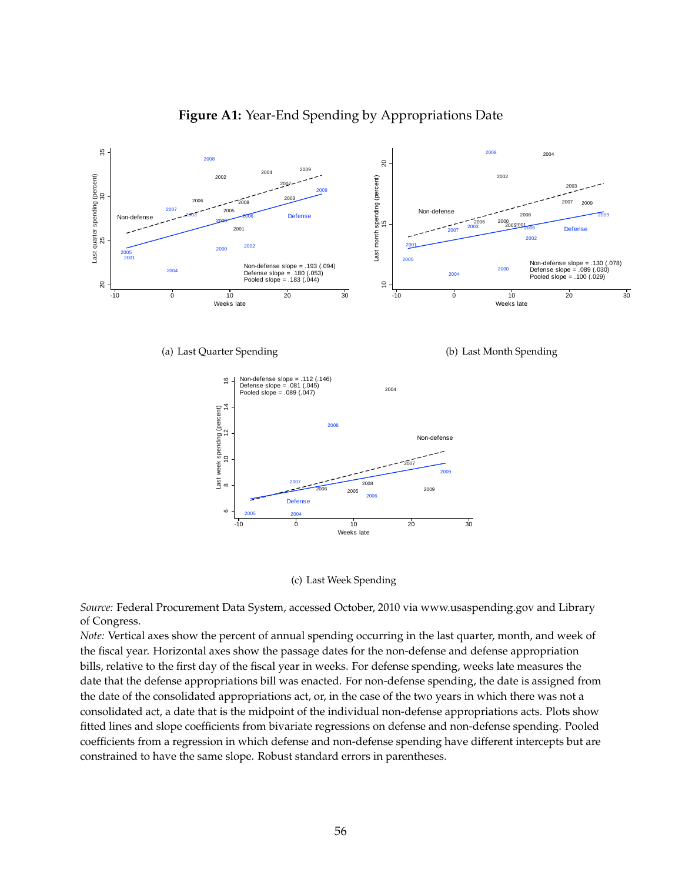**Figure A1:** Year-End Spending by Appropriations Date

(a) Last Quarter Spending

(b) Last Month Spending

(c) Last Week Spending

*Source:* Federal Procurement Data System, accessed October, 2010 via www.usaspending.gov and Library of Congress.

*Note:* Vertical axes show the percent of annual spending occurring in the last quarter, month, and week of the fiscal year. Horizontal axes show the passage dates for the non-defense and defense appropriation bills, relative to the first day of the fiscal year in weeks. For defense spending, weeks late measures the date that the defense appropriations bill was enacted. For non-defense spending, the date is assigned from the date of the consolidated appropriations act, or, in the case of the two years in which there was not a consolidated act, a date that is the midpoint of the individual non-defense appropriations acts. Plots show fitted lines and slope coefficients from bivariate regressions on defense and non-defense spending. Pooled coefficients from a regression in which defense and non-defense spending have different intercepts but are constrained to have the same slope. Robust standard errors in parentheses.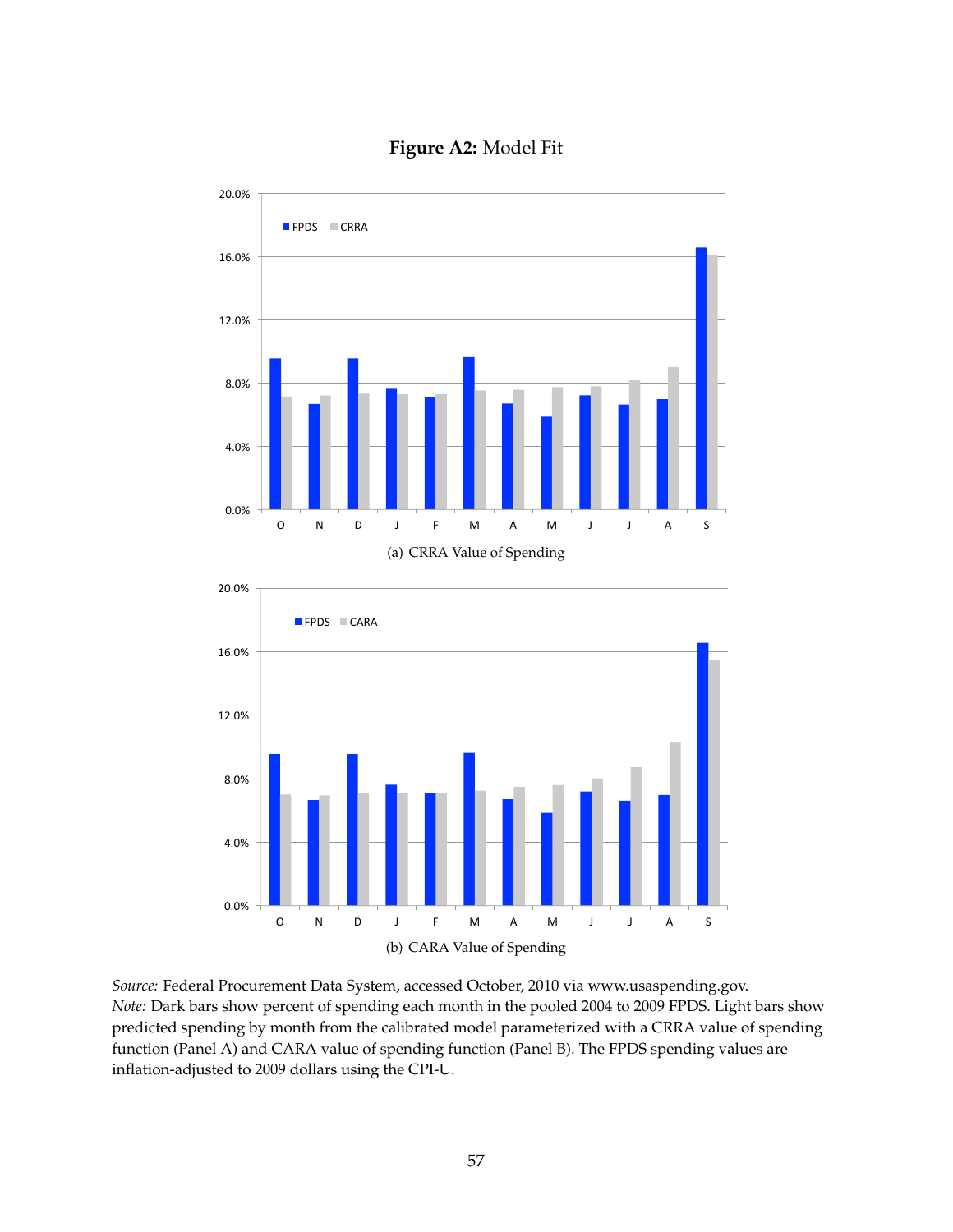**Figure A2:** Model Fit

(a) CRRA Value of Spending

(b) CARA Value of Spending

*Source:* Federal Procurement Data System, accessed October, 2010 via www.usaspending.gov.
*Note:* Dark bars show percent of spending each month in the pooled 2004 to 2009 FPDS. Light bars show predicted spending by month from the calibrated model parameterized with a CRRA value of spending function (Panel A) and CARA value of spending function (Panel B). The FPDS spending values are inflation-adjusted to 2009 dollars using the CPI-U.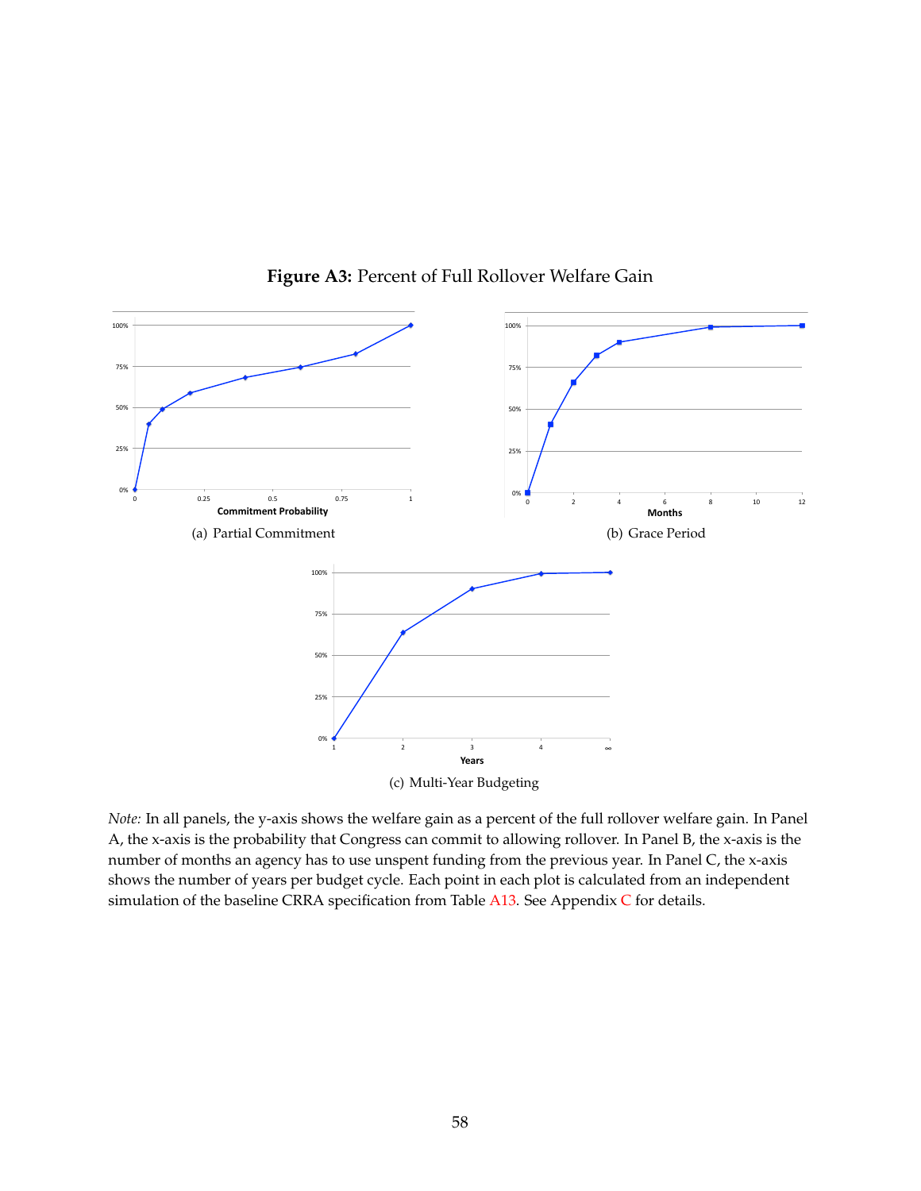**Figure A3:** Percent of Full Rollover Welfare Gain

(a) Partial Commitment

(b) Grace Period

(c) Multi-Year Budgeting

*Note:* In all panels, the y-axis shows the welfare gain as a percent of the full rollover welfare gain. In Panel A, the x-axis is the probability that Congress can commit to allowing rollover. In Panel B, the x-axis is the number of months an agency has to use unspent funding from the previous year. In Panel C, the x-axis shows the number of years per budget cycle. Each point in each plot is calculated from an independent simulation of the baseline CRRA specification from Table A13. See Appendix C for details.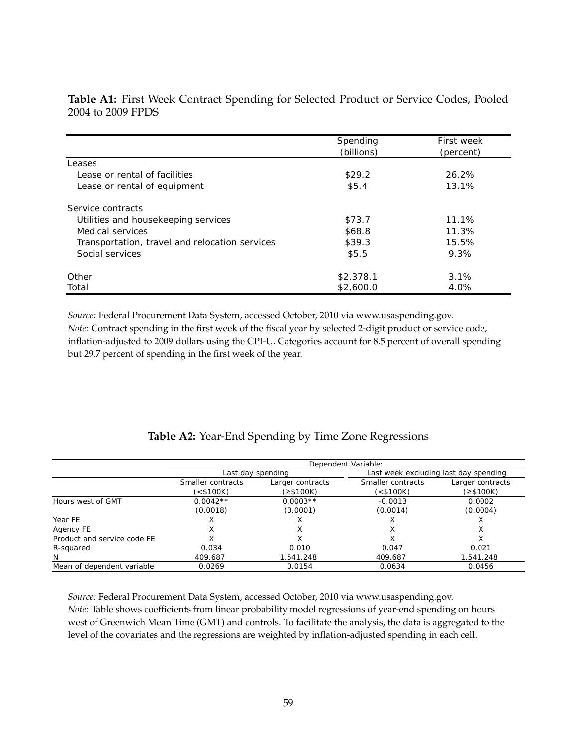**Table A1:** First Week Contract Spending for Selected Product or Service Codes, Pooled 2004 to 2009 FPDS

| | Spending (billions) | First week (percent) |
|---|---|---|
| Leases | | |
| Lease or rental of facilities | $29.2 | 26.2% |
| Lease or rental of equipment | $5.4 | 13.1% |
| Service contracts | | |
| Utilities and housekeeping services | $73.7 | 11.1% |
| Medical services | $68.8 | 11.3% |
| Transportation, travel and relocation services | $39.3 | 15.5% |
| Social services | $5.5 | 9.3% |
| Other | $2,378.1 | 3.1% |
| Total | $2,600.0 | 4.0% |

*Source:* Federal Procurement Data System, accessed October, 2010 via www.usaspending.gov.
*Note:* Contract spending in the first week of the fiscal year by selected 2-digit product or service code, inflation-adjusted to 2009 dollars using the CPI-U. Categories account for 8.5 percent of overall spending but 29.7 percent of spending in the first week of the year.

**Table A2:** Year-End Spending by Time Zone Regressions

| | Dependent Variable: | | | |
|---|---|---|---|---|
| | Last day spending | | Last week excluding last day spending | |
| | Smaller contracts (<$100K) | Larger contracts (≥$100K) | Smaller contracts (<$100K) | Larger contracts (≥$100K) |
| Hours west of GMT | 0.0042** | 0.0003** | -0.0013 | 0.0002 |
| | (0.0018) | (0.0001) | (0.0014) | (0.0004) |
| Year FE | X | X | X | X |
| Agency FE | X | X | X | X |
| Product and service code FE | X | X | X | X |
| R-squared | 0.034 | 0.010 | 0.047 | 0.021 |
| N | 409,687 | 1,541,248 | 409,687 | 1,541,248 |
| Mean of dependent variable | 0.0269 | 0.0154 | 0.0634 | 0.0456 |

*Source:* Federal Procurement Data System, accessed October, 2010 via www.usaspending.gov.
*Note:* Table shows coefficients from linear probability model regressions of year-end spending on hours west of Greenwich Mean Time (GMT) and controls. To facilitate the analysis, the data is aggregated to the level of the covariates and the regressions are weighted by inflation-adjusted spending in each cell.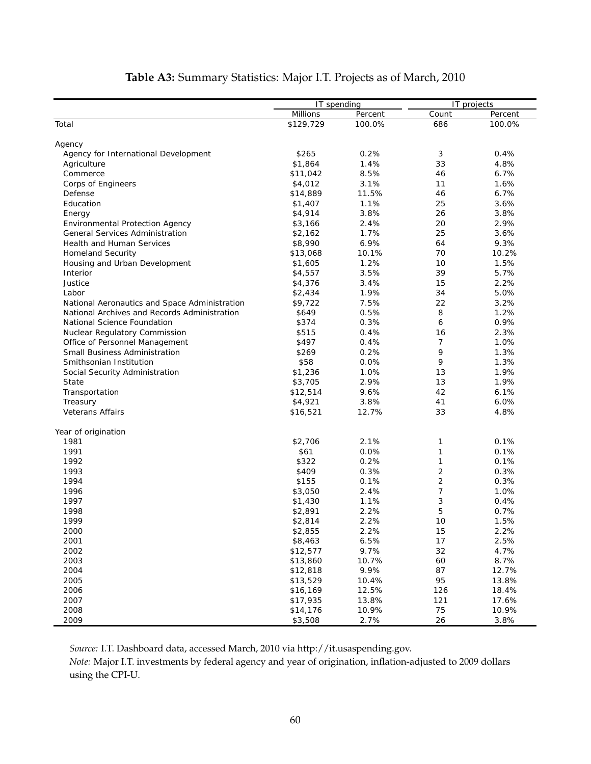**Table A3:** Summary Statistics: Major I.T. Projects as of March, 2010

| | IT spending | | IT projects | |
|---|---|---|---|---|
| | Millions | Percent | Count | Percent |
| Total | $129,729 | 100.0% | 686 | 100.0% |
| | | | | |
| Agency | | | | |
| Agency for International Development | $265 | 0.2% | 3 | 0.4% |
| Agriculture | $1,864 | 1.4% | 33 | 4.8% |
| Commerce | $11,042 | 8.5% | 46 | 6.7% |
| Corps of Engineers | $4,012 | 3.1% | 11 | 1.6% |
| Defense | $14,889 | 11.5% | 46 | 6.7% |
| Education | $1,407 | 1.1% | 25 | 3.6% |
| Energy | $4,914 | 3.8% | 26 | 3.8% |
| Environmental Protection Agency | $3,166 | 2.4% | 20 | 2.9% |
| General Services Administration | $2,162 | 1.7% | 25 | 3.6% |
| Health and Human Services | $8,990 | 6.9% | 64 | 9.3% |
| Homeland Security | $13,068 | 10.1% | 70 | 10.2% |
| Housing and Urban Development | $1,605 | 1.2% | 10 | 1.5% |
| Interior | $4,557 | 3.5% | 39 | 5.7% |
| Justice | $4,376 | 3.4% | 15 | 2.2% |
| Labor | $2,434 | 1.9% | 34 | 5.0% |
| National Aeronautics and Space Administration | $9,722 | 7.5% | 22 | 3.2% |
| National Archives and Records Administration | $649 | 0.5% | 8 | 1.2% |
| National Science Foundation | $374 | 0.3% | 6 | 0.9% |
| Nuclear Regulatory Commission | $515 | 0.4% | 16 | 2.3% |
| Office of Personnel Management | $497 | 0.4% | 7 | 1.0% |
| Small Business Administration | $269 | 0.2% | 9 | 1.3% |
| Smithsonian Institution | $58 | 0.0% | 9 | 1.3% |
| Social Security Administration | $1,236 | 1.0% | 13 | 1.9% |
| State | $3,705 | 2.9% | 13 | 1.9% |
| Transportation | $12,514 | 9.6% | 42 | 6.1% |
| Treasury | $4,921 | 3.8% | 41 | 6.0% |
| Veterans Affairs | $16,521 | 12.7% | 33 | 4.8% |
| | | | | |
| Year of origination | | | | |
| 1981 | $2,706 | 2.1% | 1 | 0.1% |
| 1991 | $61 | 0.0% | 1 | 0.1% |
| 1992 | $322 | 0.2% | 1 | 0.1% |
| 1993 | $409 | 0.3% | 2 | 0.3% |
| 1994 | $155 | 0.1% | 2 | 0.3% |
| 1996 | $3,050 | 2.4% | 7 | 1.0% |
| 1997 | $1,430 | 1.1% | 3 | 0.4% |
| 1998 | $2,891 | 2.2% | 5 | 0.7% |
| 1999 | $2,814 | 2.2% | 10 | 1.5% |
| 2000 | $2,855 | 2.2% | 15 | 2.2% |
| 2001 | $8,463 | 6.5% | 17 | 2.5% |
| 2002 | $12,577 | 9.7% | 32 | 4.7% |
| 2003 | $13,860 | 10.7% | 60 | 8.7% |
| 2004 | $12,818 | 9.9% | 87 | 12.7% |
| 2005 | $13,529 | 10.4% | 95 | 13.8% |
| 2006 | $16,169 | 12.5% | 126 | 18.4% |
| 2007 | $17,935 | 13.8% | 121 | 17.6% |
| 2008 | $14,176 | 10.9% | 75 | 10.9% |
| 2009 | $3,508 | 2.7% | 26 | 3.8% |

*Source:* I.T. Dashboard data, accessed March, 2010 via http://it.usaspending.gov.
*Note:* Major I.T. investments by federal agency and year of origination, inflation-adjusted to 2009 dollars using the CPI-U.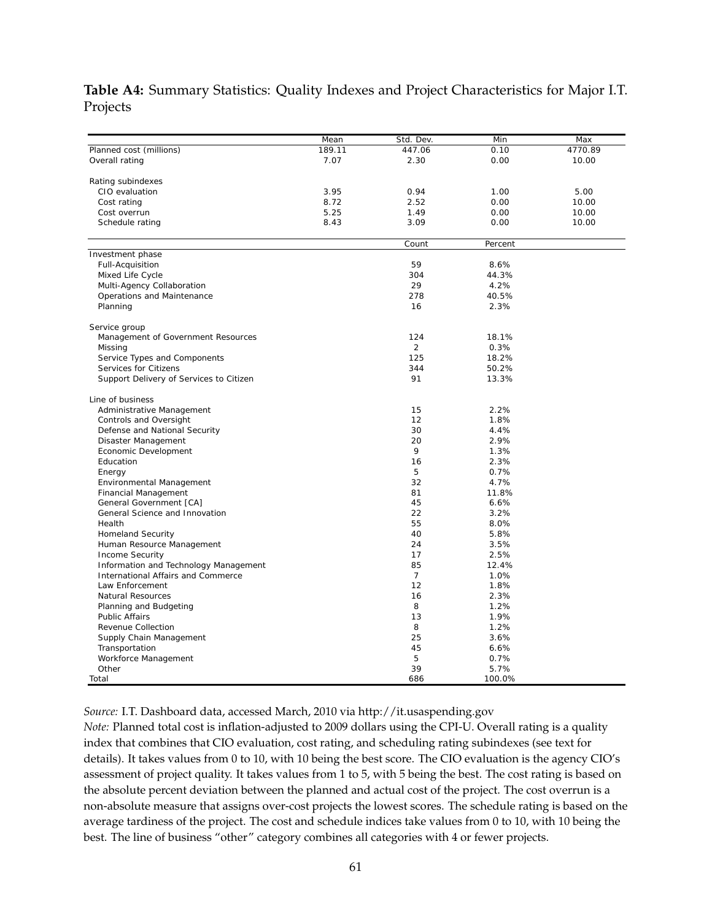**Table A4:** Summary Statistics: Quality Indexes and Project Characteristics for Major I.T. Projects

| | Mean | Std. Dev. | Min | Max |
|---|---|---|---|---|
| Planned cost (millions) | 189.11 | 447.06 | 0.10 | 4770.89 |
| Overall rating | 7.07 | 2.30 | 0.00 | 10.00 |
| | | | | |
| Rating subindexes | | | | |
| CIO evaluation | 3.95 | 0.94 | 1.00 | 5.00 |
| Cost rating | 8.72 | 2.52 | 0.00 | 10.00 |
| Cost overrun | 5.25 | 1.49 | 0.00 | 10.00 |
| Schedule rating | 8.43 | 3.09 | 0.00 | 10.00 |
| | | **Count** | **Percent** | |
| Investment phase | | | | |
| Full-Acquisition | | 59 | 8.6% | |
| Mixed Life Cycle | | 304 | 44.3% | |
| Multi-Agency Collaboration | | 29 | 4.2% | |
| Operations and Maintenance | | 278 | 40.5% | |
| Planning | | 16 | 2.3% | |
| | | | | |
| Service group | | | | |
| Management of Government Resources | | 124 | 18.1% | |
| Missing | | 2 | 0.3% | |
| Service Types and Components | | 125 | 18.2% | |
| Services for Citizens | | 344 | 50.2% | |
| Support Delivery of Services to Citizen | | 91 | 13.3% | |
| | | | | |
| Line of business | | | | |
| Administrative Management | | 15 | 2.2% | |
| Controls and Oversight | | 12 | 1.8% | |
| Defense and National Security | | 30 | 4.4% | |
| Disaster Management | | 20 | 2.9% | |
| Economic Development | | 9 | 1.3% | |
| Education | | 16 | 2.3% | |
| Energy | | 5 | 0.7% | |
| Environmental Management | | 32 | 4.7% | |
| Financial Management | | 81 | 11.8% | |
| General Government [CA] | | 45 | 6.6% | |
| General Science and Innovation | | 22 | 3.2% | |
| Health | | 55 | 8.0% | |
| Homeland Security | | 40 | 5.8% | |
| Human Resource Management | | 24 | 3.5% | |
| Income Security | | 17 | 2.5% | |
| Information and Technology Management | | 85 | 12.4% | |
| International Affairs and Commerce | | 7 | 1.0% | |
| Law Enforcement | | 12 | 1.8% | |
| Natural Resources | | 16 | 2.3% | |
| Planning and Budgeting | | 8 | 1.2% | |
| Public Affairs | | 13 | 1.9% | |
| Revenue Collection | | 8 | 1.2% | |
| Supply Chain Management | | 25 | 3.6% | |
| Transportation | | 45 | 6.6% | |
| Workforce Management | | 5 | 0.7% | |
| Other | | 39 | 5.7% | |
| Total | | 686 | 100.0% | |

*Source:* I.T. Dashboard data, accessed March, 2010 via http://it.usaspending.gov

*Note:* Planned total cost is inflation-adjusted to 2009 dollars using the CPI-U. Overall rating is a quality index that combines that CIO evaluation, cost rating, and scheduling rating subindexes (see text for details). It takes values from 0 to 10, with 10 being the best score. The CIO evaluation is the agency CIO's assessment of project quality. It takes values from 1 to 5, with 5 being the best. The cost rating is based on the absolute percent deviation between the planned and actual cost of the project. The cost overrun is a non-absolute measure that assigns over-cost projects the lowest scores. The schedule rating is based on the average tardiness of the project. The cost and schedule indices take values from 0 to 10, with 10 being the best. The line of business "other" category combines all categories with 4 or fewer projects.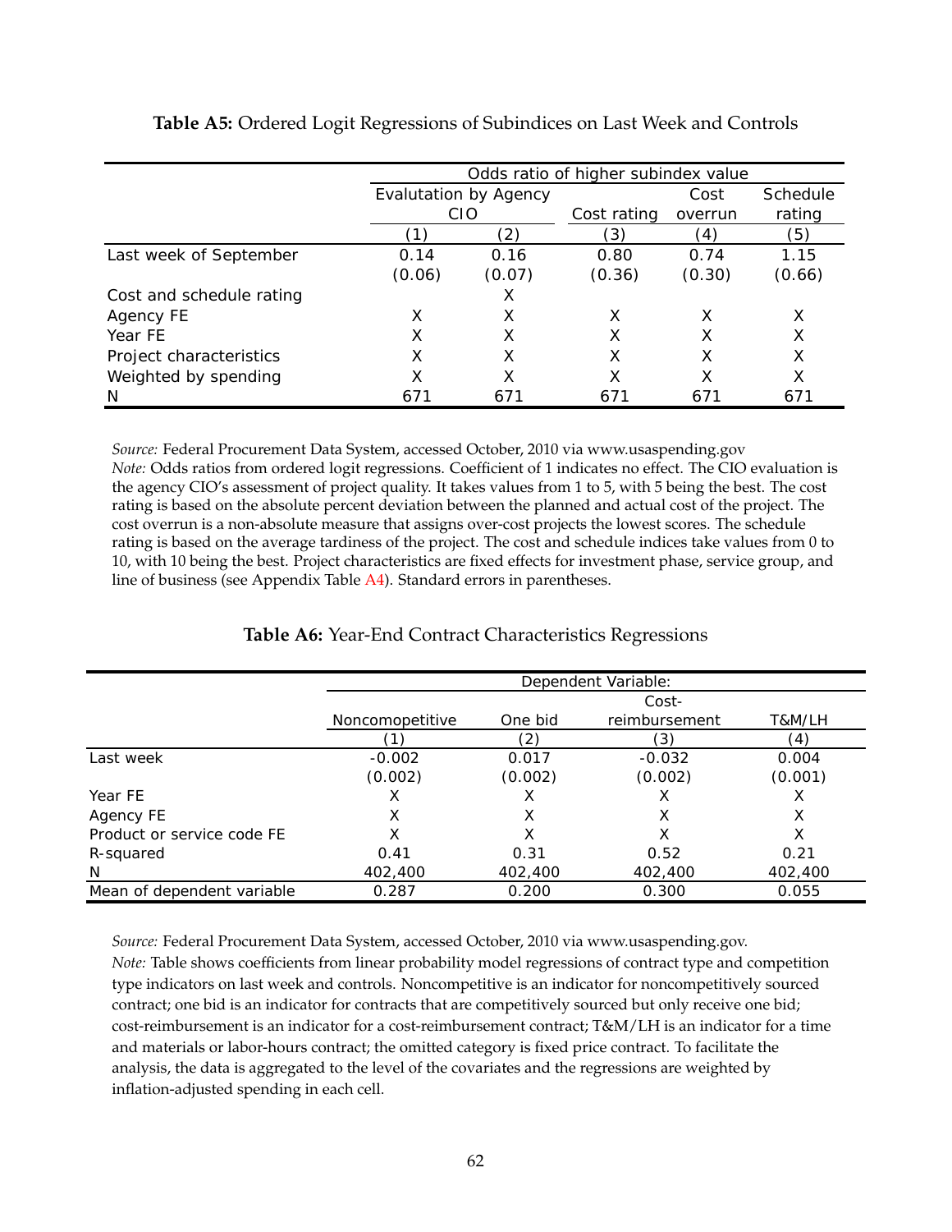**Table A5:** Ordered Logit Regressions of Subindices on Last Week and Controls

| | Odds ratio of higher subindex value | | | | |
|---|---|---|---|---|---|
| | Evalutation by Agency CIO | | Cost rating | Cost overrun | Schedule rating |
| | (1) | (2) | (3) | (4) | (5) |
| Last week of September | 0.14 | 0.16 | 0.80 | 0.74 | 1.15 |
| | (0.06) | (0.07) | (0.36) | (0.30) | (0.66) |
| Cost and schedule rating | | X | | | |
| Agency FE | X | X | X | X | X |
| Year FE | X | X | X | X | X |
| Project characteristics | X | X | X | X | X |
| Weighted by spending | X | X | X | X | X |
| N | 671 | 671 | 671 | 671 | 671 |

*Source:* Federal Procurement Data System, accessed October, 2010 via www.usaspending.gov
*Note:* Odds ratios from ordered logit regressions. Coefficient of 1 indicates no effect. The CIO evaluation is the agency CIO's assessment of project quality. It takes values from 1 to 5, with 5 being the best. The cost rating is based on the absolute percent deviation between the planned and actual cost of the project. The cost overrun is a non-absolute measure that assigns over-cost projects the lowest scores. The schedule rating is based on the average tardiness of the project. The cost and schedule indices take values from 0 to 10, with 10 being the best. Project characteristics are fixed effects for investment phase, service group, and line of business (see Appendix Table A4). Standard errors in parentheses.

**Table A6:** Year-End Contract Characteristics Regressions

| | Dependent Variable: | | | |
|---|---|---|---|---|
| | Noncomopetitive | One bid | Cost-reimbursement | T&M/LH |
| | (1) | (2) | (3) | (4) |
| Last week | -0.002 | 0.017 | -0.032 | 0.004 |
| | (0.002) | (0.002) | (0.002) | (0.001) |
| Year FE | X | X | X | X |
| Agency FE | X | X | X | X |
| Product or service code FE | X | X | X | X |
| R-squared | 0.41 | 0.31 | 0.52 | 0.21 |
| N | 402,400 | 402,400 | 402,400 | 402,400 |
| Mean of dependent variable | 0.287 | 0.200 | 0.300 | 0.055 |

*Source:* Federal Procurement Data System, accessed October, 2010 via www.usaspending.gov.
*Note:* Table shows coefficients from linear probability model regressions of contract type and competition type indicators on last week and controls. Noncompetitive is an indicator for noncompetitively sourced contract; one bid is an indicator for contracts that are competitively sourced but only receive one bid; cost-reimbursement is an indicator for a cost-reimbursement contract; T&M/LH is an indicator for a time and materials or labor-hours contract; the omitted category is fixed price contract. To facilitate the analysis, the data is aggregated to the level of the covariates and the regressions are weighted by inflation-adjusted spending in each cell.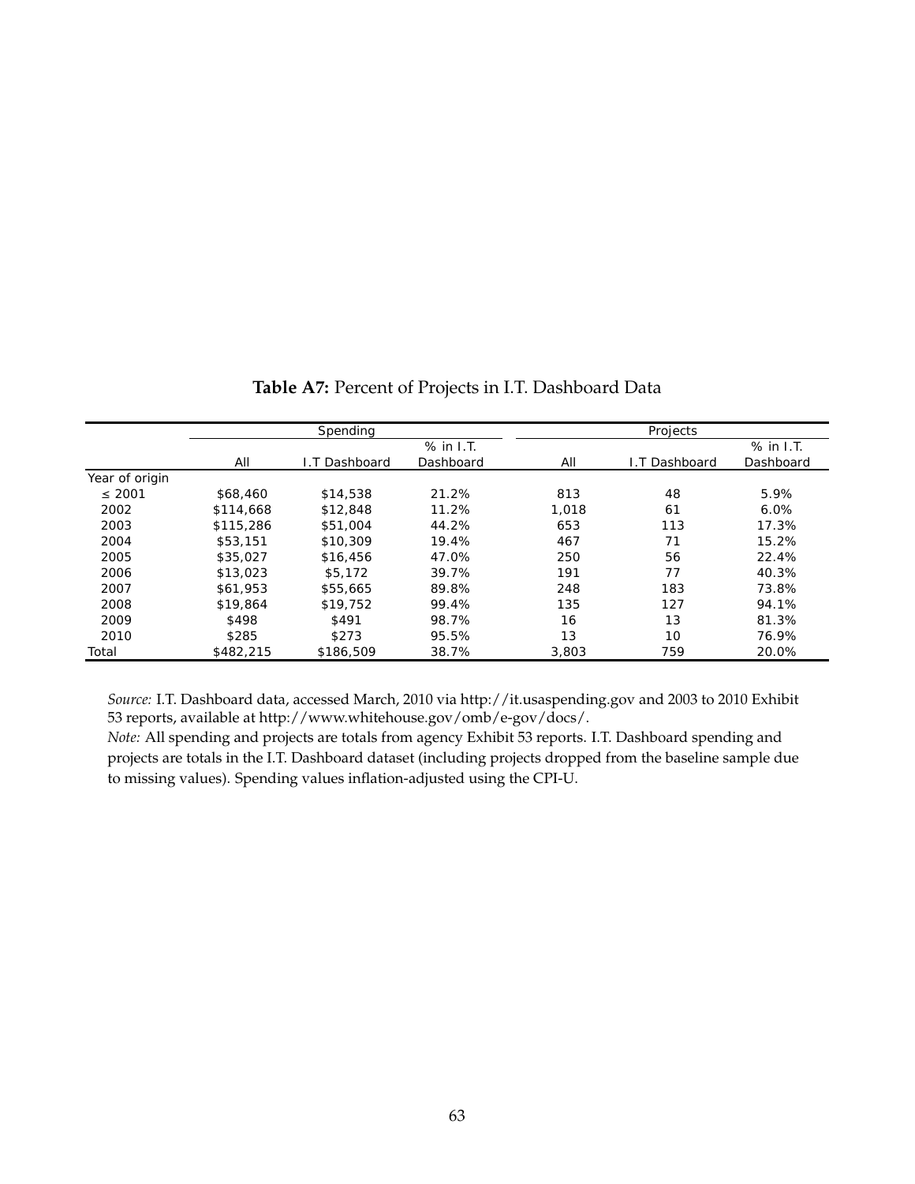**Table A7:** Percent of Projects in I.T. Dashboard Data

| | Spending | | | Projects | | |
|---|---|---|---|---|---|---|
| | All | I.T Dashboard | % in I.T. Dashboard | All | I.T Dashboard | % in I.T. Dashboard |
| Year of origin | | | | | | |
| ≤ 2001 | $68,460 | $14,538 | 21.2% | 813 | 48 | 5.9% |
| 2002 | $114,668 | $12,848 | 11.2% | 1,018 | 61 | 6.0% |
| 2003 | $115,286 | $51,004 | 44.2% | 653 | 113 | 17.3% |
| 2004 | $53,151 | $10,309 | 19.4% | 467 | 71 | 15.2% |
| 2005 | $35,027 | $16,456 | 47.0% | 250 | 56 | 22.4% |
| 2006 | $13,023 | $5,172 | 39.7% | 191 | 77 | 40.3% |
| 2007 | $61,953 | $55,665 | 89.8% | 248 | 183 | 73.8% |
| 2008 | $19,864 | $19,752 | 99.4% | 135 | 127 | 94.1% |
| 2009 | $498 | $491 | 98.7% | 16 | 13 | 81.3% |
| 2010 | $285 | $273 | 95.5% | 13 | 10 | 76.9% |
| Total | $482,215 | $186,509 | 38.7% | 3,803 | 759 | 20.0% |

*Source:* I.T. Dashboard data, accessed March, 2010 via http://it.usaspending.gov and 2003 to 2010 Exhibit 53 reports, available at http://www.whitehouse.gov/omb/e-gov/docs/.
*Note:* All spending and projects are totals from agency Exhibit 53 reports. I.T. Dashboard spending and projects are totals in the I.T. Dashboard dataset (including projects dropped from the baseline sample due to missing values). Spending values inflation-adjusted using the CPI-U.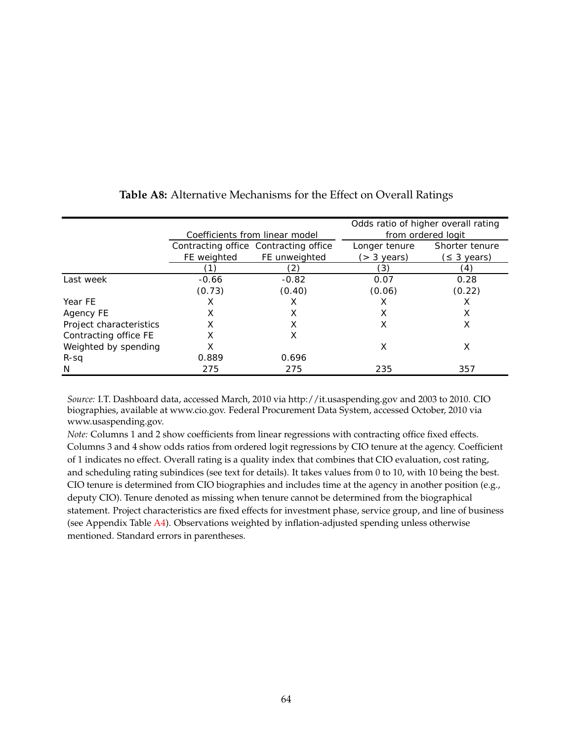**Table A8:** Alternative Mechanisms for the Effect on Overall Ratings

| | Coefficients from linear model | | Odds ratio of higher overall rating from ordered logit | |
|---|---|---|---|---|
| | Contracting office FE weighted | Contracting office FE unweighted | Longer tenure (> 3 years) | Shorter tenure (≤ 3 years) |
| | (1) | (2) | (3) | (4) |
| Last week | -0.66 | -0.82 | 0.07 | 0.28 |
| | (0.73) | (0.40) | (0.06) | (0.22) |
| Year FE | X | X | X | X |
| Agency FE | X | X | X | X |
| Project characteristics | X | X | X | X |
| Contracting office FE | X | X | | |
| Weighted by spending | X | | X | X |
| R-sq | 0.889 | 0.696 | | |
| N | 275 | 275 | 235 | 357 |

*Source:* I.T. Dashboard data, accessed March, 2010 via http://it.usaspending.gov and 2003 to 2010. CIO biographies, available at www.cio.gov. Federal Procurement Data System, accessed October, 2010 via www.usaspending.gov.

*Note:* Columns 1 and 2 show coefficients from linear regressions with contracting office fixed effects. Columns 3 and 4 show odds ratios from ordered logit regressions by CIO tenure at the agency. Coefficient of 1 indicates no effect. Overall rating is a quality index that combines that CIO evaluation, cost rating, and scheduling rating subindices (see text for details). It takes values from 0 to 10, with 10 being the best. CIO tenure is determined from CIO biographies and includes time at the agency in another position (e.g., deputy CIO). Tenure denoted as missing when tenure cannot be determined from the biographical statement. Project characteristics are fixed effects for investment phase, service group, and line of business (see Appendix Table A4). Observations weighted by inflation-adjusted spending unless otherwise mentioned. Standard errors in parentheses.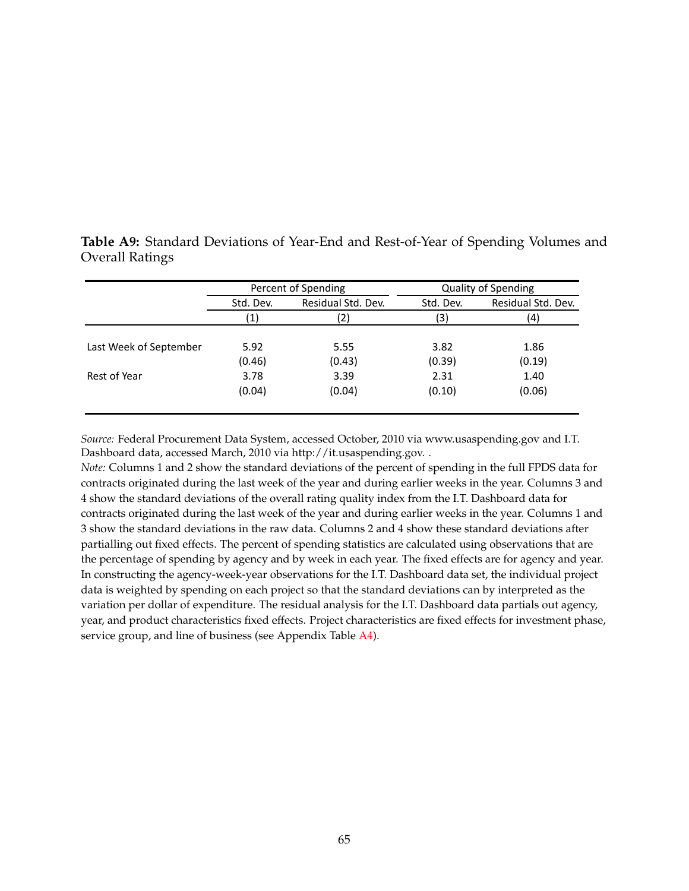**Table A9:** Standard Deviations of Year-End and Rest-of-Year of Spending Volumes and Overall Ratings

| | Percent of Spending | | Quality of Spending | |
|---|---|---|---|---|
| | Std. Dev. | Residual Std. Dev. | Std. Dev. | Residual Std. Dev. |
| | (1) | (2) | (3) | (4) |
| Last Week of September | 5.92 | 5.55 | 3.82 | 1.86 |
| | (0.46) | (0.43) | (0.39) | (0.19) |
| Rest of Year | 3.78 | 3.39 | 2.31 | 1.40 |
| | (0.04) | (0.04) | (0.10) | (0.06) |

*Source:* Federal Procurement Data System, accessed October, 2010 via www.usaspending.gov and I.T. Dashboard data, accessed March, 2010 via http://it.usaspending.gov. .

*Note:* Columns 1 and 2 show the standard deviations of the percent of spending in the full FPDS data for contracts originated during the last week of the year and during earlier weeks in the year. Columns 3 and 4 show the standard deviations of the overall rating quality index from the I.T. Dashboard data for contracts originated during the last week of the year and during earlier weeks in the year. Columns 1 and 3 show the standard deviations in the raw data. Columns 2 and 4 show these standard deviations after partialling out fixed effects. The percent of spending statistics are calculated using observations that are the percentage of spending by agency and by week in each year. The fixed effects are for agency and year. In constructing the agency-week-year observations for the I.T. Dashboard data set, the individual project data is weighted by spending on each project so that the standard deviations can by interpreted as the variation per dollar of expenditure. The residual analysis for the I.T. Dashboard data partials out agency, year, and product characteristics fixed effects. Project characteristics are fixed effects for investment phase, service group, and line of business (see Appendix Table A4).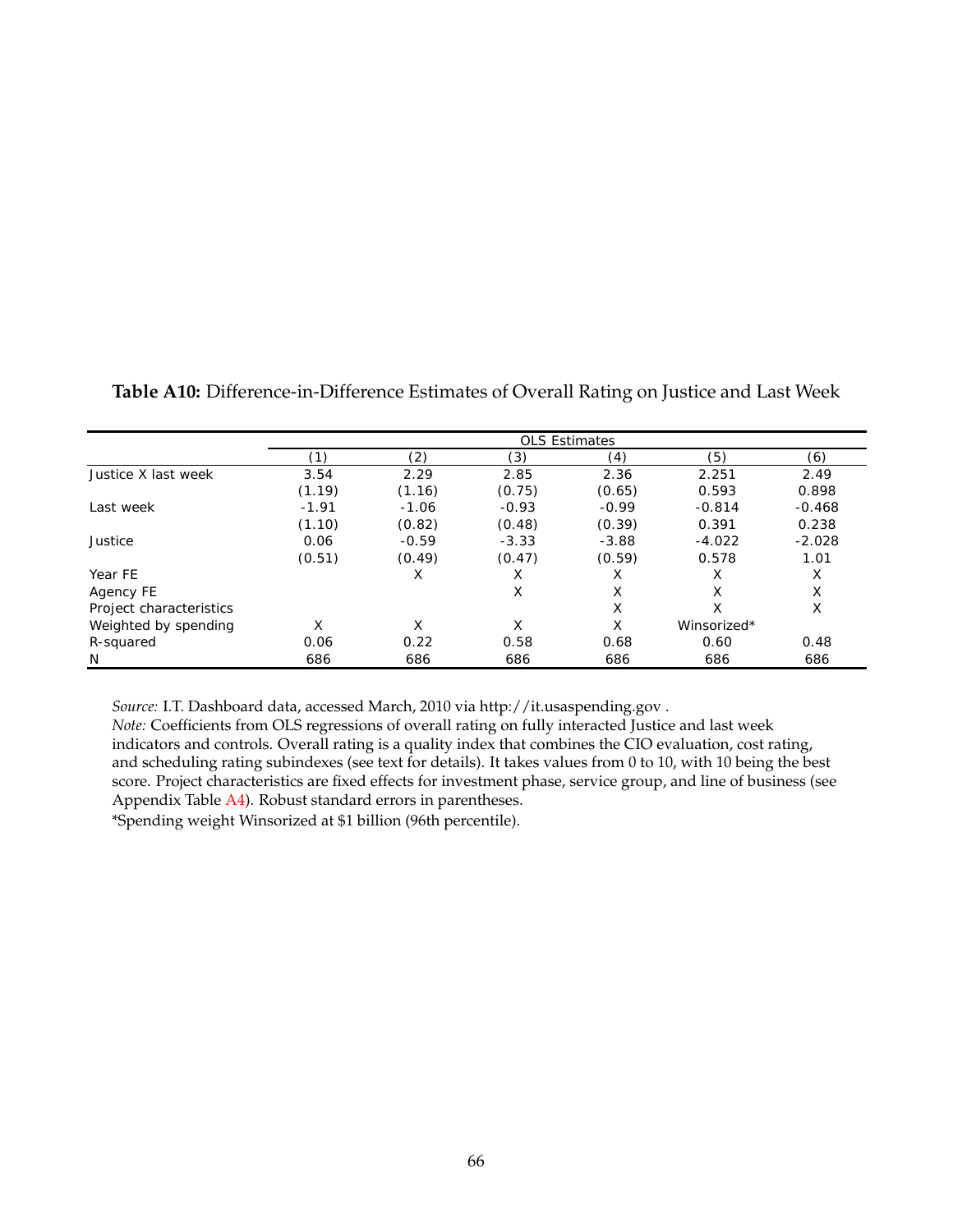**Table A10:** Difference-in-Difference Estimates of Overall Rating on Justice and Last Week

| | OLS Estimates | | | | | |
|---|---|---|---|---|---|---|
| | (1) | (2) | (3) | (4) | (5) | (6) |
| Justice X last week | 3.54 | 2.29 | 2.85 | 2.36 | 2.251 | 2.49 |
| | (1.19) | (1.16) | (0.75) | (0.65) | 0.593 | 0.898 |
| Last week | -1.91 | -1.06 | -0.93 | -0.99 | -0.814 | -0.468 |
| | (1.10) | (0.82) | (0.48) | (0.39) | 0.391 | 0.238 |
| Justice | 0.06 | -0.59 | -3.33 | -3.88 | -4.022 | -2.028 |
| | (0.51) | (0.49) | (0.47) | (0.59) | 0.578 | 1.01 |
| Year FE | | X | X | X | X | X |
| Agency FE | | | X | X | X | X |
| Project characteristics | | | | X | X | X |
| Weighted by spending | X | X | X | X | Winsorized* | |
| R-squared | 0.06 | 0.22 | 0.58 | 0.68 | 0.60 | 0.48 |
| N | 686 | 686 | 686 | 686 | 686 | 686 |

*Source:* I.T. Dashboard data, accessed March, 2010 via http://it.usaspending.gov .
*Note:* Coefficients from OLS regressions of overall rating on fully interacted Justice and last week indicators and controls. Overall rating is a quality index that combines the CIO evaluation, cost rating, and scheduling rating subindexes (see text for details). It takes values from 0 to 10, with 10 being the best score. Project characteristics are fixed effects for investment phase, service group, and line of business (see Appendix Table A4). Robust standard errors in parentheses.
*Spending weight Winsorized at $1 billion (96th percentile).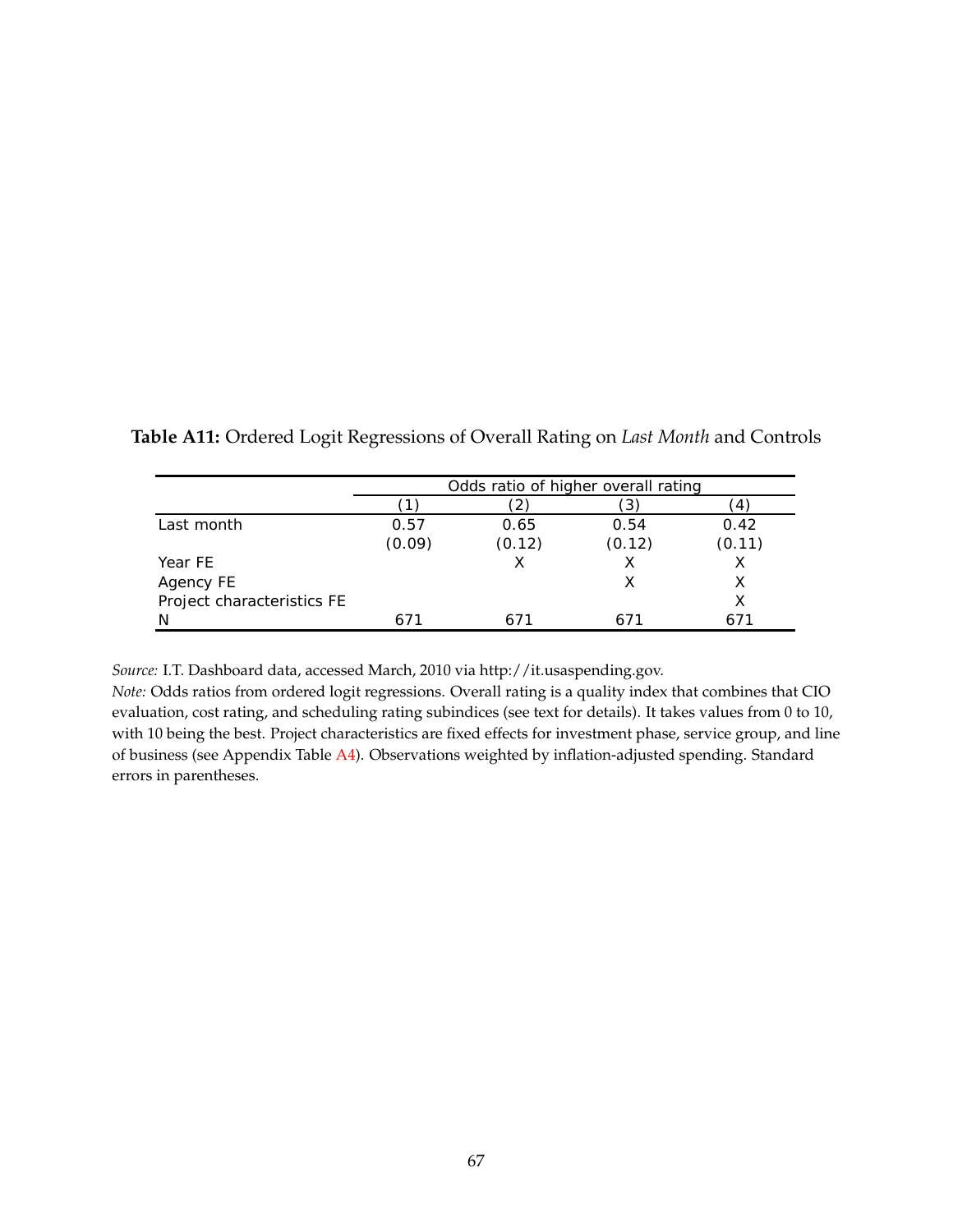**Table A11:** Ordered Logit Regressions of Overall Rating on *Last Month* and Controls

| | Odds ratio of higher overall rating | | | |
|---|---|---|---|---|
| | (1) | (2) | (3) | (4) |
| Last month | 0.57 | 0.65 | 0.54 | 0.42 |
| | (0.09) | (0.12) | (0.12) | (0.11) |
| Year FE | | X | X | X |
| Agency FE | | | X | X |
| Project characteristics FE | | | | X |
| N | 671 | 671 | 671 | 671 |

*Source:* I.T. Dashboard data, accessed March, 2010 via http://it.usaspending.gov.
*Note:* Odds ratios from ordered logit regressions. Overall rating is a quality index that combines that CIO evaluation, cost rating, and scheduling rating subindices (see text for details). It takes values from 0 to 10, with 10 being the best. Project characteristics are fixed effects for investment phase, service group, and line of business (see Appendix Table A4). Observations weighted by inflation-adjusted spending. Standard errors in parentheses.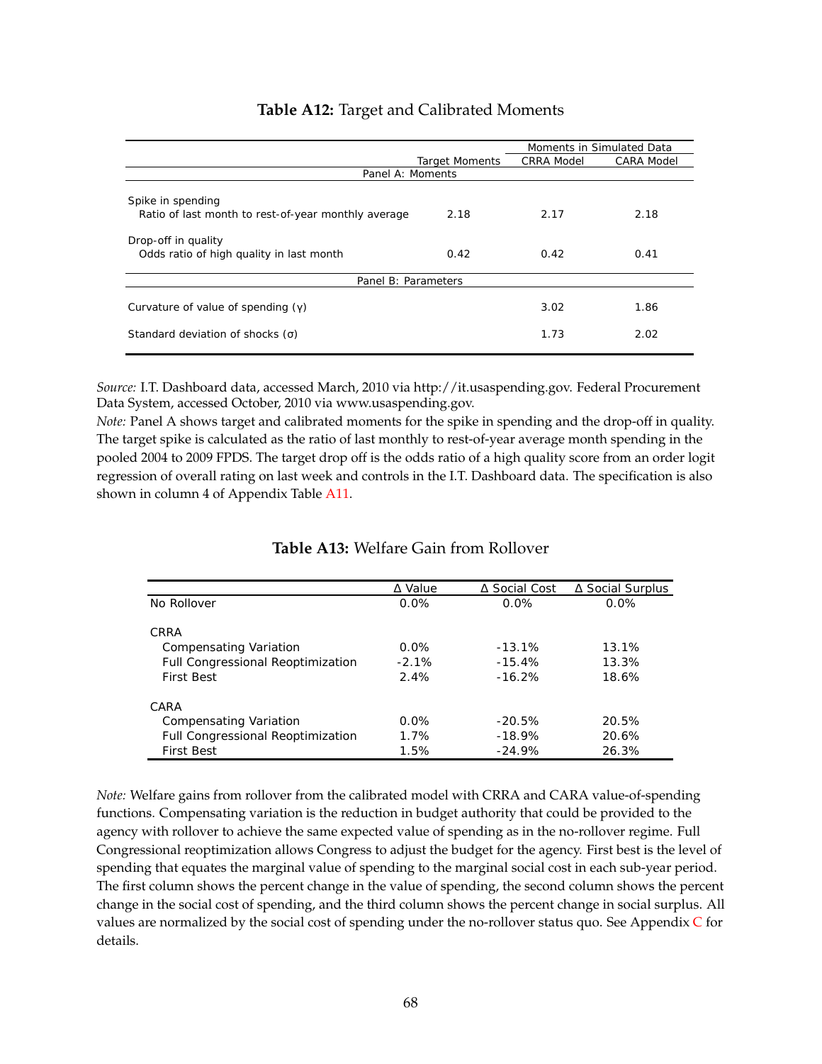**Table A12:** Target and Calibrated Moments

| | Target Moments | Moments in Simulated Data | |
|---|---|---|---|
| | | CRRA Model | CARA Model |
| **Panel A: Moments** | | | |
| Spike in spending | | | |
| Ratio of last month to rest-of-year monthly average | 2.18 | 2.17 | 2.18 |
| Drop-off in quality | | | |
| Odds ratio of high quality in last month | 0.42 | 0.42 | 0.41 |
| **Panel B: Parameters** | | | |
| Curvature of value of spending ($\gamma$) | | 3.02 | 1.86 |
| Standard deviation of shocks ($\sigma$) | | 1.73 | 2.02 |

*Source:* I.T. Dashboard data, accessed March, 2010 via http://it.usaspending.gov. Federal Procurement Data System, accessed October, 2010 via www.usaspending.gov.
*Note:* Panel A shows target and calibrated moments for the spike in spending and the drop-off in quality. The target spike is calculated as the ratio of last monthly to rest-of-year average month spending in the pooled 2004 to 2009 FPDS. The target drop off is the odds ratio of a high quality score from an order logit regression of overall rating on last week and controls in the I.T. Dashboard data. The specification is also shown in column 4 of Appendix Table A11.

**Table A13:** Welfare Gain from Rollover

| | Δ Value | Δ Social Cost | Δ Social Surplus |
|---|---|---|---|
| No Rollover | 0.0% | 0.0% | 0.0% |
| CRRA | | | |
| Compensating Variation | 0.0% | -13.1% | 13.1% |
| Full Congressional Reoptimization | -2.1% | -15.4% | 13.3% |
| First Best | 2.4% | -16.2% | 18.6% |
| CARA | | | |
| Compensating Variation | 0.0% | -20.5% | 20.5% |
| Full Congressional Reoptimization | 1.7% | -18.9% | 20.6% |
| First Best | 1.5% | -24.9% | 26.3% |

*Note:* Welfare gains from rollover from the calibrated model with CRRA and CARA value-of-spending functions. Compensating variation is the reduction in budget authority that could be provided to the agency with rollover to achieve the same expected value of spending as in the no-rollover regime. Full Congressional reoptimization allows Congress to adjust the budget for the agency. First best is the level of spending that equates the marginal value of spending to the marginal social cost in each sub-year period. The first column shows the percent change in the value of spending, the second column shows the percent change in the social cost of spending, and the third column shows the percent change in social surplus. All values are normalized by the social cost of spending under the no-rollover status quo. See Appendix C for details.